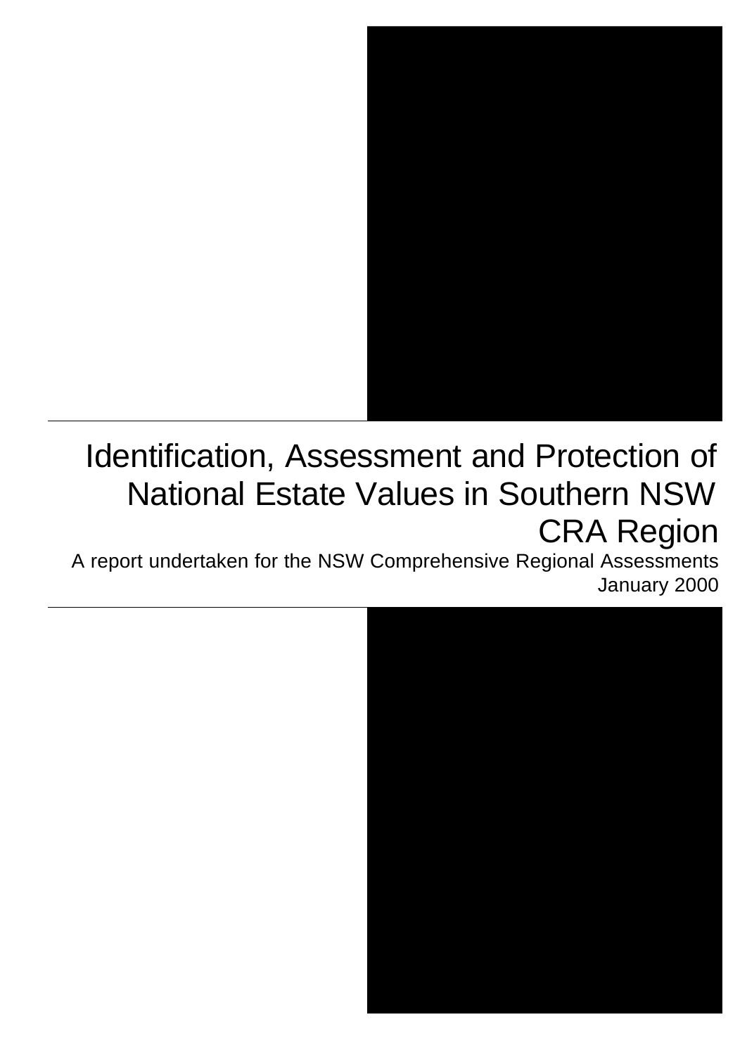# Identification, Assessment and Protection of National Estate Values in Southern NSW CRA Region

A report undertaken for the NSW Comprehensive Regional Assessments

January 2000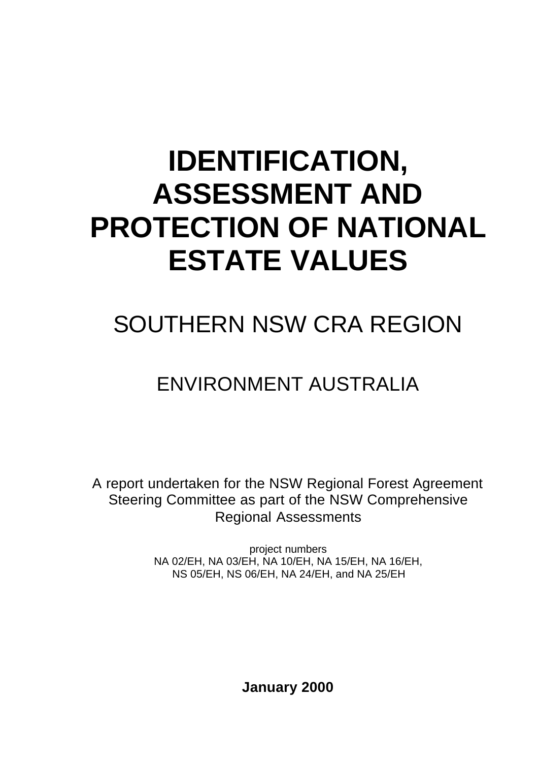# IDENTIFICATION, ASSESSMENT AND PROTECTION OF NATIONAL ESTATE VALUES

## SOUTHERN NSW CRA REGION

## ENVIRONMENT AUSTRALIA

A report undertaken for the NSW Regional Forest Agreement Steering Committee as part of the NSW Comprehensive Regional Assessments

project numbers
NA 02/EH, NA 03/EH, NA 10/EH, NA 15/EH, NA 16/EH,
NS 05/EH, NS 06/EH, NA 24/EH, and NA 25/EH

**January 2000**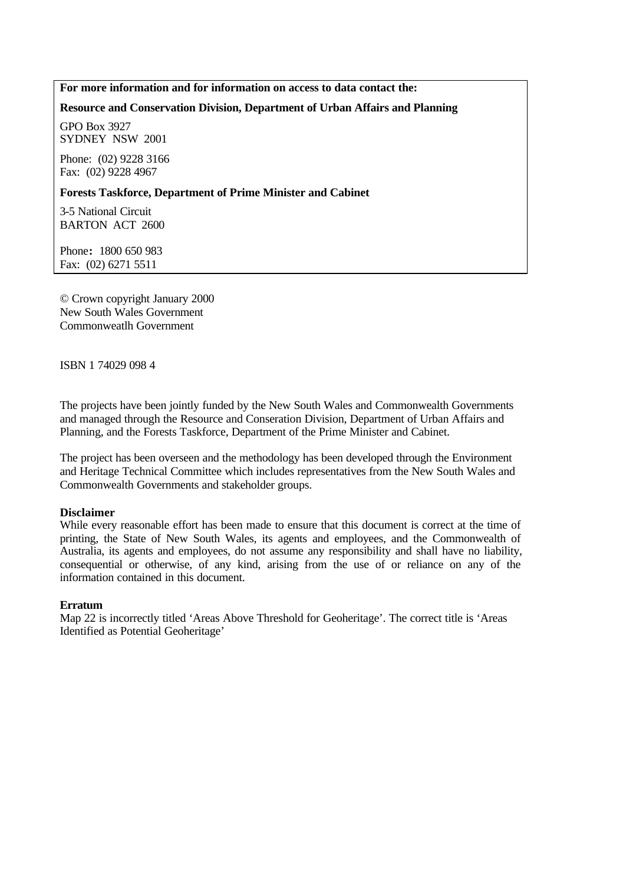**For more information and for information on access to data contact the:**

**Resource and Conservation Division, Department of Urban Affairs and Planning**

GPO Box 3927
SYDNEY NSW 2001

Phone: (02) 9228 3166
Fax: (02) 9228 4967

**Forests Taskforce, Department of Prime Minister and Cabinet**

3-5 National Circuit
BARTON ACT 2600

Phone**:** 1800 650 983
Fax: (02) 6271 5511

© Crown copyright January 2000
New South Wales Government
Commonweatlh Government

ISBN 1 74029 098 4

The projects have been jointly funded by the New South Wales and Commonwealth Governments and managed through the Resource and Conseration Division, Department of Urban Affairs and Planning, and the Forests Taskforce, Department of the Prime Minister and Cabinet.

The project has been overseen and the methodology has been developed through the Environment and Heritage Technical Committee which includes representatives from the New South Wales and Commonwealth Governments and stakeholder groups.

**Disclaimer**
While every reasonable effort has been made to ensure that this document is correct at the time of printing, the State of New South Wales, its agents and employees, and the Commonwealth of Australia, its agents and employees, do not assume any responsibility and shall have no liability, consequential or otherwise, of any kind, arising from the use of or reliance on any of the information contained in this document.

**Erratum**
Map 22 is incorrectly titled 'Areas Above Threshold for Geoheritage'. The correct title is 'Areas Identified as Potential Geoheritage'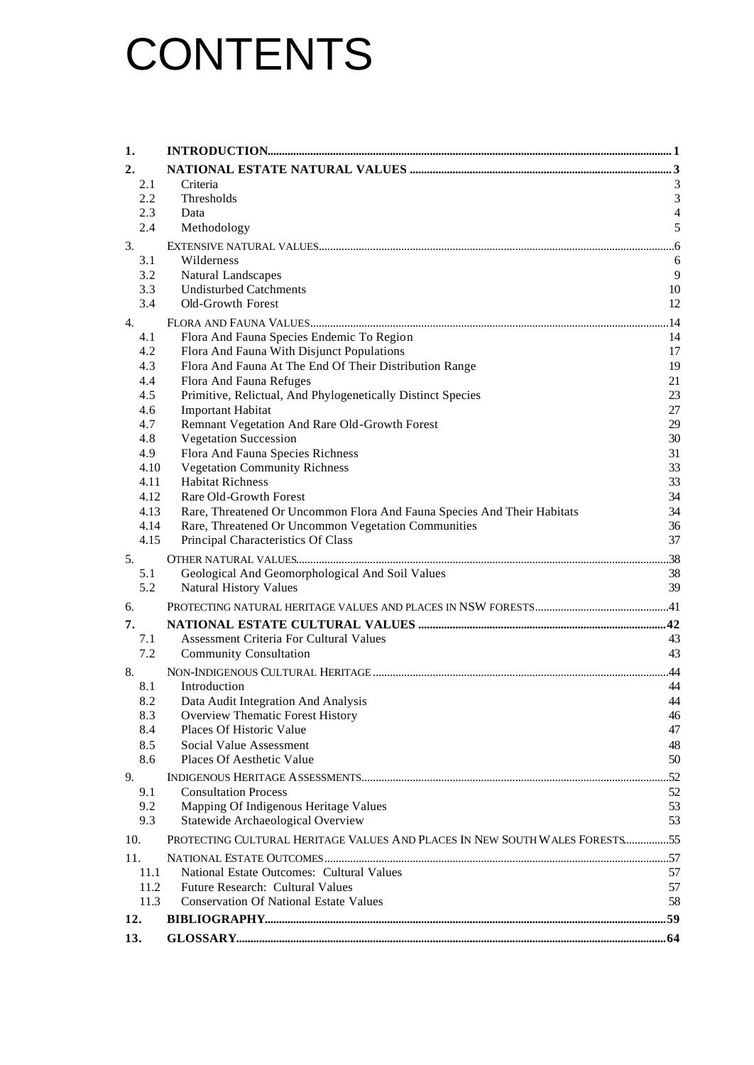# CONTENTS

| | | |
|---|---|---|
| **1.** | **INTRODUCTION** | **1** |
| **2.** | **NATIONAL ESTATE NATURAL VALUES** | **3** |
| 2.1 | Criteria | 3 |
| 2.2 | Thresholds | 3 |
| 2.3 | Data | 4 |
| 2.4 | Methodology | 5 |
| 3. | EXTENSIVE NATURAL VALUES | 6 |
| 3.1 | Wilderness | 6 |
| 3.2 | Natural Landscapes | 9 |
| 3.3 | Undisturbed Catchments | 10 |
| 3.4 | Old-Growth Forest | 12 |
| 4. | FLORA AND FAUNA VALUES | 14 |
| 4.1 | Flora And Fauna Species Endemic To Region | 14 |
| 4.2 | Flora And Fauna With Disjunct Populations | 17 |
| 4.3 | Flora And Fauna At The End Of Their Distribution Range | 19 |
| 4.4 | Flora And Fauna Refuges | 21 |
| 4.5 | Primitive, Relictual, And Phylogenetically Distinct Species | 23 |
| 4.6 | Important Habitat | 27 |
| 4.7 | Remnant Vegetation And Rare Old-Growth Forest | 29 |
| 4.8 | Vegetation Succession | 30 |
| 4.9 | Flora And Fauna Species Richness | 31 |
| 4.10 | Vegetation Community Richness | 33 |
| 4.11 | Habitat Richness | 33 |
| 4.12 | Rare Old-Growth Forest | 34 |
| 4.13 | Rare, Threatened Or Uncommon Flora And Fauna Species And Their Habitats | 34 |
| 4.14 | Rare, Threatened Or Uncommon Vegetation Communities | 36 |
| 4.15 | Principal Characteristics Of Class | 37 |
| 5. | OTHER NATURAL VALUES | 38 |
| 5.1 | Geological And Geomorphological And Soil Values | 38 |
| 5.2 | Natural History Values | 39 |
| 6. | PROTECTING NATURAL HERITAGE VALUES AND PLACES IN NSW FORESTS | 41 |
| **7.** | **NATIONAL ESTATE CULTURAL VALUES** | **42** |
| 7.1 | Assessment Criteria For Cultural Values | 43 |
| 7.2 | Community Consultation | 43 |
| 8. | NON-INDIGENOUS CULTURAL HERITAGE | 44 |
| 8.1 | Introduction | 44 |
| 8.2 | Data Audit Integration And Analysis | 44 |
| 8.3 | Overview Thematic Forest History | 46 |
| 8.4 | Places Of Historic Value | 47 |
| 8.5 | Social Value Assessment | 48 |
| 8.6 | Places Of Aesthetic Value | 50 |
| 9. | INDIGENOUS HERITAGE ASSESSMENTS | 52 |
| 9.1 | Consultation Process | 52 |
| 9.2 | Mapping Of Indigenous Heritage Values | 53 |
| 9.3 | Statewide Archaeological Overview | 53 |
| 10. | PROTECTING CULTURAL HERITAGE VALUES AND PLACES IN NEW SOUTH WALES FORESTS | 55 |
| 11. | NATIONAL ESTATE OUTCOMES | 57 |
| 11.1 | National Estate Outcomes: Cultural Values | 57 |
| 11.2 | Future Research: Cultural Values | 57 |
| 11.3 | Conservation Of National Estate Values | 58 |
| **12.** | **BIBLIOGRAPHY** | **59** |
| **13.** | **GLOSSARY** | **64** |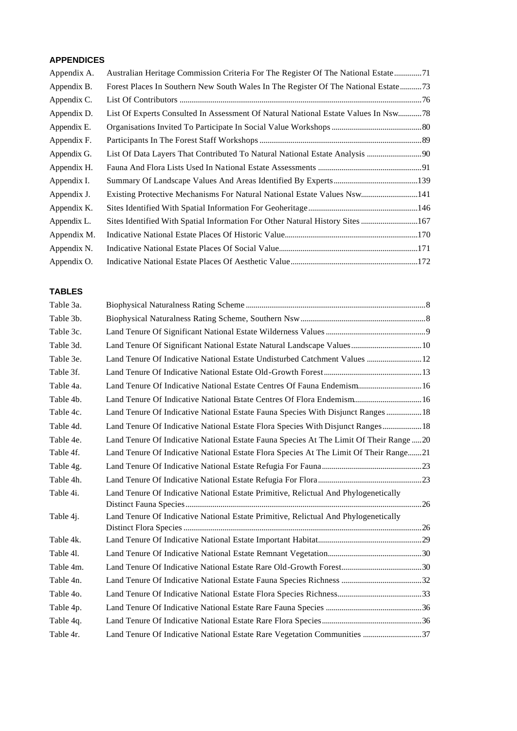**APPENDICES**

| | | |
|---|---|---|
| Appendix A. | Australian Heritage Commission Criteria For The Register Of The National Estate | 71 |
| Appendix B. | Forest Places In Southern New South Wales In The Register Of The National Estate | 73 |
| Appendix C. | List Of Contributors | 76 |
| Appendix D. | List Of Experts Consulted In Assessment Of Natural National Estate Values In Nsw | 78 |
| Appendix E. | Organisations Invited To Participate In Social Value Workshops | 80 |
| Appendix F. | Participants In The Forest Staff Workshops | 89 |
| Appendix G. | List Of Data Layers That Contributed To Natural National Estate Analysis | 90 |
| Appendix H. | Fauna And Flora Lists Used In National Estate Assessments | 91 |
| Appendix I. | Summary Of Landscape Values And Areas Identified By Experts | 139 |
| Appendix J. | Existing Protective Mechanisms For Natural National Estate Values Nsw | 141 |
| Appendix K. | Sites Identified With Spatial Information For Geoheritage | 146 |
| Appendix L. | Sites Identified With Spatial Information For Other Natural History Sites | 167 |
| Appendix M. | Indicative National Estate Places Of Historic Value | 170 |
| Appendix N. | Indicative National Estate Places Of Social Value | 171 |
| Appendix O. | Indicative National Estate Places Of Aesthetic Value | 172 |

**TABLES**

| | | |
|---|---|---|
| Table 3a. | Biophysical Naturalness Rating Scheme | 8 |
| Table 3b. | Biophysical Naturalness Rating Scheme, Southern Nsw | 8 |
| Table 3c. | Land Tenure Of Significant National Estate Wilderness Values | 9 |
| Table 3d. | Land Tenure Of Significant National Estate Natural Landscape Values | 10 |
| Table 3e. | Land Tenure Of Indicative National Estate Undisturbed Catchment Values | 12 |
| Table 3f. | Land Tenure Of Indicative National Estate Old-Growth Forest | 13 |
| Table 4a. | Land Tenure Of Indicative National Estate Centres Of Fauna Endemism | 16 |
| Table 4b. | Land Tenure Of Indicative National Estate Centres Of Flora Endemism | 16 |
| Table 4c. | Land Tenure Of Indicative National Estate Fauna Species With Disjunct Ranges | 18 |
| Table 4d. | Land Tenure Of Indicative National Estate Flora Species With Disjunct Ranges | 18 |
| Table 4e. | Land Tenure Of Indicative National Estate Fauna Species At The Limit Of Their Range | 20 |
| Table 4f. | Land Tenure Of Indicative National Estate Flora Species At The Limit Of Their Range | 21 |
| Table 4g. | Land Tenure Of Indicative National Estate Refugia For Fauna | 23 |
| Table 4h. | Land Tenure Of Indicative National Estate Refugia For Flora | 23 |
| Table 4i. | Land Tenure Of Indicative National Estate Primitive, Relictual And Phylogenetically Distinct Fauna Species | 26 |
| Table 4j. | Land Tenure Of Indicative National Estate Primitive, Relictual And Phylogenetically Distinct Flora Species | 26 |
| Table 4k. | Land Tenure Of Indicative National Estate Important Habitat | 29 |
| Table 4l. | Land Tenure Of Indicative National Estate Remnant Vegetation | 30 |
| Table 4m. | Land Tenure Of Indicative National Estate Rare Old-Growth Forest | 30 |
| Table 4n. | Land Tenure Of Indicative National Estate Fauna Species Richness | 32 |
| Table 4o. | Land Tenure Of Indicative National Estate Flora Species Richness | 33 |
| Table 4p. | Land Tenure Of Indicative National Estate Rare Fauna Species | 36 |
| Table 4q. | Land Tenure Of Indicative National Estate Rare Flora Species | 36 |
| Table 4r. | Land Tenure Of Indicative National Estate Rare Vegetation Communities | 37 |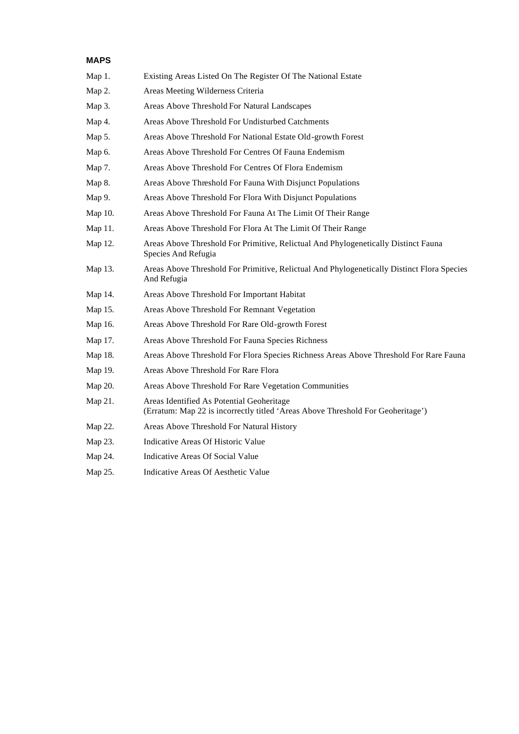**MAPS**

| | |
|---|---|
| Map 1. | Existing Areas Listed On The Register Of The National Estate |
| Map 2. | Areas Meeting Wilderness Criteria |
| Map 3. | Areas Above Threshold For Natural Landscapes |
| Map 4. | Areas Above Threshold For Undisturbed Catchments |
| Map 5. | Areas Above Threshold For National Estate Old-growth Forest |
| Map 6. | Areas Above Threshold For Centres Of Fauna Endemism |
| Map 7. | Areas Above Threshold For Centres Of Flora Endemism |
| Map 8. | Areas Above Threshold For Fauna With Disjunct Populations |
| Map 9. | Areas Above Threshold For Flora With Disjunct Populations |
| Map 10. | Areas Above Threshold For Fauna At The Limit Of Their Range |
| Map 11. | Areas Above Threshold For Flora At The Limit Of Their Range |
| Map 12. | Areas Above Threshold For Primitive, Relictual And Phylogenetically Distinct Fauna Species And Refugia |
| Map 13. | Areas Above Threshold For Primitive, Relictual And Phylogenetically Distinct Flora Species And Refugia |
| Map 14. | Areas Above Threshold For Important Habitat |
| Map 15. | Areas Above Threshold For Remnant Vegetation |
| Map 16. | Areas Above Threshold For Rare Old-growth Forest |
| Map 17. | Areas Above Threshold For Fauna Species Richness |
| Map 18. | Areas Above Threshold For Flora Species Richness Areas Above Threshold For Rare Fauna |
| Map 19. | Areas Above Threshold For Rare Flora |
| Map 20. | Areas Above Threshold For Rare Vegetation Communities |
| Map 21. | Areas Identified As Potential Geoheritage (Erratum: Map 22 is incorrectly titled 'Areas Above Threshold For Geoheritage') |
| Map 22. | Areas Above Threshold For Natural History |
| Map 23. | Indicative Areas Of Historic Value |
| Map 24. | Indicative Areas Of Social Value |
| Map 25. | Indicative Areas Of Aesthetic Value |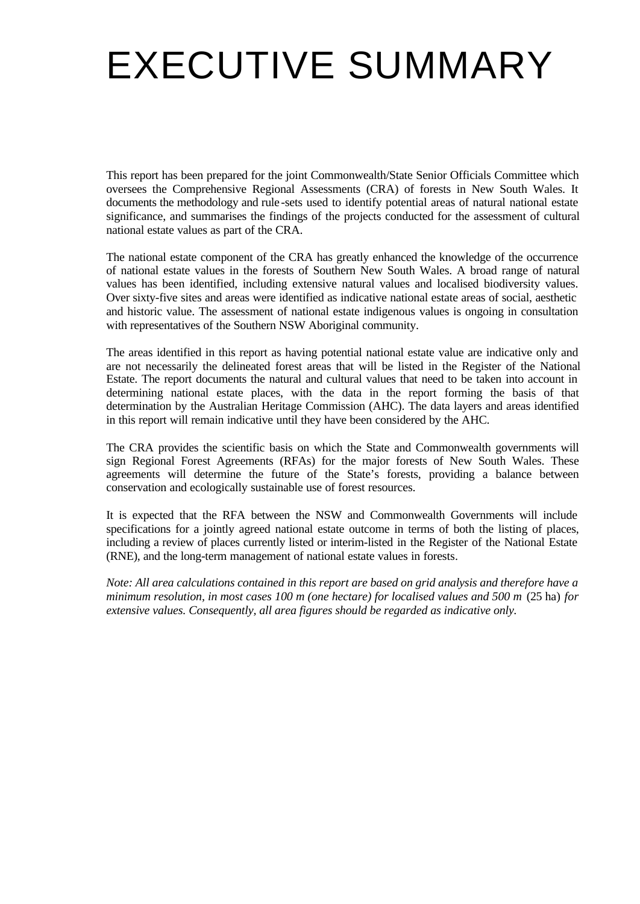# EXECUTIVE SUMMARY

This report has been prepared for the joint Commonwealth/State Senior Officials Committee which oversees the Comprehensive Regional Assessments (CRA) of forests in New South Wales. It documents the methodology and rule-sets used to identify potential areas of natural national estate significance, and summarises the findings of the projects conducted for the assessment of cultural national estate values as part of the CRA.

The national estate component of the CRA has greatly enhanced the knowledge of the occurrence of national estate values in the forests of Southern New South Wales. A broad range of natural values has been identified, including extensive natural values and localised biodiversity values. Over sixty-five sites and areas were identified as indicative national estate areas of social, aesthetic and historic value. The assessment of national estate indigenous values is ongoing in consultation with representatives of the Southern NSW Aboriginal community.

The areas identified in this report as having potential national estate value are indicative only and are not necessarily the delineated forest areas that will be listed in the Register of the National Estate. The report documents the natural and cultural values that need to be taken into account in determining national estate places, with the data in the report forming the basis of that determination by the Australian Heritage Commission (AHC). The data layers and areas identified in this report will remain indicative until they have been considered by the AHC.

The CRA provides the scientific basis on which the State and Commonwealth governments will sign Regional Forest Agreements (RFAs) for the major forests of New South Wales. These agreements will determine the future of the State's forests, providing a balance between conservation and ecologically sustainable use of forest resources.

It is expected that the RFA between the NSW and Commonwealth Governments will include specifications for a jointly agreed national estate outcome in terms of both the listing of places, including a review of places currently listed or interim-listed in the Register of the National Estate (RNE), and the long-term management of national estate values in forests.

*Note: All area calculations contained in this report are based on grid analysis and therefore have a minimum resolution, in most cases 100 m (one hectare) for localised values and 500 m* (25 ha) *for extensive values. Consequently, all area figures should be regarded as indicative only.*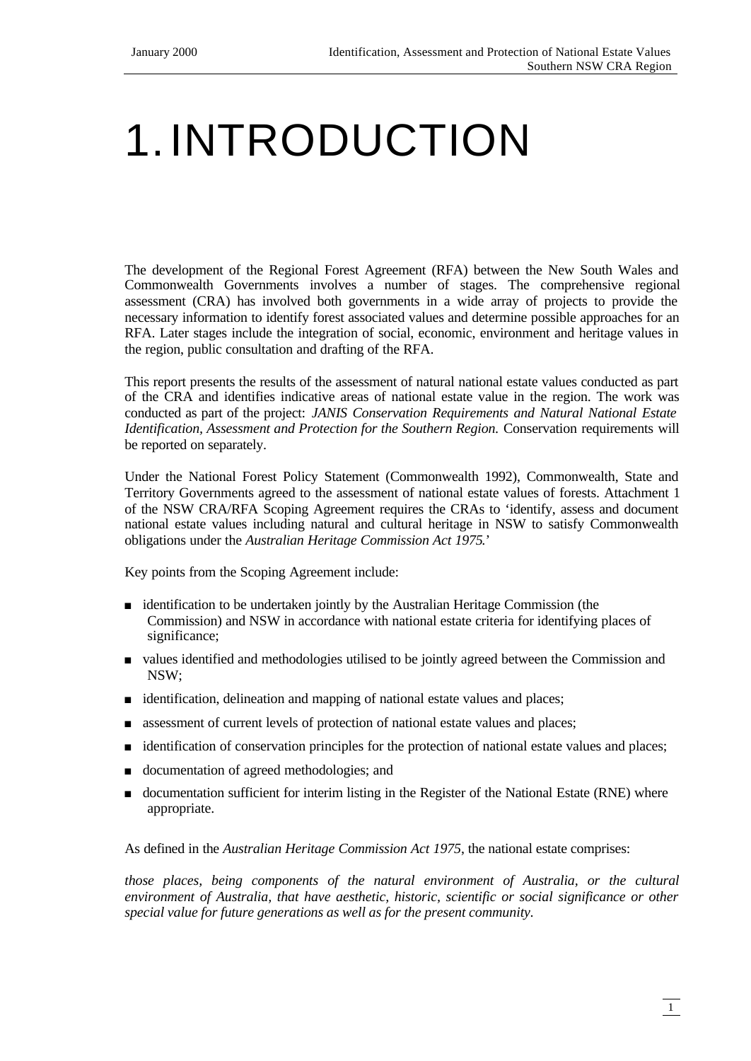# 1. INTRODUCTION

The development of the Regional Forest Agreement (RFA) between the New South Wales and Commonwealth Governments involves a number of stages. The comprehensive regional assessment (CRA) has involved both governments in a wide array of projects to provide the necessary information to identify forest associated values and determine possible approaches for an RFA. Later stages include the integration of social, economic, environment and heritage values in the region, public consultation and drafting of the RFA.

This report presents the results of the assessment of natural national estate values conducted as part of the CRA and identifies indicative areas of national estate value in the region. The work was conducted as part of the project: *JANIS Conservation Requirements and Natural National Estate Identification, Assessment and Protection for the Southern Region.* Conservation requirements will be reported on separately.

Under the National Forest Policy Statement (Commonwealth 1992), Commonwealth, State and Territory Governments agreed to the assessment of national estate values of forests. Attachment 1 of the NSW CRA/RFA Scoping Agreement requires the CRAs to 'identify, assess and document national estate values including natural and cultural heritage in NSW to satisfy Commonwealth obligations under the *Australian Heritage Commission Act 1975.*'

Key points from the Scoping Agreement include:

- identification to be undertaken jointly by the Australian Heritage Commission (the Commission) and NSW in accordance with national estate criteria for identifying places of significance;
- values identified and methodologies utilised to be jointly agreed between the Commission and NSW;
- identification, delineation and mapping of national estate values and places;
- assessment of current levels of protection of national estate values and places;
- identification of conservation principles for the protection of national estate values and places;
- documentation of agreed methodologies; and
- documentation sufficient for interim listing in the Register of the National Estate (RNE) where appropriate.

As defined in the *Australian Heritage Commission Act 1975*, the national estate comprises:

*those places, being components of the natural environment of Australia, or the cultural environment of Australia, that have aesthetic, historic, scientific or social significance or other special value for future generations as well as for the present community.*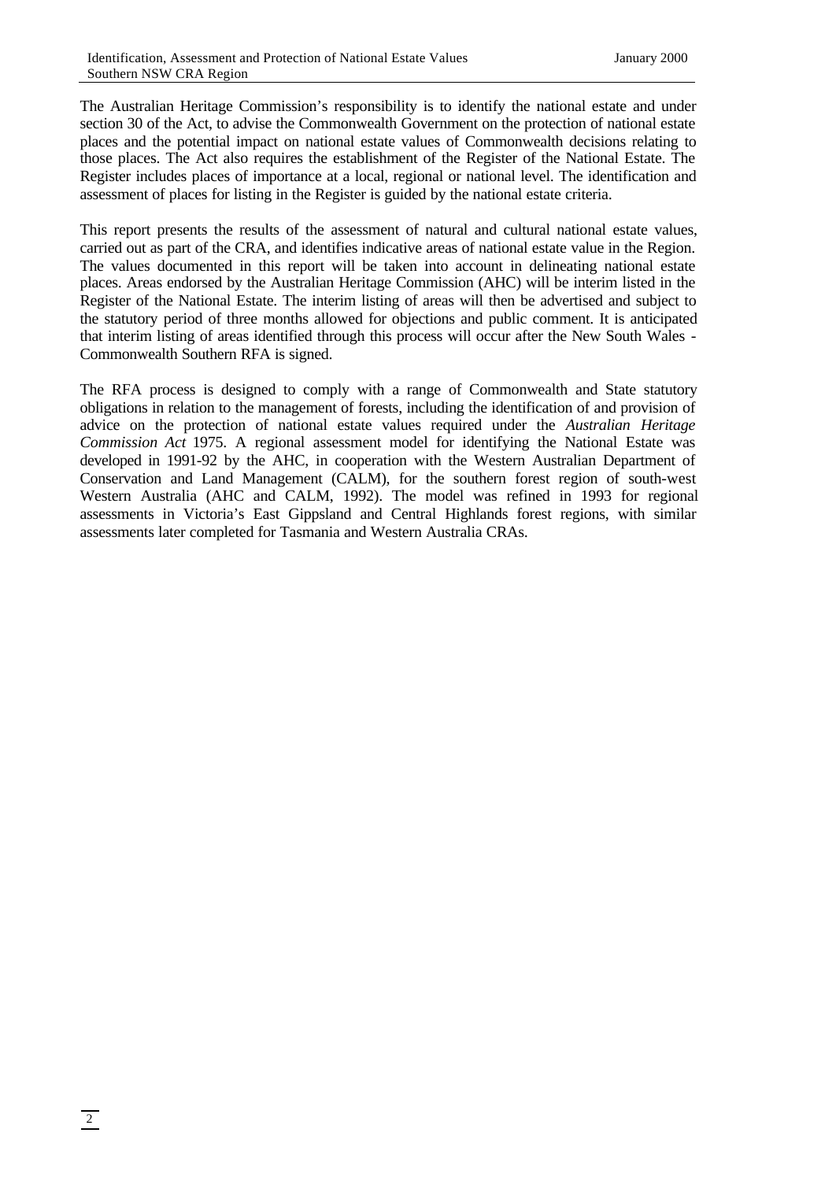The Australian Heritage Commission's responsibility is to identify the national estate and under section 30 of the Act, to advise the Commonwealth Government on the protection of national estate places and the potential impact on national estate values of Commonwealth decisions relating to those places. The Act also requires the establishment of the Register of the National Estate. The Register includes places of importance at a local, regional or national level. The identification and assessment of places for listing in the Register is guided by the national estate criteria.

This report presents the results of the assessment of natural and cultural national estate values, carried out as part of the CRA, and identifies indicative areas of national estate value in the Region. The values documented in this report will be taken into account in delineating national estate places. Areas endorsed by the Australian Heritage Commission (AHC) will be interim listed in the Register of the National Estate. The interim listing of areas will then be advertised and subject to the statutory period of three months allowed for objections and public comment. It is anticipated that interim listing of areas identified through this process will occur after the New South Wales - Commonwealth Southern RFA is signed.

The RFA process is designed to comply with a range of Commonwealth and State statutory obligations in relation to the management of forests, including the identification of and provision of advice on the protection of national estate values required under the *Australian Heritage Commission Act* 1975. A regional assessment model for identifying the National Estate was developed in 1991-92 by the AHC, in cooperation with the Western Australian Department of Conservation and Land Management (CALM), for the southern forest region of south-west Western Australia (AHC and CALM, 1992). The model was refined in 1993 for regional assessments in Victoria's East Gippsland and Central Highlands forest regions, with similar assessments later completed for Tasmania and Western Australia CRAs.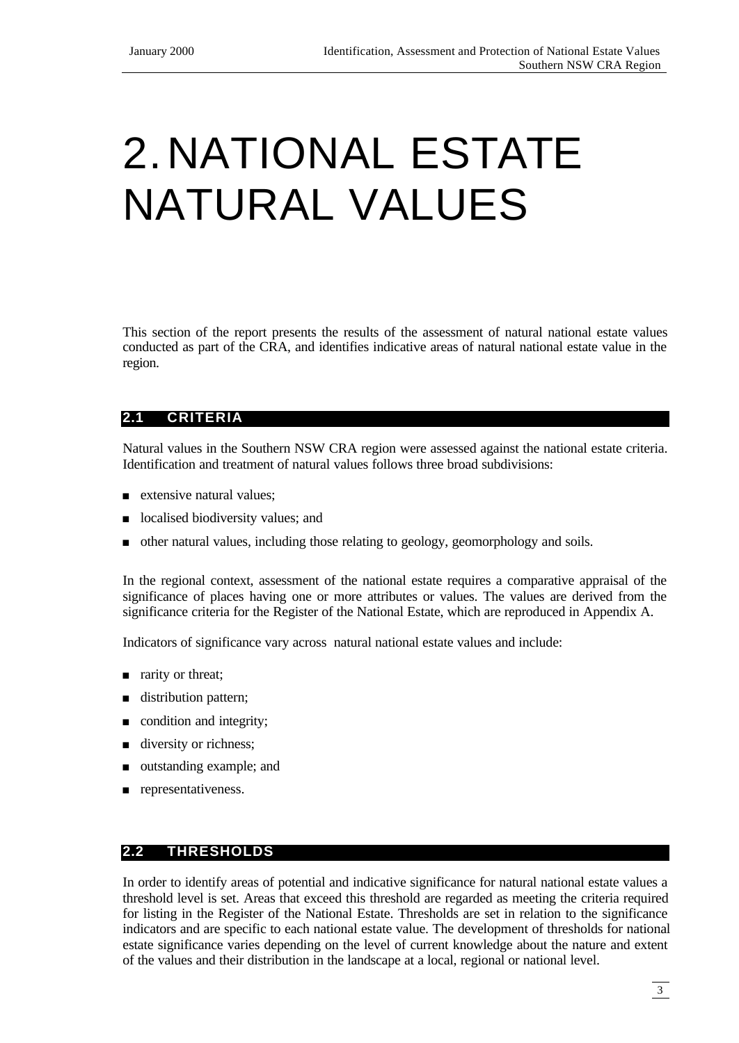# 2. NATIONAL ESTATE NATURAL VALUES

This section of the report presents the results of the assessment of natural national estate values conducted as part of the CRA, and identifies indicative areas of natural national estate value in the region.

## 2.1 CRITERIA

Natural values in the Southern NSW CRA region were assessed against the national estate criteria. Identification and treatment of natural values follows three broad subdivisions:

- extensive natural values;
- localised biodiversity values; and
- other natural values, including those relating to geology, geomorphology and soils.

In the regional context, assessment of the national estate requires a comparative appraisal of the significance of places having one or more attributes or values. The values are derived from the significance criteria for the Register of the National Estate, which are reproduced in Appendix A.

Indicators of significance vary across natural national estate values and include:

- rarity or threat;
- distribution pattern;
- condition and integrity;
- diversity or richness;
- outstanding example; and
- representativeness.

## 2.2 THRESHOLDS

In order to identify areas of potential and indicative significance for natural national estate values a threshold level is set. Areas that exceed this threshold are regarded as meeting the criteria required for listing in the Register of the National Estate. Thresholds are set in relation to the significance indicators and are specific to each national estate value. The development of thresholds for national estate significance varies depending on the level of current knowledge about the nature and extent of the values and their distribution in the landscape at a local, regional or national level.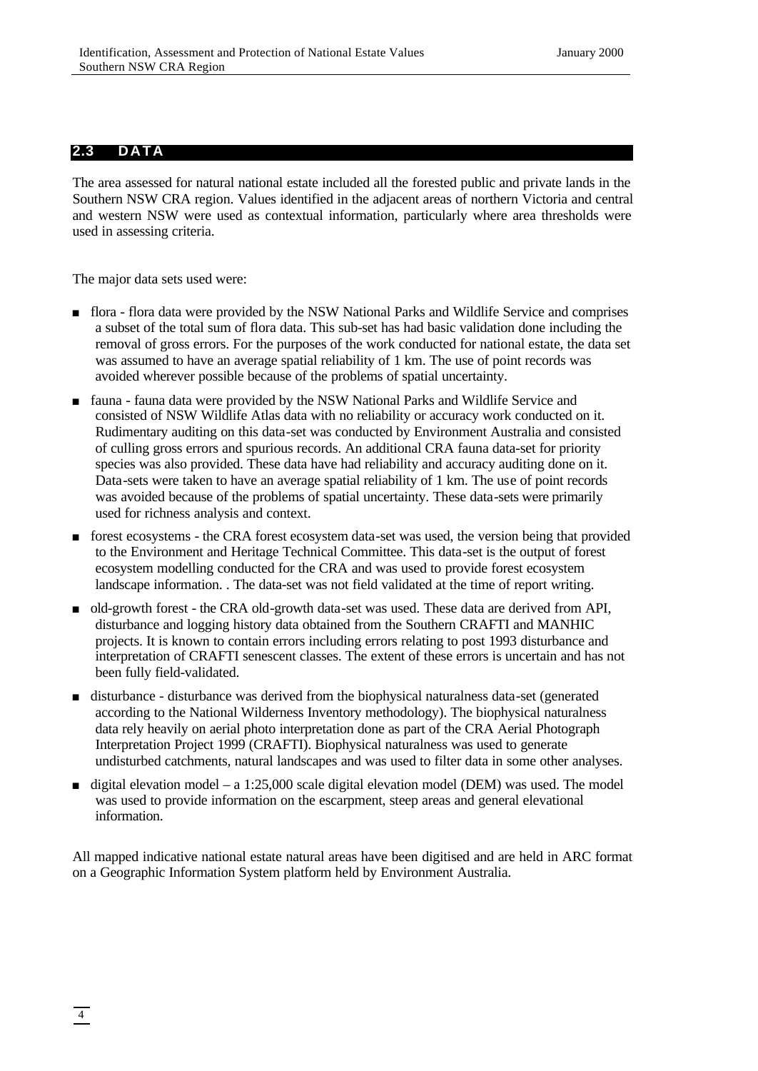## 2.3 DATA

The area assessed for natural national estate included all the forested public and private lands in the Southern NSW CRA region. Values identified in the adjacent areas of northern Victoria and central and western NSW were used as contextual information, particularly where area thresholds were used in assessing criteria.

The major data sets used were:

- flora - flora data were provided by the NSW National Parks and Wildlife Service and comprises a subset of the total sum of flora data. This sub-set has had basic validation done including the removal of gross errors. For the purposes of the work conducted for national estate, the data set was assumed to have an average spatial reliability of 1 km. The use of point records was avoided wherever possible because of the problems of spatial uncertainty.
- fauna - fauna data were provided by the NSW National Parks and Wildlife Service and consisted of NSW Wildlife Atlas data with no reliability or accuracy work conducted on it. Rudimentary auditing on this data-set was conducted by Environment Australia and consisted of culling gross errors and spurious records. An additional CRA fauna data-set for priority species was also provided. These data have had reliability and accuracy auditing done on it. Data-sets were taken to have an average spatial reliability of 1 km. The use of point records was avoided because of the problems of spatial uncertainty. These data-sets were primarily used for richness analysis and context.
- forest ecosystems - the CRA forest ecosystem data-set was used, the version being that provided to the Environment and Heritage Technical Committee. This data-set is the output of forest ecosystem modelling conducted for the CRA and was used to provide forest ecosystem landscape information. . The data-set was not field validated at the time of report writing.
- old-growth forest - the CRA old-growth data-set was used. These data are derived from API, disturbance and logging history data obtained from the Southern CRAFTI and MANHIC projects. It is known to contain errors including errors relating to post 1993 disturbance and interpretation of CRAFTI senescent classes. The extent of these errors is uncertain and has not been fully field-validated.
- disturbance - disturbance was derived from the biophysical naturalness data-set (generated according to the National Wilderness Inventory methodology). The biophysical naturalness data rely heavily on aerial photo interpretation done as part of the CRA Aerial Photograph Interpretation Project 1999 (CRAFTI). Biophysical naturalness was used to generate undisturbed catchments, natural landscapes and was used to filter data in some other analyses.
- digital elevation model – a 1:25,000 scale digital elevation model (DEM) was used. The model was used to provide information on the escarpment, steep areas and general elevational information.

All mapped indicative national estate natural areas have been digitised and are held in ARC format on a Geographic Information System platform held by Environment Australia.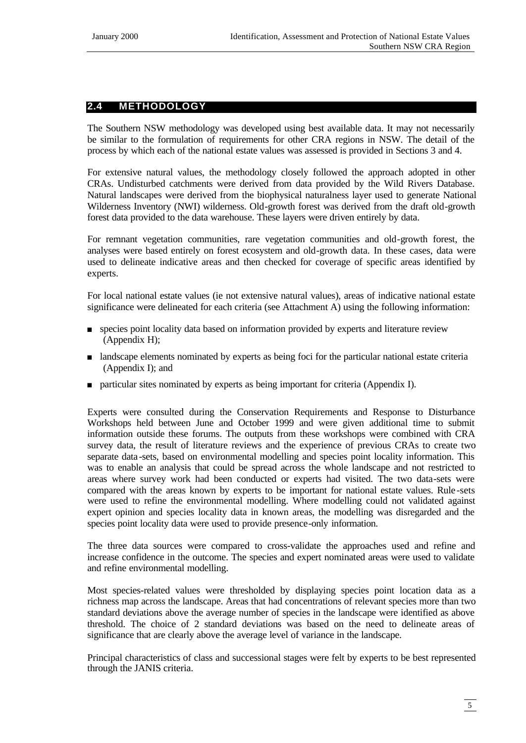## 2.4 METHODOLOGY

The Southern NSW methodology was developed using best available data. It may not necessarily be similar to the formulation of requirements for other CRA regions in NSW. The detail of the process by which each of the national estate values was assessed is provided in Sections 3 and 4.

For extensive natural values, the methodology closely followed the approach adopted in other CRAs. Undisturbed catchments were derived from data provided by the Wild Rivers Database. Natural landscapes were derived from the biophysical naturalness layer used to generate National Wilderness Inventory (NWI) wilderness. Old-growth forest was derived from the draft old-growth forest data provided to the data warehouse. These layers were driven entirely by data.

For remnant vegetation communities, rare vegetation communities and old-growth forest, the analyses were based entirely on forest ecosystem and old-growth data. In these cases, data were used to delineate indicative areas and then checked for coverage of specific areas identified by experts.

For local national estate values (ie not extensive natural values), areas of indicative national estate significance were delineated for each criteria (see Attachment A) using the following information:

- species point locality data based on information provided by experts and literature review (Appendix H);
- landscape elements nominated by experts as being foci for the particular national estate criteria (Appendix I); and
- particular sites nominated by experts as being important for criteria (Appendix I).

Experts were consulted during the Conservation Requirements and Response to Disturbance Workshops held between June and October 1999 and were given additional time to submit information outside these forums. The outputs from these workshops were combined with CRA survey data, the result of literature reviews and the experience of previous CRAs to create two separate data-sets, based on environmental modelling and species point locality information. This was to enable an analysis that could be spread across the whole landscape and not restricted to areas where survey work had been conducted or experts had visited. The two data-sets were compared with the areas known by experts to be important for national estate values. Rule-sets were used to refine the environmental modelling. Where modelling could not validated against expert opinion and species locality data in known areas, the modelling was disregarded and the species point locality data were used to provide presence-only information.

The three data sources were compared to cross-validate the approaches used and refine and increase confidence in the outcome. The species and expert nominated areas were used to validate and refine environmental modelling.

Most species-related values were thresholded by displaying species point location data as a richness map across the landscape. Areas that had concentrations of relevant species more than two standard deviations above the average number of species in the landscape were identified as above threshold. The choice of 2 standard deviations was based on the need to delineate areas of significance that are clearly above the average level of variance in the landscape.

Principal characteristics of class and successional stages were felt by experts to be best represented through the JANIS criteria.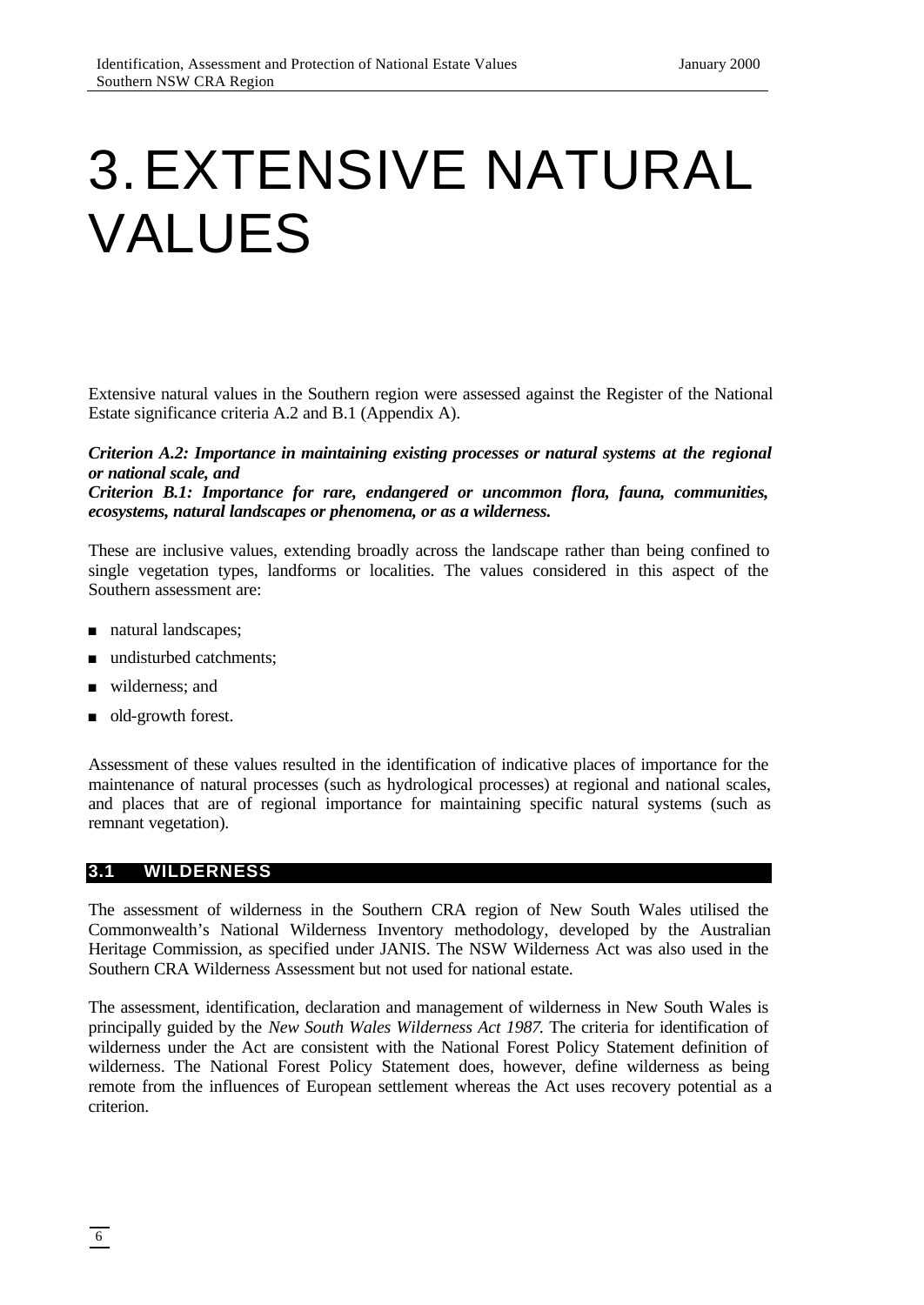# 3. EXTENSIVE NATURAL VALUES

Extensive natural values in the Southern region were assessed against the Register of the National Estate significance criteria A.2 and B.1 (Appendix A).

***Criterion A.2: Importance in maintaining existing processes or natural systems at the regional or national scale, and***
***Criterion B.1: Importance for rare, endangered or uncommon flora, fauna, communities, ecosystems, natural landscapes or phenomena, or as a wilderness.***

These are inclusive values, extending broadly across the landscape rather than being confined to single vegetation types, landforms or localities. The values considered in this aspect of the Southern assessment are:

- natural landscapes;
- undisturbed catchments;
- wilderness; and
- old-growth forest.

Assessment of these values resulted in the identification of indicative places of importance for the maintenance of natural processes (such as hydrological processes) at regional and national scales, and places that are of regional importance for maintaining specific natural systems (such as remnant vegetation).

## 3.1 WILDERNESS

The assessment of wilderness in the Southern CRA region of New South Wales utilised the Commonwealth's National Wilderness Inventory methodology, developed by the Australian Heritage Commission, as specified under JANIS. The NSW Wilderness Act was also used in the Southern CRA Wilderness Assessment but not used for national estate.

The assessment, identification, declaration and management of wilderness in New South Wales is principally guided by the *New South Wales Wilderness Act 1987*. The criteria for identification of wilderness under the Act are consistent with the National Forest Policy Statement definition of wilderness. The National Forest Policy Statement does, however, define wilderness as being remote from the influences of European settlement whereas the Act uses recovery potential as a criterion.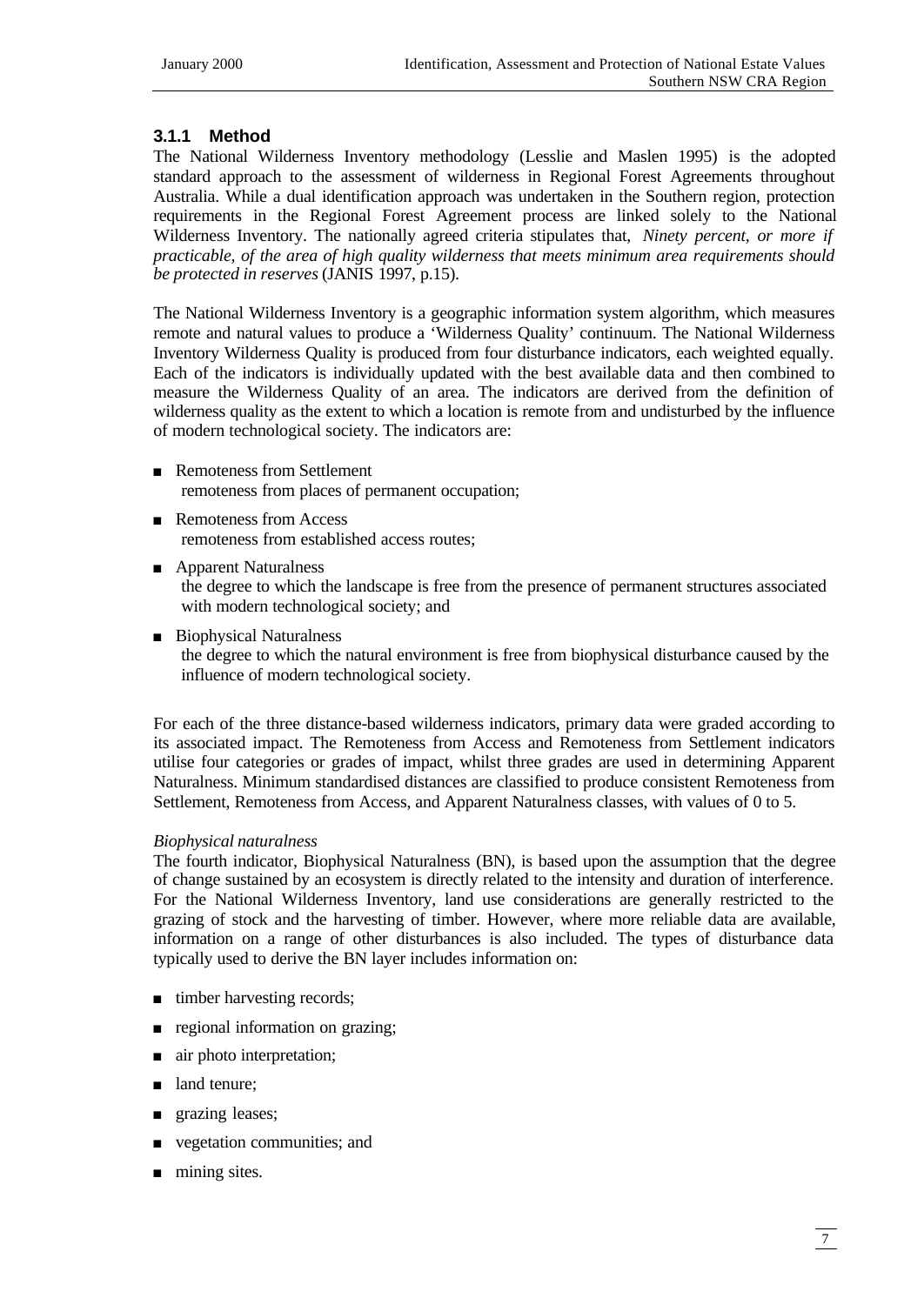### 3.1.1 Method

The National Wilderness Inventory methodology (Lesslie and Maslen 1995) is the adopted standard approach to the assessment of wilderness in Regional Forest Agreements throughout Australia. While a dual identification approach was undertaken in the Southern region, protection requirements in the Regional Forest Agreement process are linked solely to the National Wilderness Inventory. The nationally agreed criteria stipulates that, *Ninety percent, or more if practicable, of the area of high quality wilderness that meets minimum area requirements should be protected in reserves* (JANIS 1997, p.15).

The National Wilderness Inventory is a geographic information system algorithm, which measures remote and natural values to produce a 'Wilderness Quality' continuum. The National Wilderness Inventory Wilderness Quality is produced from four disturbance indicators, each weighted equally. Each of the indicators is individually updated with the best available data and then combined to measure the Wilderness Quality of an area. The indicators are derived from the definition of wilderness quality as the extent to which a location is remote from and undisturbed by the influence of modern technological society. The indicators are:

- Remoteness from Settlement
  remoteness from places of permanent occupation;
- Remoteness from Access
  remoteness from established access routes;
- Apparent Naturalness
  the degree to which the landscape is free from the presence of permanent structures associated with modern technological society; and
- Biophysical Naturalness
  the degree to which the natural environment is free from biophysical disturbance caused by the influence of modern technological society.

For each of the three distance-based wilderness indicators, primary data were graded according to its associated impact. The Remoteness from Access and Remoteness from Settlement indicators utilise four categories or grades of impact, whilst three grades are used in determining Apparent Naturalness. Minimum standardised distances are classified to produce consistent Remoteness from Settlement, Remoteness from Access, and Apparent Naturalness classes, with values of 0 to 5.

*Biophysical naturalness*

The fourth indicator, Biophysical Naturalness (BN), is based upon the assumption that the degree of change sustained by an ecosystem is directly related to the intensity and duration of interference. For the National Wilderness Inventory, land use considerations are generally restricted to the grazing of stock and the harvesting of timber. However, where more reliable data are available, information on a range of other disturbances is also included. The types of disturbance data typically used to derive the BN layer includes information on:

- timber harvesting records;
- regional information on grazing;
- air photo interpretation;
- land tenure;
- grazing leases;
- vegetation communities; and
- mining sites.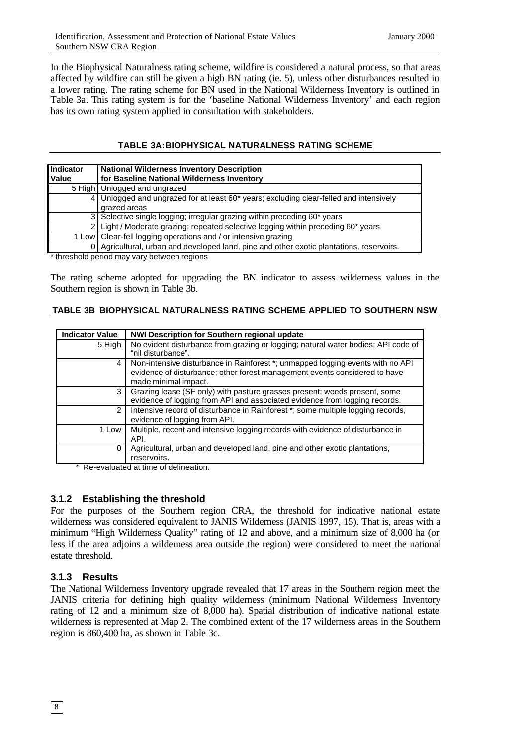In the Biophysical Naturalness rating scheme, wildfire is considered a natural process, so that areas affected by wildfire can still be given a high BN rating (ie. 5), unless other disturbances resulted in a lower rating. The rating scheme for BN used in the National Wilderness Inventory is outlined in Table 3a. This rating system is for the 'baseline National Wilderness Inventory' and each region has its own rating system applied in consultation with stakeholders.

**TABLE 3A: BIOPHYSICAL NATURALNESS RATING SCHEME**

| Indicator Value | National Wilderness Inventory Description for Baseline National Wilderness Inventory |
| --- | --- |
| 5 High | Unlogged and ungrazed |
| 4 | Unlogged and ungrazed for at least 60* years; excluding clear-felled and intensively grazed areas |
| 3 | Selective single logging; irregular grazing within preceding 60* years |
| 2 | Light / Moderate grazing; repeated selective logging within preceding 60* years |
| 1 Low | Clear-fell logging operations and / or intensive grazing |
| 0 | Agricultural, urban and developed land, pine and other exotic plantations, reservoirs. |

\* threshold period may vary between regions

The rating scheme adopted for upgrading the BN indicator to assess wilderness values in the Southern region is shown in Table 3b.

**TABLE 3B BIOPHYSICAL NATURALNESS RATING SCHEME APPLIED TO SOUTHERN NSW**

| Indicator Value | NWI Description for Southern regional update |
| --- | --- |
| 5 High | No evident disturbance from grazing or logging; natural water bodies; API code of "nil disturbance". |
| 4 | Non-intensive disturbance in Rainforest *; unmapped logging events with no API evidence of disturbance; other forest management events considered to have made minimal impact. |
| 3 | Grazing lease (SF only) with pasture grasses present; weeds present, some evidence of logging from API and associated evidence from logging records. |
| 2 | Intensive record of disturbance in Rainforest *; some multiple logging records, evidence of logging from API. |
| 1 Low | Multiple, recent and intensive logging records with evidence of disturbance in API. |
| 0 | Agricultural, urban and developed land, pine and other exotic plantations, reservoirs. |

\* Re-evaluated at time of delineation.

### 3.1.2 Establishing the threshold

For the purposes of the Southern region CRA, the threshold for indicative national estate wilderness was considered equivalent to JANIS Wilderness (JANIS 1997, 15). That is, areas with a minimum "High Wilderness Quality" rating of 12 and above, and a minimum size of 8,000 ha (or less if the area adjoins a wilderness area outside the region) were considered to meet the national estate threshold.

### 3.1.3 Results

The National Wilderness Inventory upgrade revealed that 17 areas in the Southern region meet the JANIS criteria for defining high quality wilderness (minimum National Wilderness Inventory rating of 12 and a minimum size of 8,000 ha). Spatial distribution of indicative national estate wilderness is represented at Map 2. The combined extent of the 17 wilderness areas in the Southern region is 860,400 ha, as shown in Table 3c.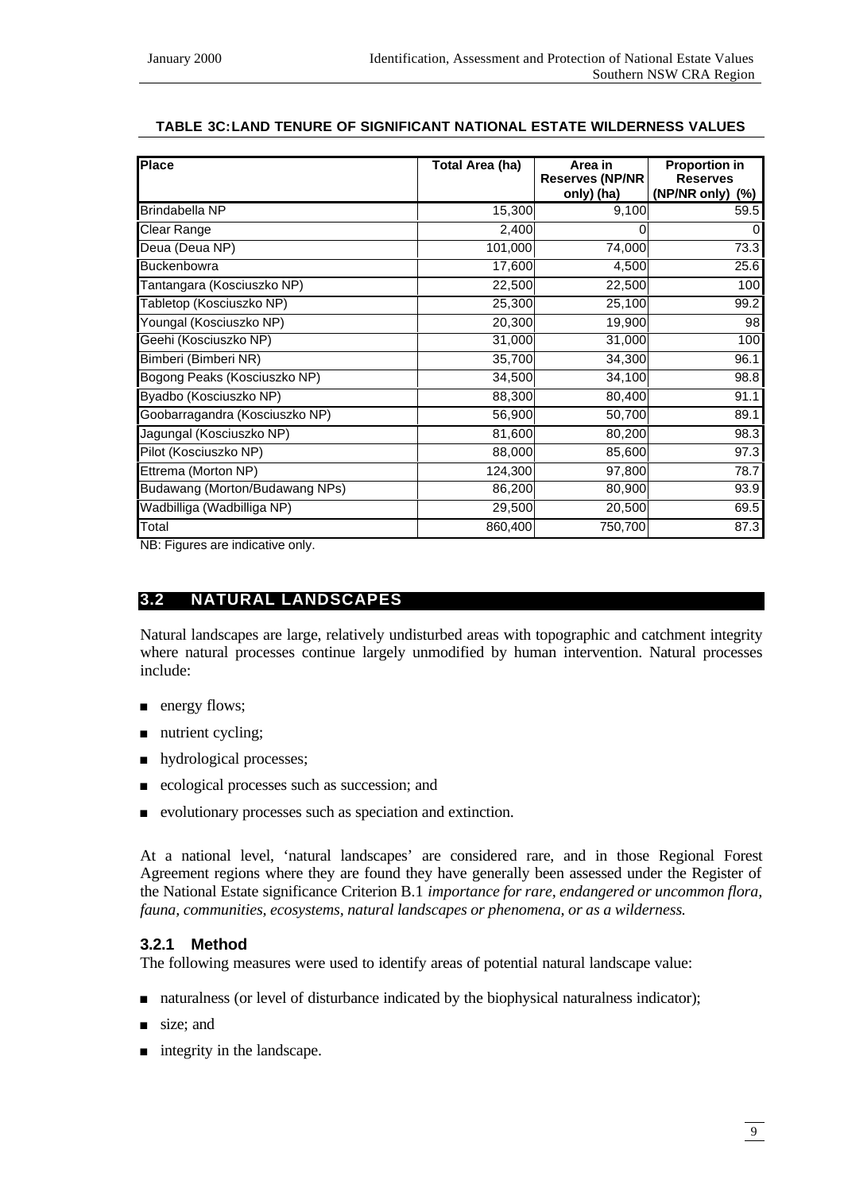**TABLE 3C: LAND TENURE OF SIGNIFICANT NATIONAL ESTATE WILDERNESS VALUES**

| Place | Total Area (ha) | Area in Reserves (NP/NR only) (ha) | Proportion in Reserves (NP/NR only) (%) |
|---|---|---|---|
| Brindabella NP | 15,300 | 9,100 | 59.5 |
| Clear Range | 2,400 | 0 | 0 |
| Deua (Deua NP) | 101,000 | 74,000 | 73.3 |
| Buckenbowra | 17,600 | 4,500 | 25.6 |
| Tantangara (Kosciuszko NP) | 22,500 | 22,500 | 100 |
| Tabletop (Kosciuszko NP) | 25,300 | 25,100 | 99.2 |
| Youngal (Kosciuszko NP) | 20,300 | 19,900 | 98 |
| Geehi (Kosciuszko NP) | 31,000 | 31,000 | 100 |
| Bimberi (Bimberi NR) | 35,700 | 34,300 | 96.1 |
| Bogong Peaks (Kosciuszko NP) | 34,500 | 34,100 | 98.8 |
| Byadbo (Kosciuszko NP) | 88,300 | 80,400 | 91.1 |
| Goobarragandra (Kosciuszko NP) | 56,900 | 50,700 | 89.1 |
| Jagungal (Kosciuszko NP) | 81,600 | 80,200 | 98.3 |
| Pilot (Kosciuszko NP) | 88,000 | 85,600 | 97.3 |
| Ettrema (Morton NP) | 124,300 | 97,800 | 78.7 |
| Budawang (Morton/Budawang NPs) | 86,200 | 80,900 | 93.9 |
| Wadbilliga (Wadbilliga NP) | 29,500 | 20,500 | 69.5 |
| Total | 860,400 | 750,700 | 87.3 |

NB: Figures are indicative only.

## 3.2 NATURAL LANDSCAPES

Natural landscapes are large, relatively undisturbed areas with topographic and catchment integrity where natural processes continue largely unmodified by human intervention. Natural processes include:

- energy flows;
- nutrient cycling;
- hydrological processes;
- ecological processes such as succession; and
- evolutionary processes such as speciation and extinction.

At a national level, 'natural landscapes' are considered rare, and in those Regional Forest Agreement regions where they are found they have generally been assessed under the Register of the National Estate significance Criterion B.1 *importance for rare, endangered or uncommon flora, fauna, communities, ecosystems, natural landscapes or phenomena, or as a wilderness.*

### 3.2.1 Method

The following measures were used to identify areas of potential natural landscape value:

- naturalness (or level of disturbance indicated by the biophysical naturalness indicator);
- size; and
- integrity in the landscape.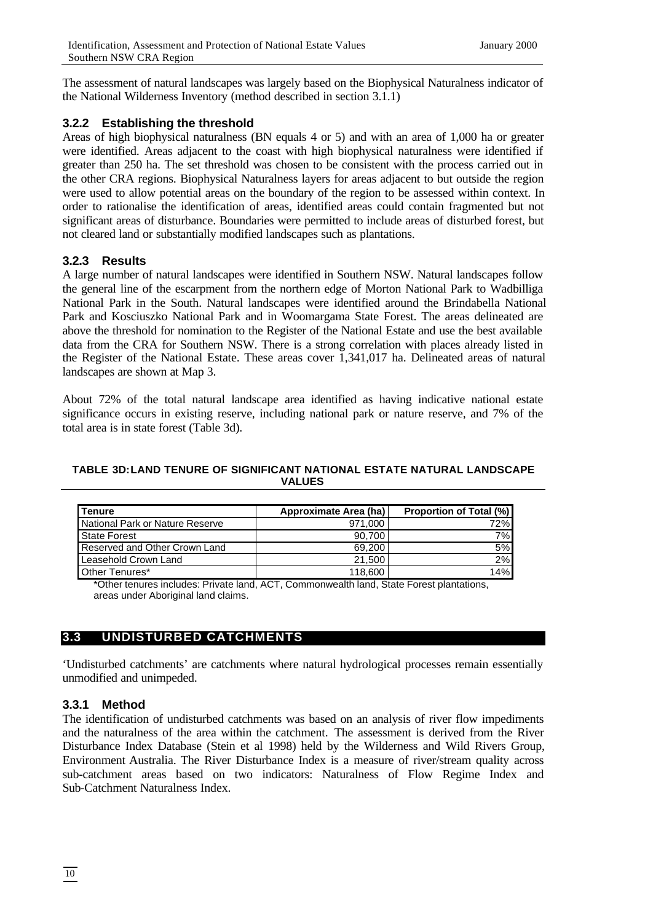The assessment of natural landscapes was largely based on the Biophysical Naturalness indicator of the National Wilderness Inventory (method described in section 3.1.1)

### 3.2.2 Establishing the threshold

Areas of high biophysical naturalness (BN equals 4 or 5) and with an area of 1,000 ha or greater were identified. Areas adjacent to the coast with high biophysical naturalness were identified if greater than 250 ha. The set threshold was chosen to be consistent with the process carried out in the other CRA regions. Biophysical Naturalness layers for areas adjacent to but outside the region were used to allow potential areas on the boundary of the region to be assessed within context. In order to rationalise the identification of areas, identified areas could contain fragmented but not significant areas of disturbance. Boundaries were permitted to include areas of disturbed forest, but not cleared land or substantially modified landscapes such as plantations.

### 3.2.3 Results

A large number of natural landscapes were identified in Southern NSW. Natural landscapes follow the general line of the escarpment from the northern edge of Morton National Park to Wadbilliga National Park in the South. Natural landscapes were identified around the Brindabella National Park and Kosciuszko National Park and in Woomargama State Forest. The areas delineated are above the threshold for nomination to the Register of the National Estate and use the best available data from the CRA for Southern NSW. There is a strong correlation with places already listed in the Register of the National Estate. These areas cover 1,341,017 ha. Delineated areas of natural landscapes are shown at Map 3.

About 72% of the total natural landscape area identified as having indicative national estate significance occurs in existing reserve, including national park or nature reserve, and 7% of the total area is in state forest (Table 3d).

**TABLE 3D: LAND TENURE OF SIGNIFICANT NATIONAL ESTATE NATURAL LANDSCAPE VALUES**

| Tenure | Approximate Area (ha) | Proportion of Total (%) |
|---|---|---|
| National Park or Nature Reserve | 971,000 | 72% |
| State Forest | 90,700 | 7% |
| Reserved and Other Crown Land | 69,200 | 5% |
| Leasehold Crown Land | 21,500 | 2% |
| Other Tenures* | 118,600 | 14% |

*Other tenures includes: Private land, ACT, Commonwealth land, State Forest plantations, areas under Aboriginal land claims.

## 3.3 UNDISTURBED CATCHMENTS

'Undisturbed catchments' are catchments where natural hydrological processes remain essentially unmodified and unimpeded.

### 3.3.1 Method

The identification of undisturbed catchments was based on an analysis of river flow impediments and the naturalness of the area within the catchment. The assessment is derived from the River Disturbance Index Database (Stein et al 1998) held by the Wilderness and Wild Rivers Group, Environment Australia. The River Disturbance Index is a measure of river/stream quality across sub-catchment areas based on two indicators: Naturalness of Flow Regime Index and Sub-Catchment Naturalness Index.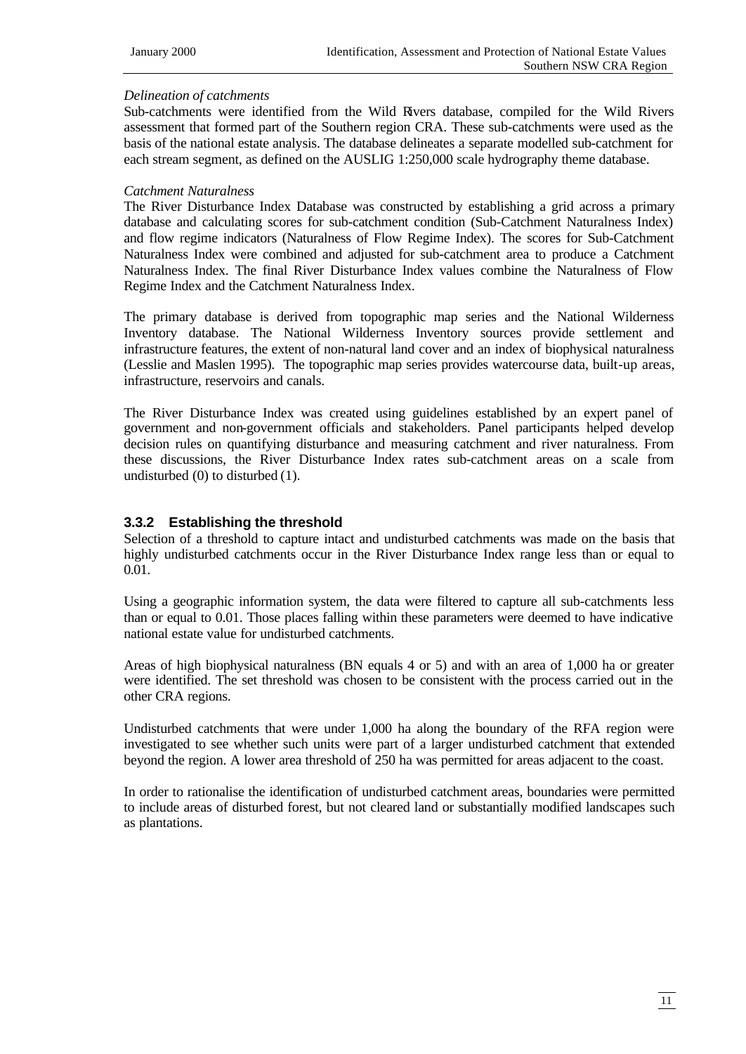*Delineation of catchments*

Sub-catchments were identified from the Wild Rivers database, compiled for the Wild Rivers assessment that formed part of the Southern region CRA. These sub-catchments were used as the basis of the national estate analysis. The database delineates a separate modelled sub-catchment for each stream segment, as defined on the AUSLIG 1:250,000 scale hydrography theme database.

*Catchment Naturalness*

The River Disturbance Index Database was constructed by establishing a grid across a primary database and calculating scores for sub-catchment condition (Sub-Catchment Naturalness Index) and flow regime indicators (Naturalness of Flow Regime Index). The scores for Sub-Catchment Naturalness Index were combined and adjusted for sub-catchment area to produce a Catchment Naturalness Index. The final River Disturbance Index values combine the Naturalness of Flow Regime Index and the Catchment Naturalness Index.

The primary database is derived from topographic map series and the National Wilderness Inventory database. The National Wilderness Inventory sources provide settlement and infrastructure features, the extent of non-natural land cover and an index of biophysical naturalness (Lesslie and Maslen 1995). The topographic map series provides watercourse data, built-up areas, infrastructure, reservoirs and canals.

The River Disturbance Index was created using guidelines established by an expert panel of government and non-government officials and stakeholders. Panel participants helped develop decision rules on quantifying disturbance and measuring catchment and river naturalness. From these discussions, the River Disturbance Index rates sub-catchment areas on a scale from undisturbed (0) to disturbed (1).

### 3.3.2 Establishing the threshold

Selection of a threshold to capture intact and undisturbed catchments was made on the basis that highly undisturbed catchments occur in the River Disturbance Index range less than or equal to 0.01.

Using a geographic information system, the data were filtered to capture all sub-catchments less than or equal to 0.01. Those places falling within these parameters were deemed to have indicative national estate value for undisturbed catchments.

Areas of high biophysical naturalness (BN equals 4 or 5) and with an area of 1,000 ha or greater were identified. The set threshold was chosen to be consistent with the process carried out in the other CRA regions.

Undisturbed catchments that were under 1,000 ha along the boundary of the RFA region were investigated to see whether such units were part of a larger undisturbed catchment that extended beyond the region. A lower area threshold of 250 ha was permitted for areas adjacent to the coast.

In order to rationalise the identification of undisturbed catchment areas, boundaries were permitted to include areas of disturbed forest, but not cleared land or substantially modified landscapes such as plantations.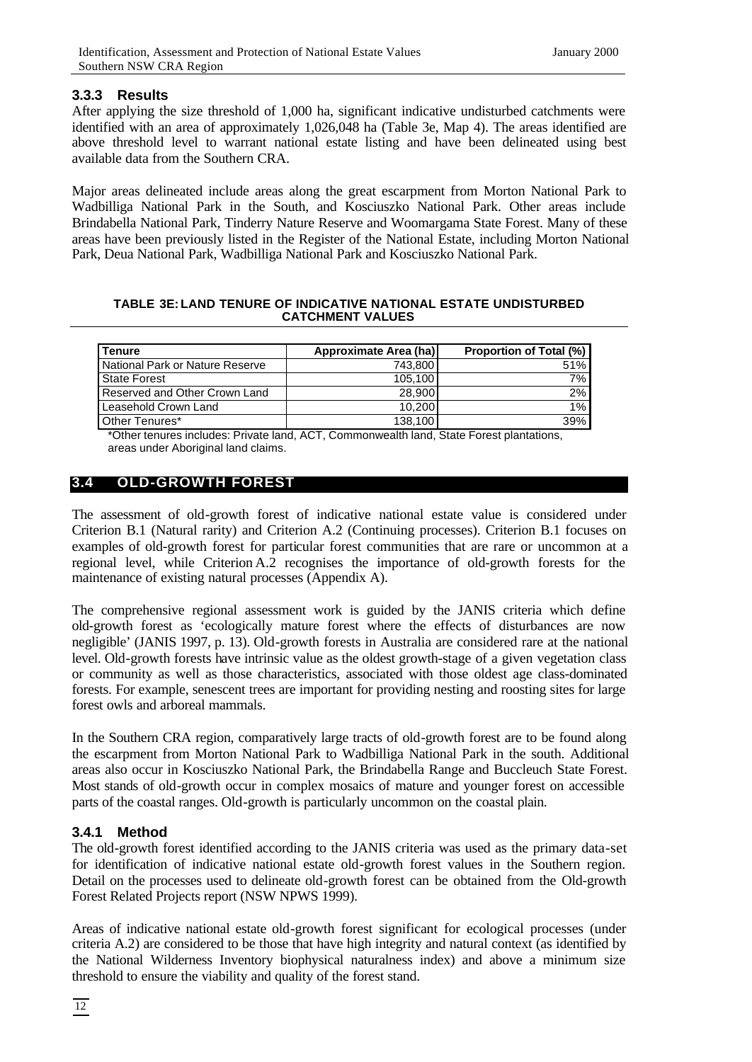### 3.3.3 Results

After applying the size threshold of 1,000 ha, significant indicative undisturbed catchments were identified with an area of approximately 1,026,048 ha (Table 3e, Map 4). The areas identified are above threshold level to warrant national estate listing and have been delineated using best available data from the Southern CRA.

Major areas delineated include areas along the great escarpment from Morton National Park to Wadbilliga National Park in the South, and Kosciuszko National Park. Other areas include Brindabella National Park, Tinderry Nature Reserve and Woomargama State Forest. Many of these areas have been previously listed in the Register of the National Estate, including Morton National Park, Deua National Park, Wadbilliga National Park and Kosciuszko National Park.

**TABLE 3E: LAND TENURE OF INDICATIVE NATIONAL ESTATE UNDISTURBED CATCHMENT VALUES**

| Tenure | Approximate Area (ha) | Proportion of Total (%) |
|---|---|---|
| National Park or Nature Reserve | 743,800 | 51% |
| State Forest | 105,100 | 7% |
| Reserved and Other Crown Land | 28,900 | 2% |
| Leasehold Crown Land | 10,200 | 1% |
| Other Tenures* | 138,100 | 39% |

*Other tenures includes: Private land, ACT, Commonwealth land, State Forest plantations, areas under Aboriginal land claims.

## 3.4 OLD-GROWTH FOREST

The assessment of old-growth forest of indicative national estate value is considered under Criterion B.1 (Natural rarity) and Criterion A.2 (Continuing processes). Criterion B.1 focuses on examples of old-growth forest for particular forest communities that are rare or uncommon at a regional level, while Criterion A.2 recognises the importance of old-growth forests for the maintenance of existing natural processes (Appendix A).

The comprehensive regional assessment work is guided by the JANIS criteria which define old-growth forest as 'ecologically mature forest where the effects of disturbances are now negligible' (JANIS 1997, p. 13). Old-growth forests in Australia are considered rare at the national level. Old-growth forests have intrinsic value as the oldest growth-stage of a given vegetation class or community as well as those characteristics, associated with those oldest age class-dominated forests. For example, senescent trees are important for providing nesting and roosting sites for large forest owls and arboreal mammals.

In the Southern CRA region, comparatively large tracts of old-growth forest are to be found along the escarpment from Morton National Park to Wadbilliga National Park in the south. Additional areas also occur in Kosciuszko National Park, the Brindabella Range and Buccleuch State Forest. Most stands of old-growth occur in complex mosaics of mature and younger forest on accessible parts of the coastal ranges. Old-growth is particularly uncommon on the coastal plain.

### 3.4.1 Method

The old-growth forest identified according to the JANIS criteria was used as the primary data-set for identification of indicative national estate old-growth forest values in the Southern region. Detail on the processes used to delineate old-growth forest can be obtained from the Old-growth Forest Related Projects report (NSW NPWS 1999).

Areas of indicative national estate old-growth forest significant for ecological processes (under criteria A.2) are considered to be those that have high integrity and natural context (as identified by the National Wilderness Inventory biophysical naturalness index) and above a minimum size threshold to ensure the viability and quality of the forest stand.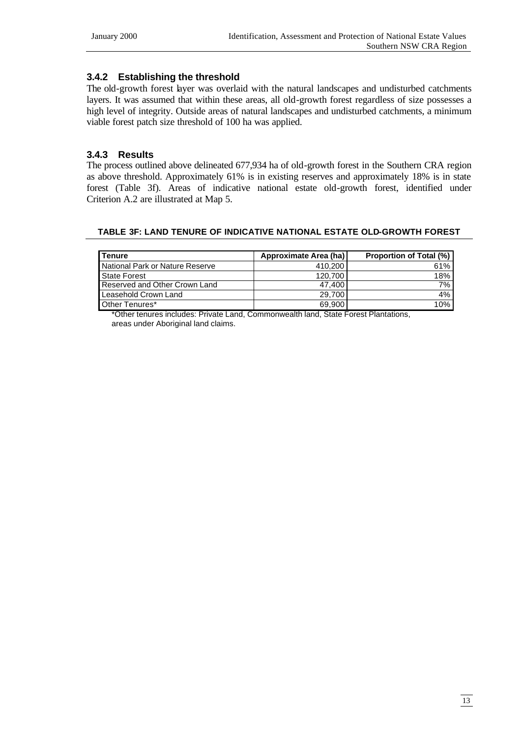### 3.4.2 Establishing the threshold

The old-growth forest layer was overlaid with the natural landscapes and undisturbed catchments layers. It was assumed that within these areas, all old-growth forest regardless of size possesses a high level of integrity. Outside areas of natural landscapes and undisturbed catchments, a minimum viable forest patch size threshold of 100 ha was applied.

### 3.4.3 Results

The process outlined above delineated 677,934 ha of old-growth forest in the Southern CRA region as above threshold. Approximately 61% is in existing reserves and approximately 18% is in state forest (Table 3f). Areas of indicative national estate old-growth forest, identified under Criterion A.2 are illustrated at Map 5.

**TABLE 3F: LAND TENURE OF INDICATIVE NATIONAL ESTATE OLD-GROWTH FOREST**

| Tenure | Approximate Area (ha) | Proportion of Total (%) |
|---|---|---|
| National Park or Nature Reserve | 410,200 | 61% |
| State Forest | 120,700 | 18% |
| Reserved and Other Crown Land | 47,400 | 7% |
| Leasehold Crown Land | 29,700 | 4% |
| Other Tenures* | 69,900 | 10% |

*Other tenures includes: Private Land, Commonwealth land, State Forest Plantations, areas under Aboriginal land claims.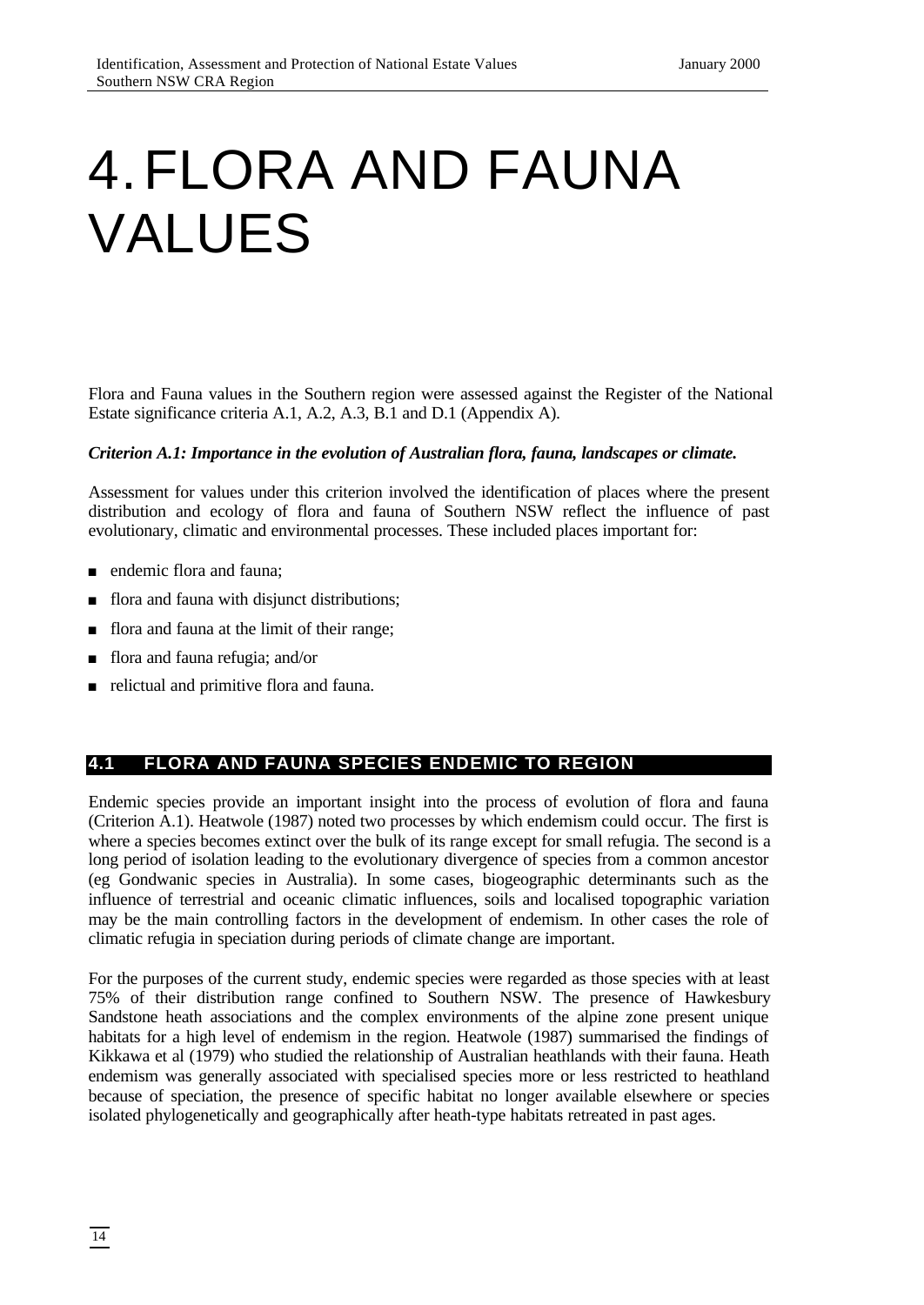# 4. FLORA AND FAUNA VALUES

Flora and Fauna values in the Southern region were assessed against the Register of the National Estate significance criteria A.1, A.2, A.3, B.1 and D.1 (Appendix A).

***Criterion A.1: Importance in the evolution of Australian flora, fauna, landscapes or climate.***

Assessment for values under this criterion involved the identification of places where the present distribution and ecology of flora and fauna of Southern NSW reflect the influence of past evolutionary, climatic and environmental processes. These included places important for:

- endemic flora and fauna;
- flora and fauna with disjunct distributions;
- flora and fauna at the limit of their range;
- flora and fauna refugia; and/or
- relictual and primitive flora and fauna.

## 4.1 FLORA AND FAUNA SPECIES ENDEMIC TO REGION

Endemic species provide an important insight into the process of evolution of flora and fauna (Criterion A.1). Heatwole (1987) noted two processes by which endemism could occur. The first is where a species becomes extinct over the bulk of its range except for small refugia. The second is a long period of isolation leading to the evolutionary divergence of species from a common ancestor (eg Gondwanic species in Australia). In some cases, biogeographic determinants such as the influence of terrestrial and oceanic climatic influences, soils and localised topographic variation may be the main controlling factors in the development of endemism. In other cases the role of climatic refugia in speciation during periods of climate change are important.

For the purposes of the current study, endemic species were regarded as those species with at least 75% of their distribution range confined to Southern NSW. The presence of Hawkesbury Sandstone heath associations and the complex environments of the alpine zone present unique habitats for a high level of endemism in the region. Heatwole (1987) summarised the findings of Kikkawa et al (1979) who studied the relationship of Australian heathlands with their fauna. Heath endemism was generally associated with specialised species more or less restricted to heathland because of speciation, the presence of specific habitat no longer available elsewhere or species isolated phylogenetically and geographically after heath-type habitats retreated in past ages.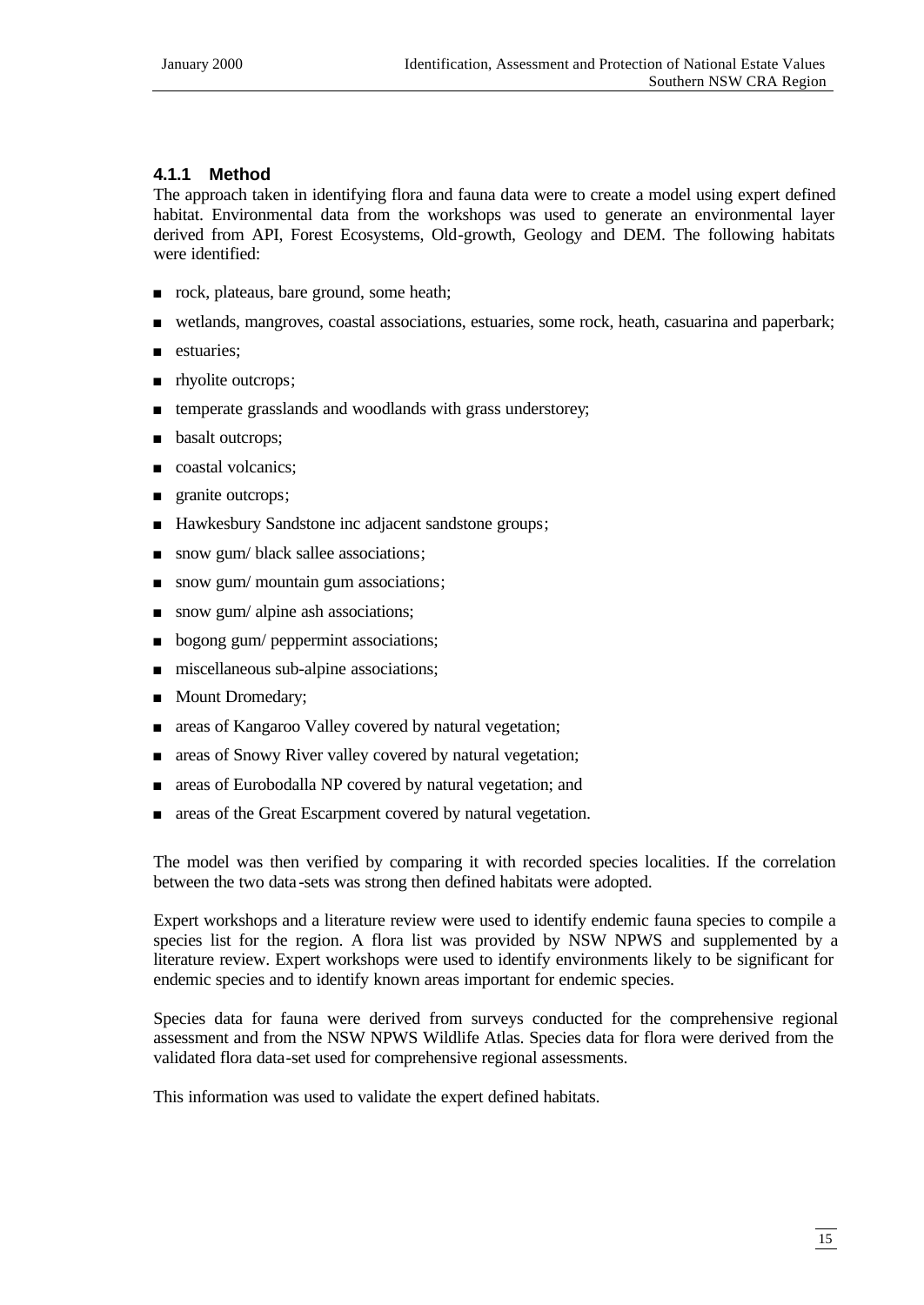#### 4.1.1 Method

The approach taken in identifying flora and fauna data were to create a model using expert defined habitat. Environmental data from the workshops was used to generate an environmental layer derived from API, Forest Ecosystems, Old-growth, Geology and DEM. The following habitats were identified:

- rock, plateaus, bare ground, some heath;
- wetlands, mangroves, coastal associations, estuaries, some rock, heath, casuarina and paperbark;
- estuaries;
- rhyolite outcrops;
- temperate grasslands and woodlands with grass understorey;
- basalt outcrops;
- coastal volcanics;
- granite outcrops;
- Hawkesbury Sandstone inc adjacent sandstone groups;
- snow gum/ black sallee associations;
- snow gum/ mountain gum associations;
- snow gum/ alpine ash associations;
- bogong gum/ peppermint associations;
- miscellaneous sub-alpine associations;
- Mount Dromedary;
- areas of Kangaroo Valley covered by natural vegetation;
- areas of Snowy River valley covered by natural vegetation;
- areas of Eurobodalla NP covered by natural vegetation; and
- areas of the Great Escarpment covered by natural vegetation.

The model was then verified by comparing it with recorded species localities. If the correlation between the two data-sets was strong then defined habitats were adopted.

Expert workshops and a literature review were used to identify endemic fauna species to compile a species list for the region. A flora list was provided by NSW NPWS and supplemented by a literature review. Expert workshops were used to identify environments likely to be significant for endemic species and to identify known areas important for endemic species.

Species data for fauna were derived from surveys conducted for the comprehensive regional assessment and from the NSW NPWS Wildlife Atlas. Species data for flora were derived from the validated flora data-set used for comprehensive regional assessments.

This information was used to validate the expert defined habitats.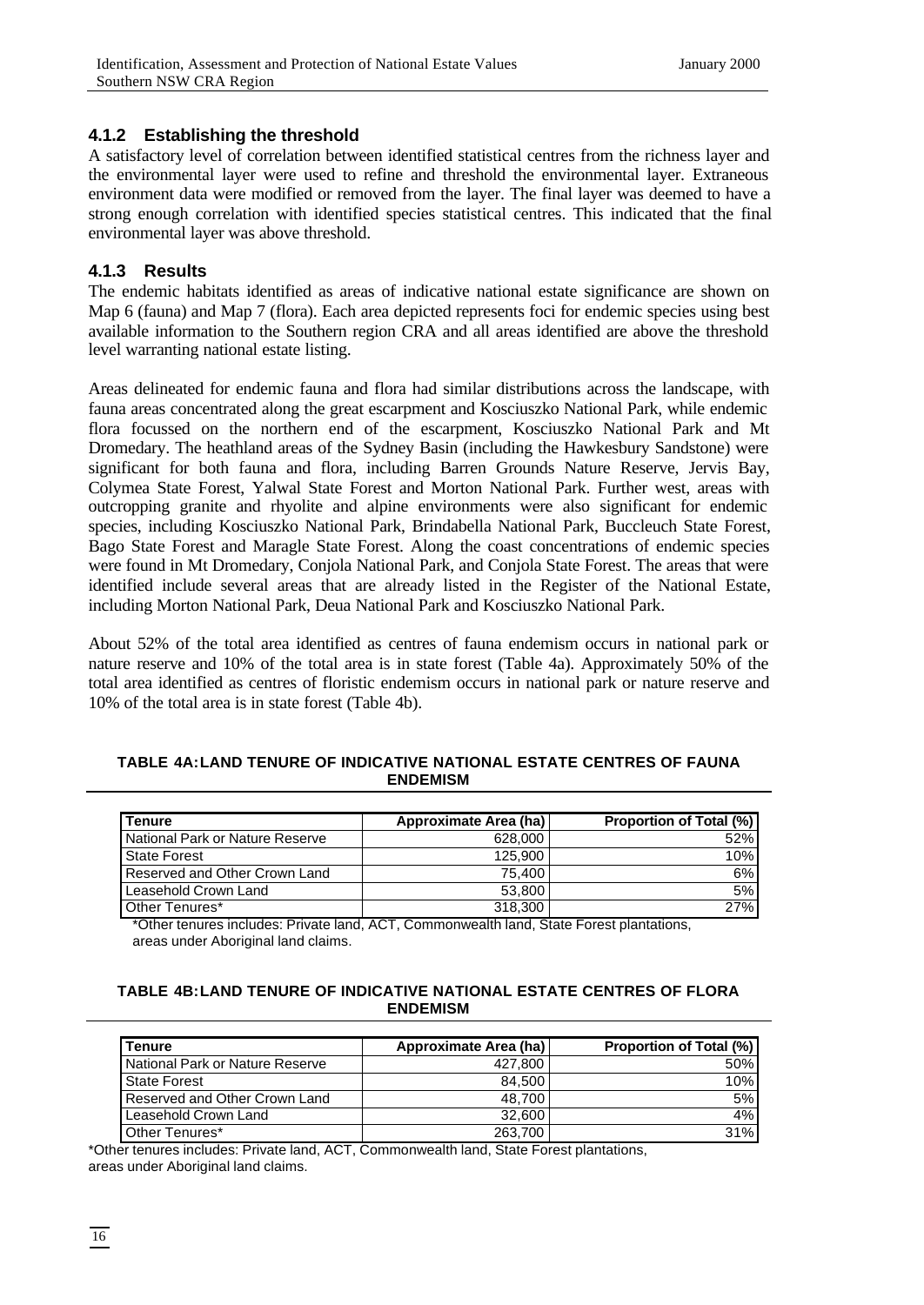### 4.1.2 Establishing the threshold

A satisfactory level of correlation between identified statistical centres from the richness layer and the environmental layer were used to refine and threshold the environmental layer. Extraneous environment data were modified or removed from the layer. The final layer was deemed to have a strong enough correlation with identified species statistical centres. This indicated that the final environmental layer was above threshold.

### 4.1.3 Results

The endemic habitats identified as areas of indicative national estate significance are shown on Map 6 (fauna) and Map 7 (flora). Each area depicted represents foci for endemic species using best available information to the Southern region CRA and all areas identified are above the threshold level warranting national estate listing.

Areas delineated for endemic fauna and flora had similar distributions across the landscape, with fauna areas concentrated along the great escarpment and Kosciuszko National Park, while endemic flora focussed on the northern end of the escarpment, Kosciuszko National Park and Mt Dromedary. The heathland areas of the Sydney Basin (including the Hawkesbury Sandstone) were significant for both fauna and flora, including Barren Grounds Nature Reserve, Jervis Bay, Colymea State Forest, Yalwal State Forest and Morton National Park. Further west, areas with outcropping granite and rhyolite and alpine environments were also significant for endemic species, including Kosciuszko National Park, Brindabella National Park, Buccleuch State Forest, Bago State Forest and Maragle State Forest. Along the coast concentrations of endemic species were found in Mt Dromedary, Conjola National Park, and Conjola State Forest. The areas that were identified include several areas that are already listed in the Register of the National Estate, including Morton National Park, Deua National Park and Kosciuszko National Park.

About 52% of the total area identified as centres of fauna endemism occurs in national park or nature reserve and 10% of the total area is in state forest (Table 4a). Approximately 50% of the total area identified as centres of floristic endemism occurs in national park or nature reserve and 10% of the total area is in state forest (Table 4b).

**TABLE 4A: LAND TENURE OF INDICATIVE NATIONAL ESTATE CENTRES OF FAUNA ENDEMISM**

| Tenure | Approximate Area (ha) | Proportion of Total (%) |
|---|---|---|
| National Park or Nature Reserve | 628,000 | 52% |
| State Forest | 125,900 | 10% |
| Reserved and Other Crown Land | 75,400 | 6% |
| Leasehold Crown Land | 53,800 | 5% |
| Other Tenures* | 318,300 | 27% |

*Other tenures includes: Private land, ACT, Commonwealth land, State Forest plantations, areas under Aboriginal land claims.

**TABLE 4B: LAND TENURE OF INDICATIVE NATIONAL ESTATE CENTRES OF FLORA ENDEMISM**

| Tenure | Approximate Area (ha) | Proportion of Total (%) |
|---|---|---|
| National Park or Nature Reserve | 427,800 | 50% |
| State Forest | 84,500 | 10% |
| Reserved and Other Crown Land | 48,700 | 5% |
| Leasehold Crown Land | 32,600 | 4% |
| Other Tenures* | 263,700 | 31% |

*Other tenures includes: Private land, ACT, Commonwealth land, State Forest plantations, areas under Aboriginal land claims.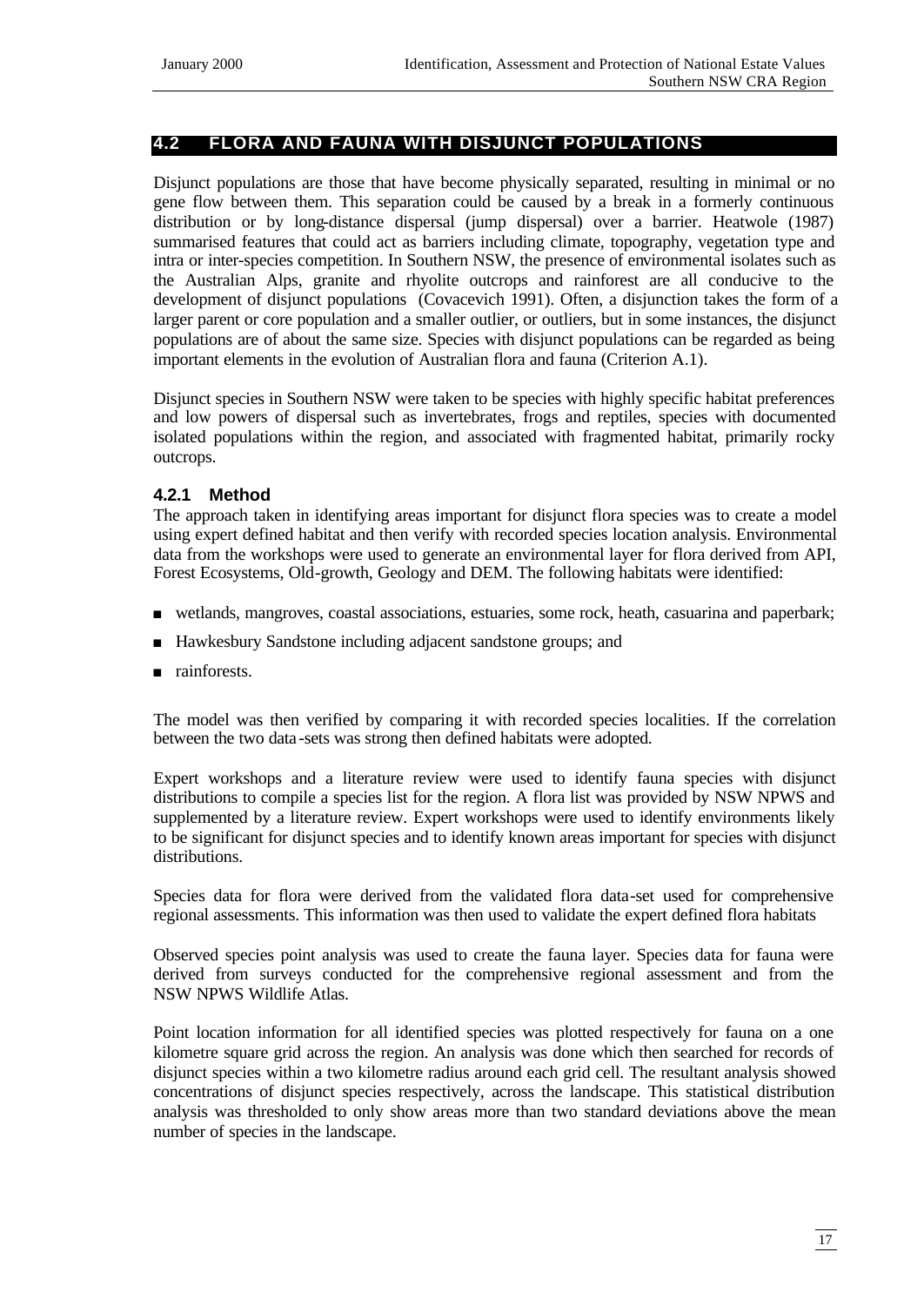## 4.2 FLORA AND FAUNA WITH DISJUNCT POPULATIONS

Disjunct populations are those that have become physically separated, resulting in minimal or no gene flow between them. This separation could be caused by a break in a formerly continuous distribution or by long-distance dispersal (jump dispersal) over a barrier. Heatwole (1987) summarised features that could act as barriers including climate, topography, vegetation type and intra or inter-species competition. In Southern NSW, the presence of environmental isolates such as the Australian Alps, granite and rhyolite outcrops and rainforest are all conducive to the development of disjunct populations (Covacevich 1991). Often, a disjunction takes the form of a larger parent or core population and a smaller outlier, or outliers, but in some instances, the disjunct populations are of about the same size. Species with disjunct populations can be regarded as being important elements in the evolution of Australian flora and fauna (Criterion A.1).

Disjunct species in Southern NSW were taken to be species with highly specific habitat preferences and low powers of dispersal such as invertebrates, frogs and reptiles, species with documented isolated populations within the region, and associated with fragmented habitat, primarily rocky outcrops.

### 4.2.1 Method

The approach taken in identifying areas important for disjunct flora species was to create a model using expert defined habitat and then verify with recorded species location analysis. Environmental data from the workshops were used to generate an environmental layer for flora derived from API, Forest Ecosystems, Old-growth, Geology and DEM. The following habitats were identified:

- wetlands, mangroves, coastal associations, estuaries, some rock, heath, casuarina and paperbark;
- Hawkesbury Sandstone including adjacent sandstone groups; and
- rainforests.

The model was then verified by comparing it with recorded species localities. If the correlation between the two data-sets was strong then defined habitats were adopted.

Expert workshops and a literature review were used to identify fauna species with disjunct distributions to compile a species list for the region. A flora list was provided by NSW NPWS and supplemented by a literature review. Expert workshops were used to identify environments likely to be significant for disjunct species and to identify known areas important for species with disjunct distributions.

Species data for flora were derived from the validated flora data-set used for comprehensive regional assessments. This information was then used to validate the expert defined flora habitats

Observed species point analysis was used to create the fauna layer. Species data for fauna were derived from surveys conducted for the comprehensive regional assessment and from the NSW NPWS Wildlife Atlas.

Point location information for all identified species was plotted respectively for fauna on a one kilometre square grid across the region. An analysis was done which then searched for records of disjunct species within a two kilometre radius around each grid cell. The resultant analysis showed concentrations of disjunct species respectively, across the landscape. This statistical distribution analysis was thresholded to only show areas more than two standard deviations above the mean number of species in the landscape.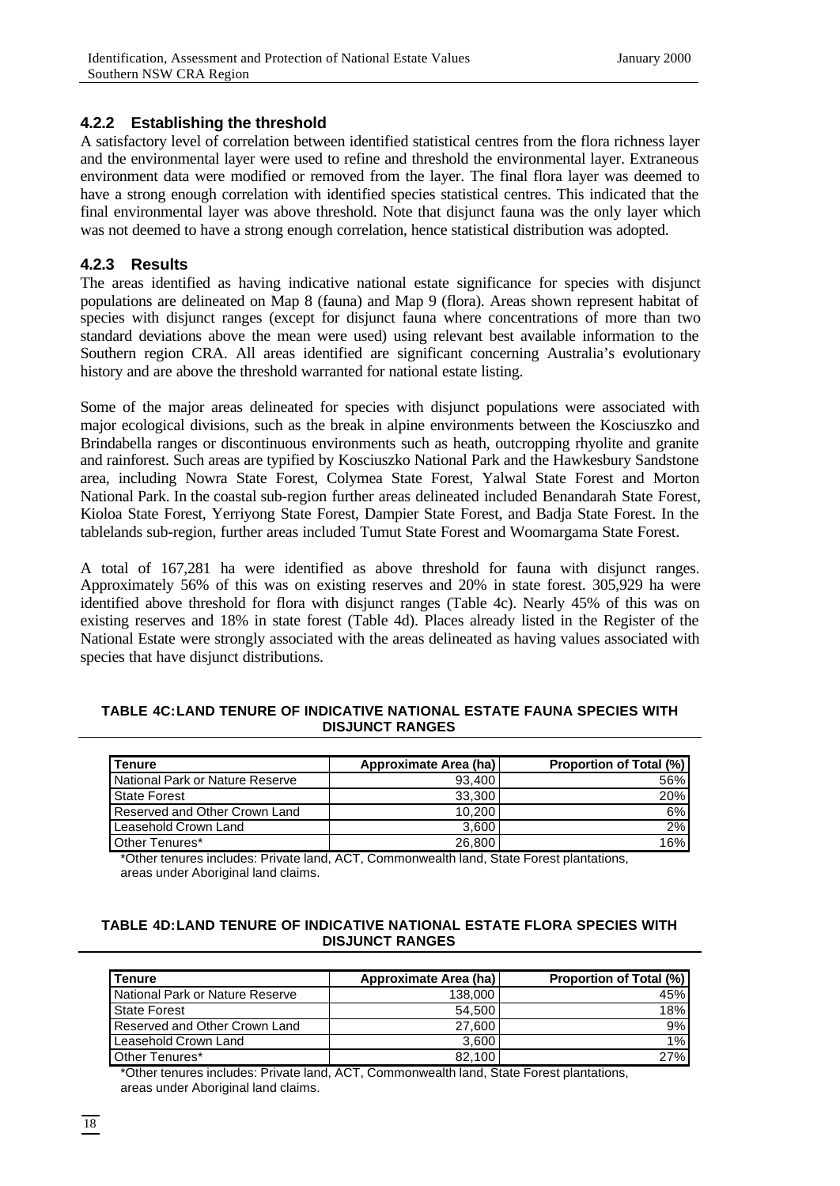### 4.2.2 Establishing the threshold

A satisfactory level of correlation between identified statistical centres from the flora richness layer and the environmental layer were used to refine and threshold the environmental layer. Extraneous environment data were modified or removed from the layer. The final flora layer was deemed to have a strong enough correlation with identified species statistical centres. This indicated that the final environmental layer was above threshold. Note that disjunct fauna was the only layer which was not deemed to have a strong enough correlation, hence statistical distribution was adopted.

### 4.2.3 Results

The areas identified as having indicative national estate significance for species with disjunct populations are delineated on Map 8 (fauna) and Map 9 (flora). Areas shown represent habitat of species with disjunct ranges (except for disjunct fauna where concentrations of more than two standard deviations above the mean were used) using relevant best available information to the Southern region CRA. All areas identified are significant concerning Australia's evolutionary history and are above the threshold warranted for national estate listing.

Some of the major areas delineated for species with disjunct populations were associated with major ecological divisions, such as the break in alpine environments between the Kosciuszko and Brindabella ranges or discontinuous environments such as heath, outcropping rhyolite and granite and rainforest. Such areas are typified by Kosciuszko National Park and the Hawkesbury Sandstone area, including Nowra State Forest, Colymea State Forest, Yalwal State Forest and Morton National Park. In the coastal sub-region further areas delineated included Benandarah State Forest, Kioloa State Forest, Yerriyong State Forest, Dampier State Forest, and Badja State Forest. In the tablelands sub-region, further areas included Tumut State Forest and Woomargama State Forest.

A total of 167,281 ha were identified as above threshold for fauna with disjunct ranges. Approximately 56% of this was on existing reserves and 20% in state forest. 305,929 ha were identified above threshold for flora with disjunct ranges (Table 4c). Nearly 45% of this was on existing reserves and 18% in state forest (Table 4d). Places already listed in the Register of the National Estate were strongly associated with the areas delineated as having values associated with species that have disjunct distributions.

**TABLE 4C: LAND TENURE OF INDICATIVE NATIONAL ESTATE FAUNA SPECIES WITH DISJUNCT RANGES**

| Tenure | Approximate Area (ha) | Proportion of Total (%) |
|---|---|---|
| National Park or Nature Reserve | 93,400 | 56% |
| State Forest | 33,300 | 20% |
| Reserved and Other Crown Land | 10,200 | 6% |
| Leasehold Crown Land | 3,600 | 2% |
| Other Tenures* | 26,800 | 16% |

*Other tenures includes: Private land, ACT, Commonwealth land, State Forest plantations, areas under Aboriginal land claims.

**TABLE 4D: LAND TENURE OF INDICATIVE NATIONAL ESTATE FLORA SPECIES WITH DISJUNCT RANGES**

| Tenure | Approximate Area (ha) | Proportion of Total (%) |
|---|---|---|
| National Park or Nature Reserve | 138,000 | 45% |
| State Forest | 54,500 | 18% |
| Reserved and Other Crown Land | 27,600 | 9% |
| Leasehold Crown Land | 3,600 | 1% |
| Other Tenures* | 82,100 | 27% |

*Other tenures includes: Private land, ACT, Commonwealth land, State Forest plantations, areas under Aboriginal land claims.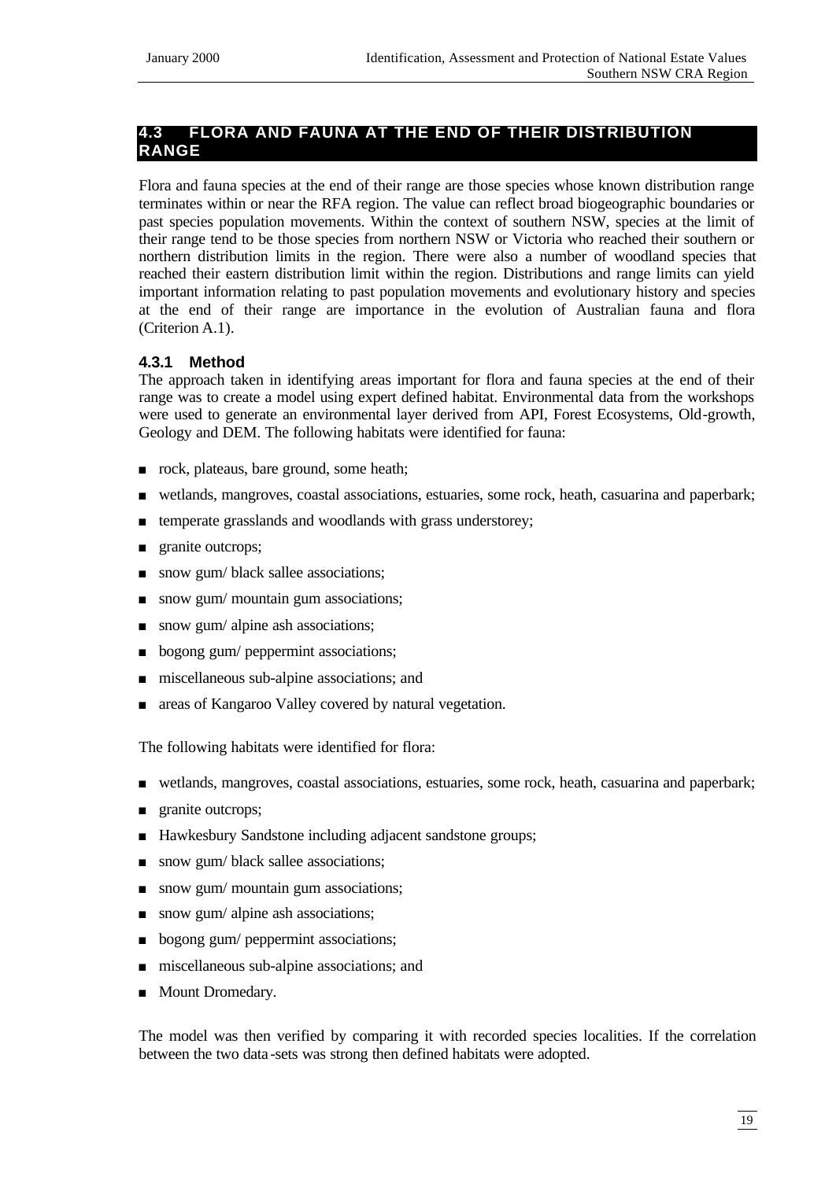## 4.3 FLORA AND FAUNA AT THE END OF THEIR DISTRIBUTION RANGE

Flora and fauna species at the end of their range are those species whose known distribution range terminates within or near the RFA region. The value can reflect broad biogeographic boundaries or past species population movements. Within the context of southern NSW, species at the limit of their range tend to be those species from northern NSW or Victoria who reached their southern or northern distribution limits in the region. There were also a number of woodland species that reached their eastern distribution limit within the region. Distributions and range limits can yield important information relating to past population movements and evolutionary history and species at the end of their range are importance in the evolution of Australian fauna and flora (Criterion A.1).

### 4.3.1 Method

The approach taken in identifying areas important for flora and fauna species at the end of their range was to create a model using expert defined habitat. Environmental data from the workshops were used to generate an environmental layer derived from API, Forest Ecosystems, Old-growth, Geology and DEM. The following habitats were identified for fauna:

- rock, plateaus, bare ground, some heath;
- wetlands, mangroves, coastal associations, estuaries, some rock, heath, casuarina and paperbark;
- temperate grasslands and woodlands with grass understorey;
- granite outcrops;
- snow gum/ black sallee associations;
- snow gum/ mountain gum associations;
- snow gum/ alpine ash associations;
- bogong gum/ peppermint associations;
- miscellaneous sub-alpine associations; and
- areas of Kangaroo Valley covered by natural vegetation.

The following habitats were identified for flora:

- wetlands, mangroves, coastal associations, estuaries, some rock, heath, casuarina and paperbark;
- granite outcrops;
- Hawkesbury Sandstone including adjacent sandstone groups;
- snow gum/ black sallee associations;
- snow gum/ mountain gum associations;
- snow gum/ alpine ash associations;
- bogong gum/ peppermint associations;
- miscellaneous sub-alpine associations; and
- Mount Dromedary.

The model was then verified by comparing it with recorded species localities. If the correlation between the two data-sets was strong then defined habitats were adopted.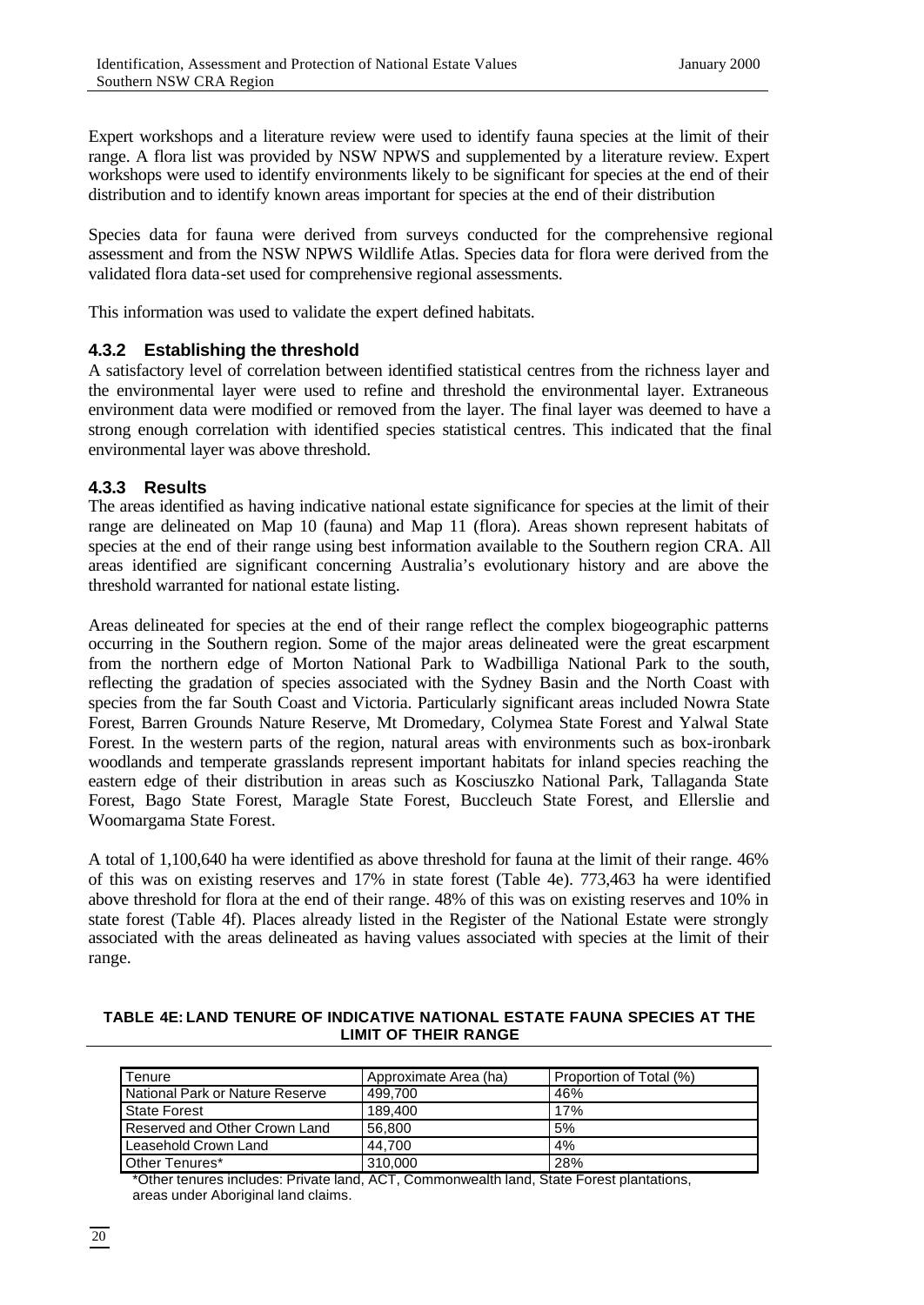Expert workshops and a literature review were used to identify fauna species at the limit of their range. A flora list was provided by NSW NPWS and supplemented by a literature review. Expert workshops were used to identify environments likely to be significant for species at the end of their distribution and to identify known areas important for species at the end of their distribution

Species data for fauna were derived from surveys conducted for the comprehensive regional assessment and from the NSW NPWS Wildlife Atlas. Species data for flora were derived from the validated flora data-set used for comprehensive regional assessments.

This information was used to validate the expert defined habitats.

### 4.3.2 Establishing the threshold

A satisfactory level of correlation between identified statistical centres from the richness layer and the environmental layer were used to refine and threshold the environmental layer. Extraneous environment data were modified or removed from the layer. The final layer was deemed to have a strong enough correlation with identified species statistical centres. This indicated that the final environmental layer was above threshold.

### 4.3.3 Results

The areas identified as having indicative national estate significance for species at the limit of their range are delineated on Map 10 (fauna) and Map 11 (flora). Areas shown represent habitats of species at the end of their range using best information available to the Southern region CRA. All areas identified are significant concerning Australia's evolutionary history and are above the threshold warranted for national estate listing.

Areas delineated for species at the end of their range reflect the complex biogeographic patterns occurring in the Southern region. Some of the major areas delineated were the great escarpment from the northern edge of Morton National Park to Wadbilliga National Park to the south, reflecting the gradation of species associated with the Sydney Basin and the North Coast with species from the far South Coast and Victoria. Particularly significant areas included Nowra State Forest, Barren Grounds Nature Reserve, Mt Dromedary, Colymea State Forest and Yalwal State Forest. In the western parts of the region, natural areas with environments such as box-ironbark woodlands and temperate grasslands represent important habitats for inland species reaching the eastern edge of their distribution in areas such as Kosciuszko National Park, Tallaganda State Forest, Bago State Forest, Maragle State Forest, Buccleuch State Forest, and Ellerslie and Woomargama State Forest.

A total of 1,100,640 ha were identified as above threshold for fauna at the limit of their range. 46% of this was on existing reserves and 17% in state forest (Table 4e). 773,463 ha were identified above threshold for flora at the end of their range. 48% of this was on existing reserves and 10% in state forest (Table 4f). Places already listed in the Register of the National Estate were strongly associated with the areas delineated as having values associated with species at the limit of their range.

**TABLE 4E: LAND TENURE OF INDICATIVE NATIONAL ESTATE FAUNA SPECIES AT THE LIMIT OF THEIR RANGE**

| Tenure | Approximate Area (ha) | Proportion of Total (%) |
|---|---|---|
| National Park or Nature Reserve | 499,700 | 46% |
| State Forest | 189,400 | 17% |
| Reserved and Other Crown Land | 56,800 | 5% |
| Leasehold Crown Land | 44,700 | 4% |
| Other Tenures* | 310,000 | 28% |

*Other tenures includes: Private land, ACT, Commonwealth land, State Forest plantations, areas under Aboriginal land claims.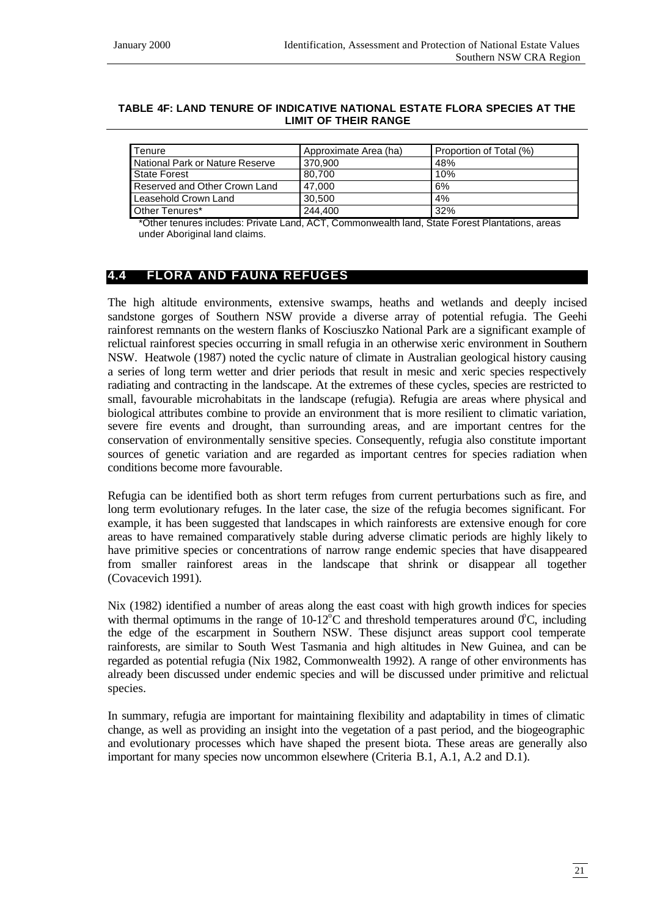**TABLE 4F: LAND TENURE OF INDICATIVE NATIONAL ESTATE FLORA SPECIES AT THE LIMIT OF THEIR RANGE**

| Tenure | Approximate Area (ha) | Proportion of Total (%) |
|---|---|---|
| National Park or Nature Reserve | 370,900 | 48% |
| State Forest | 80,700 | 10% |
| Reserved and Other Crown Land | 47,000 | 6% |
| Leasehold Crown Land | 30,500 | 4% |
| Other Tenures* | 244,400 | 32% |

*Other tenures includes: Private Land, ACT, Commonwealth land, State Forest Plantations, areas under Aboriginal land claims.

## 4.4 FLORA AND FAUNA REFUGES

The high altitude environments, extensive swamps, heaths and wetlands and deeply incised sandstone gorges of Southern NSW provide a diverse array of potential refugia. The Geehi rainforest remnants on the western flanks of Kosciuszko National Park are a significant example of relictual rainforest species occurring in small refugia in an otherwise xeric environment in Southern NSW. Heatwole (1987) noted the cyclic nature of climate in Australian geological history causing a series of long term wetter and drier periods that result in mesic and xeric species respectively radiating and contracting in the landscape. At the extremes of these cycles, species are restricted to small, favourable microhabitats in the landscape (refugia). Refugia are areas where physical and biological attributes combine to provide an environment that is more resilient to climatic variation, severe fire events and drought, than surrounding areas, and are important centres for the conservation of environmentally sensitive species. Consequently, refugia also constitute important sources of genetic variation and are regarded as important centres for species radiation when conditions become more favourable.

Refugia can be identified both as short term refuges from current perturbations such as fire, and long term evolutionary refuges. In the later case, the size of the refugia becomes significant. For example, it has been suggested that landscapes in which rainforests are extensive enough for core areas to have remained comparatively stable during adverse climatic periods are highly likely to have primitive species or concentrations of narrow range endemic species that have disappeared from smaller rainforest areas in the landscape that shrink or disappear all together (Covacevich 1991).

Nix (1982) identified a number of areas along the east coast with high growth indices for species with thermal optimums in the range of 10-12$^{o}$C and threshold temperatures around 0$^{0}$C, including the edge of the escarpment in Southern NSW. These disjunct areas support cool temperate rainforests, are similar to South West Tasmania and high altitudes in New Guinea, and can be regarded as potential refugia (Nix 1982, Commonwealth 1992). A range of other environments has already been discussed under endemic species and will be discussed under primitive and relictual species.

In summary, refugia are important for maintaining flexibility and adaptability in times of climatic change, as well as providing an insight into the vegetation of a past period, and the biogeographic and evolutionary processes which have shaped the present biota. These areas are generally also important for many species now uncommon elsewhere (Criteria B.1, A.1, A.2 and D.1).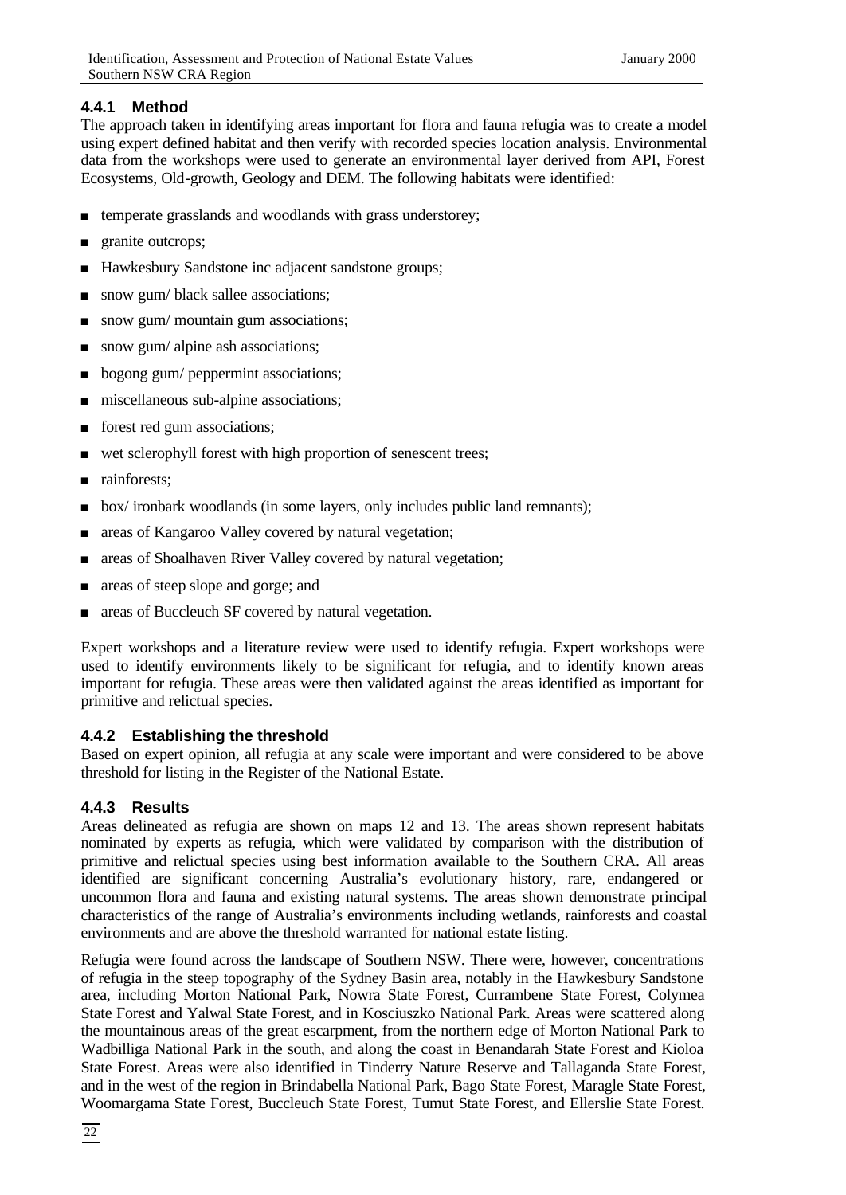### 4.4.1 Method

The approach taken in identifying areas important for flora and fauna refugia was to create a model using expert defined habitat and then verify with recorded species location analysis. Environmental data from the workshops were used to generate an environmental layer derived from API, Forest Ecosystems, Old-growth, Geology and DEM. The following habitats were identified:

- temperate grasslands and woodlands with grass understorey;
- granite outcrops;
- Hawkesbury Sandstone inc adjacent sandstone groups;
- snow gum/ black sallee associations;
- snow gum/ mountain gum associations;
- snow gum/ alpine ash associations;
- bogong gum/ peppermint associations;
- miscellaneous sub-alpine associations;
- forest red gum associations;
- wet sclerophyll forest with high proportion of senescent trees;
- rainforests;
- box/ ironbark woodlands (in some layers, only includes public land remnants);
- areas of Kangaroo Valley covered by natural vegetation;
- areas of Shoalhaven River Valley covered by natural vegetation;
- areas of steep slope and gorge; and
- areas of Buccleuch SF covered by natural vegetation.

Expert workshops and a literature review were used to identify refugia. Expert workshops were used to identify environments likely to be significant for refugia, and to identify known areas important for refugia. These areas were then validated against the areas identified as important for primitive and relictual species.

### 4.4.2 Establishing the threshold

Based on expert opinion, all refugia at any scale were important and were considered to be above threshold for listing in the Register of the National Estate.

### 4.4.3 Results

Areas delineated as refugia are shown on maps 12 and 13. The areas shown represent habitats nominated by experts as refugia, which were validated by comparison with the distribution of primitive and relictual species using best information available to the Southern CRA. All areas identified are significant concerning Australia's evolutionary history, rare, endangered or uncommon flora and fauna and existing natural systems. The areas shown demonstrate principal characteristics of the range of Australia's environments including wetlands, rainforests and coastal environments and are above the threshold warranted for national estate listing.

Refugia were found across the landscape of Southern NSW. There were, however, concentrations of refugia in the steep topography of the Sydney Basin area, notably in the Hawkesbury Sandstone area, including Morton National Park, Nowra State Forest, Currambene State Forest, Colymea State Forest and Yalwal State Forest, and in Kosciuszko National Park. Areas were scattered along the mountainous areas of the great escarpment, from the northern edge of Morton National Park to Wadbilliga National Park in the south, and along the coast in Benandarah State Forest and Kioloa State Forest. Areas were also identified in Tinderry Nature Reserve and Tallaganda State Forest, and in the west of the region in Brindabella National Park, Bago State Forest, Maragle State Forest, Woomargama State Forest, Buccleuch State Forest, Tumut State Forest, and Ellerslie State Forest.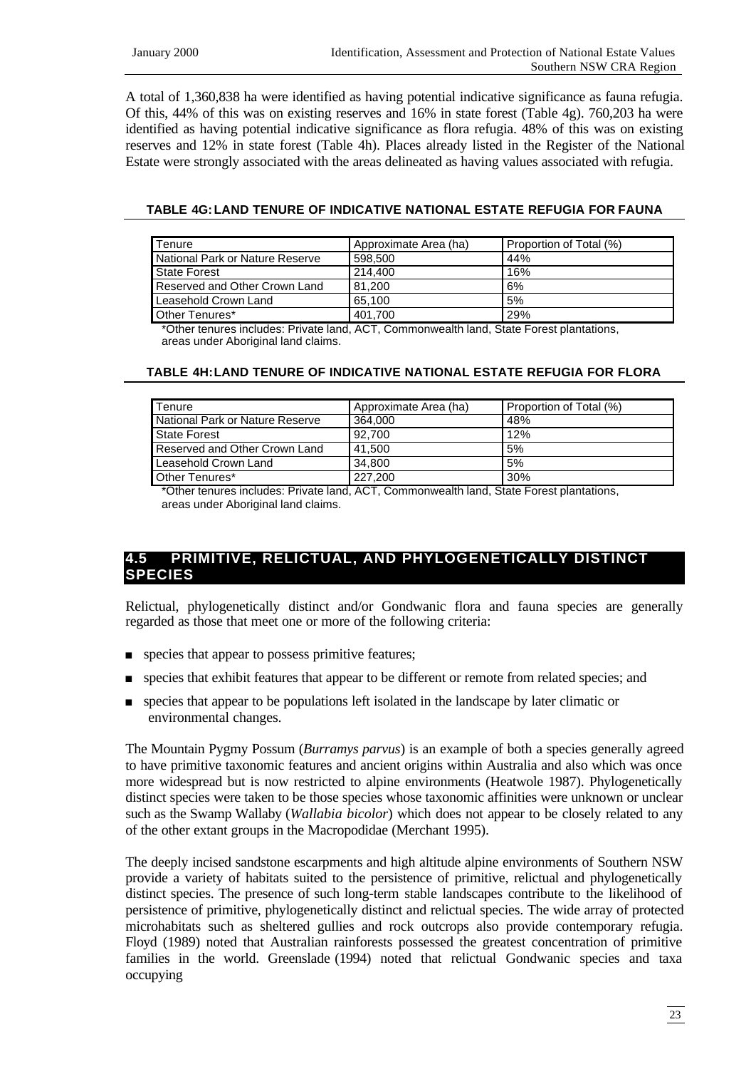A total of 1,360,838 ha were identified as having potential indicative significance as fauna refugia. Of this, 44% of this was on existing reserves and 16% in state forest (Table 4g). 760,203 ha were identified as having potential indicative significance as flora refugia. 48% of this was on existing reserves and 12% in state forest (Table 4h). Places already listed in the Register of the National Estate were strongly associated with the areas delineated as having values associated with refugia.

#### TABLE 4G: LAND TENURE OF INDICATIVE NATIONAL ESTATE REFUGIA FOR FAUNA

| Tenure | Approximate Area (ha) | Proportion of Total (%) |
|---|---|---|
| National Park or Nature Reserve | 598,500 | 44% |
| State Forest | 214,400 | 16% |
| Reserved and Other Crown Land | 81,200 | 6% |
| Leasehold Crown Land | 65,100 | 5% |
| Other Tenures* | 401,700 | 29% |

*Other tenures includes: Private land, ACT, Commonwealth land, State Forest plantations, areas under Aboriginal land claims.

#### TABLE 4H: LAND TENURE OF INDICATIVE NATIONAL ESTATE REFUGIA FOR FLORA

| Tenure | Approximate Area (ha) | Proportion of Total (%) |
|---|---|---|
| National Park or Nature Reserve | 364,000 | 48% |
| State Forest | 92,700 | 12% |
| Reserved and Other Crown Land | 41,500 | 5% |
| Leasehold Crown Land | 34,800 | 5% |
| Other Tenures* | 227,200 | 30% |

*Other tenures includes: Private land, ACT, Commonwealth land, State Forest plantations, areas under Aboriginal land claims.

## 4.5 PRIMITIVE, RELICTUAL, AND PHYLOGENETICALLY DISTINCT SPECIES

Relictual, phylogenetically distinct and/or Gondwanic flora and fauna species are generally regarded as those that meet one or more of the following criteria:

- species that appear to possess primitive features;
- species that exhibit features that appear to be different or remote from related species; and
- species that appear to be populations left isolated in the landscape by later climatic or environmental changes.

The Mountain Pygmy Possum (*Burramys parvus*) is an example of both a species generally agreed to have primitive taxonomic features and ancient origins within Australia and also which was once more widespread but is now restricted to alpine environments (Heatwole 1987). Phylogenetically distinct species were taken to be those species whose taxonomic affinities were unknown or unclear such as the Swamp Wallaby (*Wallabia bicolor*) which does not appear to be closely related to any of the other extant groups in the Macropodidae (Merchant 1995).

The deeply incised sandstone escarpments and high altitude alpine environments of Southern NSW provide a variety of habitats suited to the persistence of primitive, relictual and phylogenetically distinct species. The presence of such long-term stable landscapes contribute to the likelihood of persistence of primitive, phylogenetically distinct and relictual species. The wide array of protected microhabitats such as sheltered gullies and rock outcrops also provide contemporary refugia. Floyd (1989) noted that Australian rainforests possessed the greatest concentration of primitive families in the world. Greenslade (1994) noted that relictual Gondwanic species and taxa occupying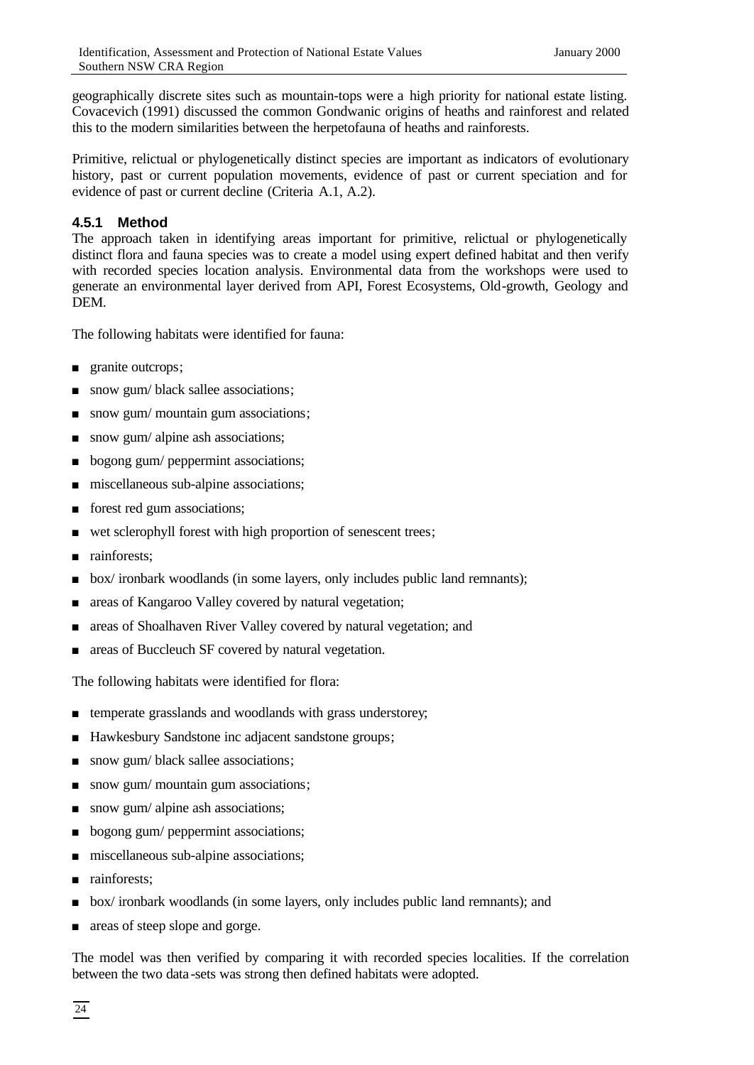geographically discrete sites such as mountain-tops were a high priority for national estate listing. Covacevich (1991) discussed the common Gondwanic origins of heaths and rainforest and related this to the modern similarities between the herpetofauna of heaths and rainforests.

Primitive, relictual or phylogenetically distinct species are important as indicators of evolutionary history, past or current population movements, evidence of past or current speciation and for evidence of past or current decline (Criteria A.1, A.2).

### 4.5.1 Method

The approach taken in identifying areas important for primitive, relictual or phylogenetically distinct flora and fauna species was to create a model using expert defined habitat and then verify with recorded species location analysis. Environmental data from the workshops were used to generate an environmental layer derived from API, Forest Ecosystems, Old-growth, Geology and DEM.

The following habitats were identified for fauna:

- granite outcrops;
- snow gum/ black sallee associations;
- snow gum/ mountain gum associations;
- snow gum/ alpine ash associations;
- bogong gum/ peppermint associations;
- miscellaneous sub-alpine associations;
- forest red gum associations;
- wet sclerophyll forest with high proportion of senescent trees;
- rainforests;
- box/ ironbark woodlands (in some layers, only includes public land remnants);
- areas of Kangaroo Valley covered by natural vegetation;
- areas of Shoalhaven River Valley covered by natural vegetation; and
- areas of Buccleuch SF covered by natural vegetation.

The following habitats were identified for flora:

- temperate grasslands and woodlands with grass understorey;
- Hawkesbury Sandstone inc adjacent sandstone groups;
- snow gum/ black sallee associations;
- snow gum/ mountain gum associations;
- snow gum/ alpine ash associations;
- bogong gum/ peppermint associations;
- miscellaneous sub-alpine associations;
- rainforests;
- box/ ironbark woodlands (in some layers, only includes public land remnants); and
- areas of steep slope and gorge.

The model was then verified by comparing it with recorded species localities. If the correlation between the two data-sets was strong then defined habitats were adopted.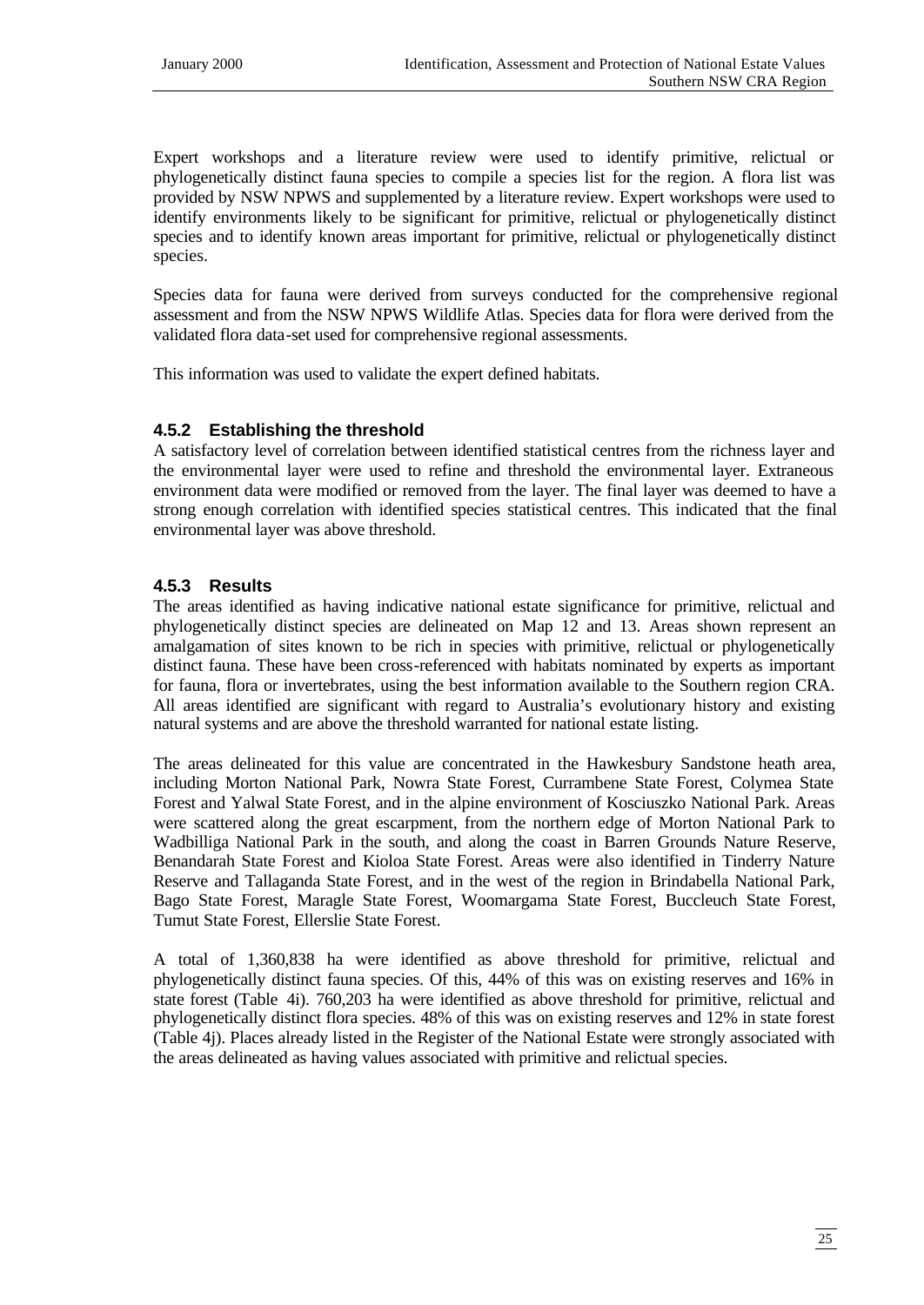Expert workshops and a literature review were used to identify primitive, relictual or phylogenetically distinct fauna species to compile a species list for the region. A flora list was provided by NSW NPWS and supplemented by a literature review. Expert workshops were used to identify environments likely to be significant for primitive, relictual or phylogenetically distinct species and to identify known areas important for primitive, relictual or phylogenetically distinct species.

Species data for fauna were derived from surveys conducted for the comprehensive regional assessment and from the NSW NPWS Wildlife Atlas. Species data for flora were derived from the validated flora data-set used for comprehensive regional assessments.

This information was used to validate the expert defined habitats.

### 4.5.2 Establishing the threshold

A satisfactory level of correlation between identified statistical centres from the richness layer and the environmental layer were used to refine and threshold the environmental layer. Extraneous environment data were modified or removed from the layer. The final layer was deemed to have a strong enough correlation with identified species statistical centres. This indicated that the final environmental layer was above threshold.

### 4.5.3 Results

The areas identified as having indicative national estate significance for primitive, relictual and phylogenetically distinct species are delineated on Map 12 and 13. Areas shown represent an amalgamation of sites known to be rich in species with primitive, relictual or phylogenetically distinct fauna. These have been cross-referenced with habitats nominated by experts as important for fauna, flora or invertebrates, using the best information available to the Southern region CRA. All areas identified are significant with regard to Australia's evolutionary history and existing natural systems and are above the threshold warranted for national estate listing.

The areas delineated for this value are concentrated in the Hawkesbury Sandstone heath area, including Morton National Park, Nowra State Forest, Currambene State Forest, Colymea State Forest and Yalwal State Forest, and in the alpine environment of Kosciuszko National Park. Areas were scattered along the great escarpment, from the northern edge of Morton National Park to Wadbilliga National Park in the south, and along the coast in Barren Grounds Nature Reserve, Benandarah State Forest and Kioloa State Forest. Areas were also identified in Tinderry Nature Reserve and Tallaganda State Forest, and in the west of the region in Brindabella National Park, Bago State Forest, Maragle State Forest, Woomargama State Forest, Buccleuch State Forest, Tumut State Forest, Ellerslie State Forest.

A total of 1,360,838 ha were identified as above threshold for primitive, relictual and phylogenetically distinct fauna species. Of this, 44% of this was on existing reserves and 16% in state forest (Table 4i). 760,203 ha were identified as above threshold for primitive, relictual and phylogenetically distinct flora species. 48% of this was on existing reserves and 12% in state forest (Table 4j). Places already listed in the Register of the National Estate were strongly associated with the areas delineated as having values associated with primitive and relictual species.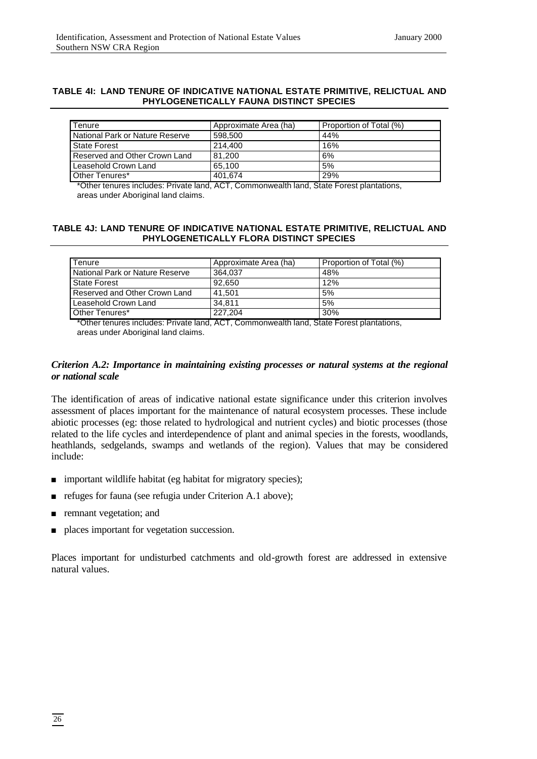**TABLE 4I: LAND TENURE OF INDICATIVE NATIONAL ESTATE PRIMITIVE, RELICTUAL AND PHYLOGENETICALLY FAUNA DISTINCT SPECIES**

| Tenure | Approximate Area (ha) | Proportion of Total (%) |
|---|---|---|
| National Park or Nature Reserve | 598,500 | 44% |
| State Forest | 214,400 | 16% |
| Reserved and Other Crown Land | 81,200 | 6% |
| Leasehold Crown Land | 65,100 | 5% |
| Other Tenures* | 401,674 | 29% |

*Other tenures includes: Private land, ACT, Commonwealth land, State Forest plantations, areas under Aboriginal land claims.

**TABLE 4J: LAND TENURE OF INDICATIVE NATIONAL ESTATE PRIMITIVE, RELICTUAL AND PHYLOGENETICALLY FLORA DISTINCT SPECIES**

| Tenure | Approximate Area (ha) | Proportion of Total (%) |
|---|---|---|
| National Park or Nature Reserve | 364,037 | 48% |
| State Forest | 92,650 | 12% |
| Reserved and Other Crown Land | 41,501 | 5% |
| Leasehold Crown Land | 34,811 | 5% |
| Other Tenures* | 227,204 | 30% |

*Other tenures includes: Private land, ACT, Commonwealth land, State Forest plantations, areas under Aboriginal land claims.

***Criterion A.2: Importance in maintaining existing processes or natural systems at the regional or national scale***

The identification of areas of indicative national estate significance under this criterion involves assessment of places important for the maintenance of natural ecosystem processes. These include abiotic processes (eg: those related to hydrological and nutrient cycles) and biotic processes (those related to the life cycles and interdependence of plant and animal species in the forests, woodlands, heathlands, sedgelands, swamps and wetlands of the region). Values that may be considered include:

- important wildlife habitat (eg habitat for migratory species);
- refuges for fauna (see refugia under Criterion A.1 above);
- remnant vegetation; and
- places important for vegetation succession.

Places important for undisturbed catchments and old-growth forest are addressed in extensive natural values.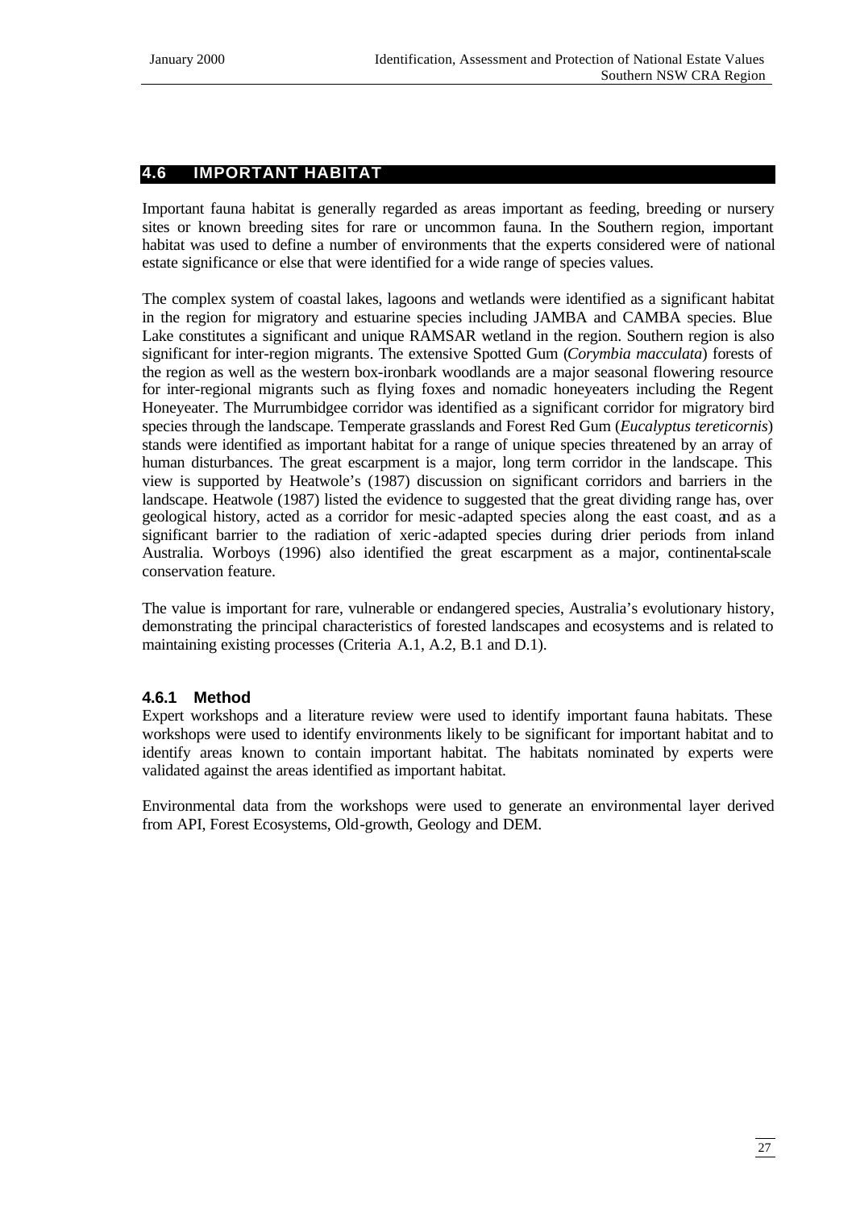## 4.6 IMPORTANT HABITAT

Important fauna habitat is generally regarded as areas important as feeding, breeding or nursery sites or known breeding sites for rare or uncommon fauna. In the Southern region, important habitat was used to define a number of environments that the experts considered were of national estate significance or else that were identified for a wide range of species values.

The complex system of coastal lakes, lagoons and wetlands were identified as a significant habitat in the region for migratory and estuarine species including JAMBA and CAMBA species. Blue Lake constitutes a significant and unique RAMSAR wetland in the region. Southern region is also significant for inter-region migrants. The extensive Spotted Gum (*Corymbia macculata*) forests of the region as well as the western box-ironbark woodlands are a major seasonal flowering resource for inter-regional migrants such as flying foxes and nomadic honeyeaters including the Regent Honeyeater. The Murrumbidgee corridor was identified as a significant corridor for migratory bird species through the landscape. Temperate grasslands and Forest Red Gum (*Eucalyptus tereticornis*) stands were identified as important habitat for a range of unique species threatened by an array of human disturbances. The great escarpment is a major, long term corridor in the landscape. This view is supported by Heatwole's (1987) discussion on significant corridors and barriers in the landscape. Heatwole (1987) listed the evidence to suggested that the great dividing range has, over geological history, acted as a corridor for mesic-adapted species along the east coast, and as a significant barrier to the radiation of xeric-adapted species during drier periods from inland Australia. Worboys (1996) also identified the great escarpment as a major, continental-scale conservation feature.

The value is important for rare, vulnerable or endangered species, Australia's evolutionary history, demonstrating the principal characteristics of forested landscapes and ecosystems and is related to maintaining existing processes (Criteria A.1, A.2, B.1 and D.1).

### 4.6.1 Method

Expert workshops and a literature review were used to identify important fauna habitats. These workshops were used to identify environments likely to be significant for important habitat and to identify areas known to contain important habitat. The habitats nominated by experts were validated against the areas identified as important habitat.

Environmental data from the workshops were used to generate an environmental layer derived from API, Forest Ecosystems, Old-growth, Geology and DEM.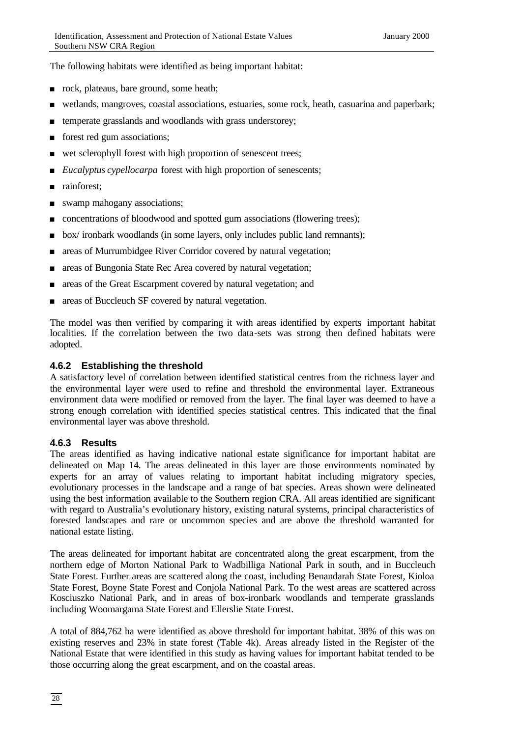The following habitats were identified as being important habitat:

- rock, plateaus, bare ground, some heath;
- wetlands, mangroves, coastal associations, estuaries, some rock, heath, casuarina and paperbark;
- temperate grasslands and woodlands with grass understorey;
- forest red gum associations;
- wet sclerophyll forest with high proportion of senescent trees;
- *Eucalyptus cypellocarpa* forest with high proportion of senescents;
- rainforest;
- swamp mahogany associations;
- concentrations of bloodwood and spotted gum associations (flowering trees);
- box/ ironbark woodlands (in some layers, only includes public land remnants);
- areas of Murrumbidgee River Corridor covered by natural vegetation;
- areas of Bungonia State Rec Area covered by natural vegetation;
- areas of the Great Escarpment covered by natural vegetation; and
- areas of Buccleuch SF covered by natural vegetation.

The model was then verified by comparing it with areas identified by experts important habitat localities. If the correlation between the two data-sets was strong then defined habitats were adopted.

### 4.6.2 Establishing the threshold

A satisfactory level of correlation between identified statistical centres from the richness layer and the environmental layer were used to refine and threshold the environmental layer. Extraneous environment data were modified or removed from the layer. The final layer was deemed to have a strong enough correlation with identified species statistical centres. This indicated that the final environmental layer was above threshold.

### 4.6.3 Results

The areas identified as having indicative national estate significance for important habitat are delineated on Map 14. The areas delineated in this layer are those environments nominated by experts for an array of values relating to important habitat including migratory species, evolutionary processes in the landscape and a range of bat species. Areas shown were delineated using the best information available to the Southern region CRA. All areas identified are significant with regard to Australia's evolutionary history, existing natural systems, principal characteristics of forested landscapes and rare or uncommon species and are above the threshold warranted for national estate listing.

The areas delineated for important habitat are concentrated along the great escarpment, from the northern edge of Morton National Park to Wadbilliga National Park in south, and in Buccleuch State Forest. Further areas are scattered along the coast, including Benandarah State Forest, Kioloa State Forest, Boyne State Forest and Conjola National Park. To the west areas are scattered across Kosciuszko National Park, and in areas of box-ironbark woodlands and temperate grasslands including Woomargama State Forest and Ellerslie State Forest.

A total of 884,762 ha were identified as above threshold for important habitat. 38% of this was on existing reserves and 23% in state forest (Table 4k). Areas already listed in the Register of the National Estate that were identified in this study as having values for important habitat tended to be those occurring along the great escarpment, and on the coastal areas.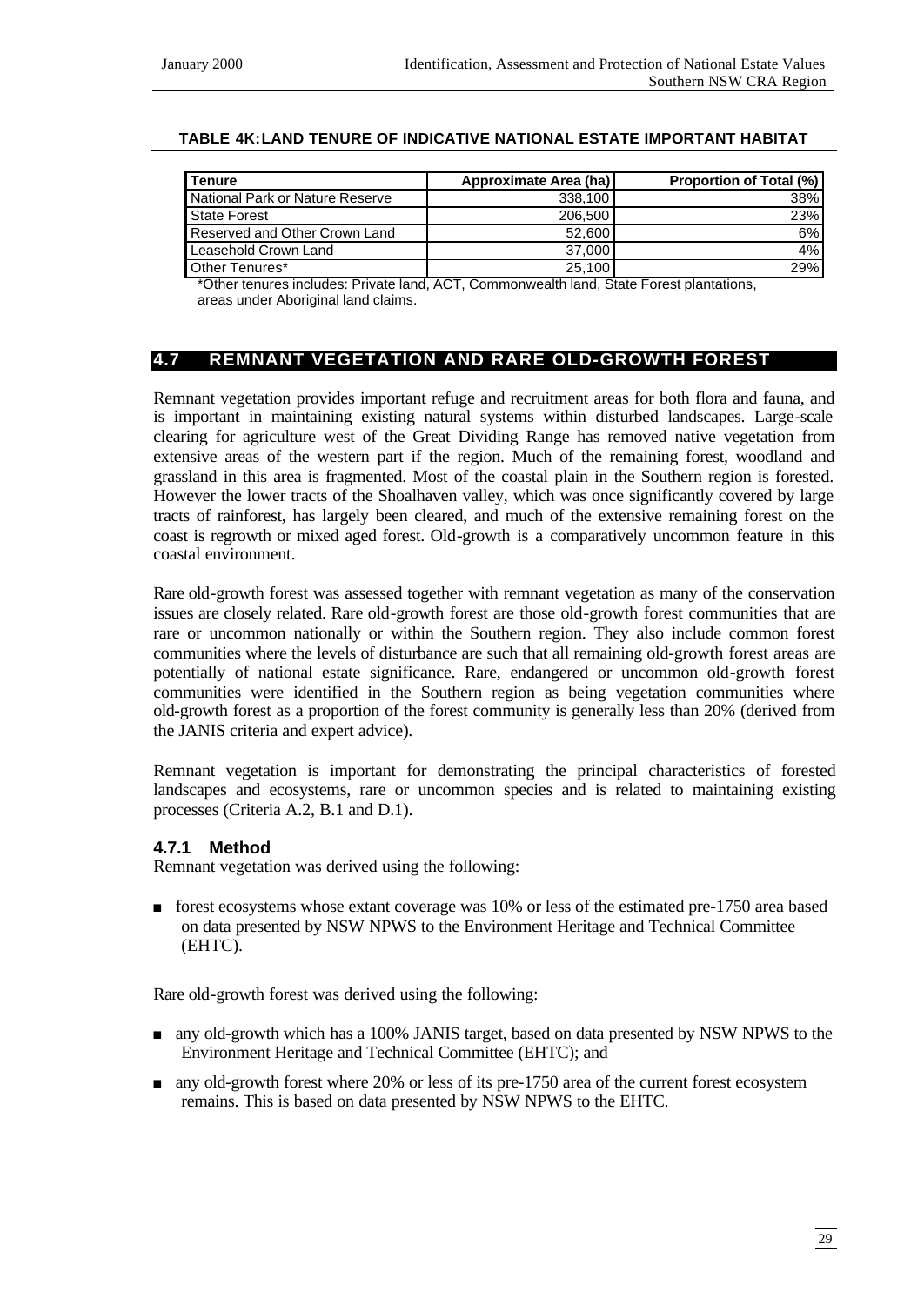**TABLE 4K: LAND TENURE OF INDICATIVE NATIONAL ESTATE IMPORTANT HABITAT**

| Tenure | Approximate Area (ha) | Proportion of Total (%) |
|---|---|---|
| National Park or Nature Reserve | 338,100 | 38% |
| State Forest | 206,500 | 23% |
| Reserved and Other Crown Land | 52,600 | 6% |
| Leasehold Crown Land | 37,000 | 4% |
| Other Tenures* | 25,100 | 29% |

*Other tenures includes: Private land, ACT, Commonwealth land, State Forest plantations, areas under Aboriginal land claims.

## 4.7 REMNANT VEGETATION AND RARE OLD-GROWTH FOREST

Remnant vegetation provides important refuge and recruitment areas for both flora and fauna, and is important in maintaining existing natural systems within disturbed landscapes. Large-scale clearing for agriculture west of the Great Dividing Range has removed native vegetation from extensive areas of the western part if the region. Much of the remaining forest, woodland and grassland in this area is fragmented. Most of the coastal plain in the Southern region is forested. However the lower tracts of the Shoalhaven valley, which was once significantly covered by large tracts of rainforest, has largely been cleared, and much of the extensive remaining forest on the coast is regrowth or mixed aged forest. Old-growth is a comparatively uncommon feature in this coastal environment.

Rare old-growth forest was assessed together with remnant vegetation as many of the conservation issues are closely related. Rare old-growth forest are those old-growth forest communities that are rare or uncommon nationally or within the Southern region. They also include common forest communities where the levels of disturbance are such that all remaining old-growth forest areas are potentially of national estate significance. Rare, endangered or uncommon old-growth forest communities were identified in the Southern region as being vegetation communities where old-growth forest as a proportion of the forest community is generally less than 20% (derived from the JANIS criteria and expert advice).

Remnant vegetation is important for demonstrating the principal characteristics of forested landscapes and ecosystems, rare or uncommon species and is related to maintaining existing processes (Criteria A.2, B.1 and D.1).

### 4.7.1 Method

Remnant vegetation was derived using the following:

- forest ecosystems whose extant coverage was 10% or less of the estimated pre-1750 area based on data presented by NSW NPWS to the Environment Heritage and Technical Committee (EHTC).

Rare old-growth forest was derived using the following:

- any old-growth which has a 100% JANIS target, based on data presented by NSW NPWS to the Environment Heritage and Technical Committee (EHTC); and
- any old-growth forest where 20% or less of its pre-1750 area of the current forest ecosystem remains. This is based on data presented by NSW NPWS to the EHTC.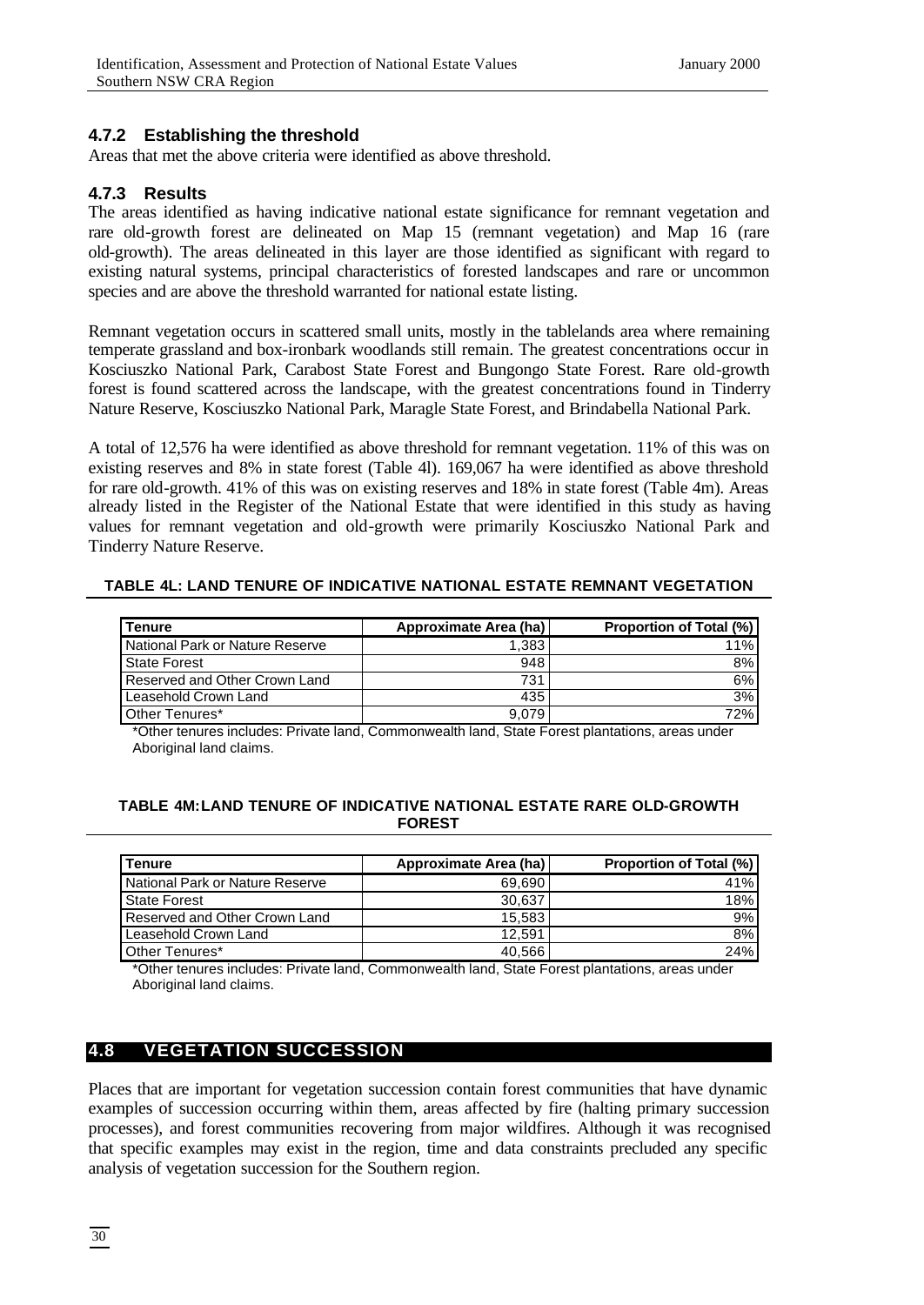### 4.7.2 Establishing the threshold

Areas that met the above criteria were identified as above threshold.

### 4.7.3 Results

The areas identified as having indicative national estate significance for remnant vegetation and rare old-growth forest are delineated on Map 15 (remnant vegetation) and Map 16 (rare old-growth). The areas delineated in this layer are those identified as significant with regard to existing natural systems, principal characteristics of forested landscapes and rare or uncommon species and are above the threshold warranted for national estate listing.

Remnant vegetation occurs in scattered small units, mostly in the tablelands area where remaining temperate grassland and box-ironbark woodlands still remain. The greatest concentrations occur in Kosciuszko National Park, Carabost State Forest and Bungongo State Forest. Rare old-growth forest is found scattered across the landscape, with the greatest concentrations found in Tinderry Nature Reserve, Kosciuszko National Park, Maragle State Forest, and Brindabella National Park.

A total of 12,576 ha were identified as above threshold for remnant vegetation. 11% of this was on existing reserves and 8% in state forest (Table 4l). 169,067 ha were identified as above threshold for rare old-growth. 41% of this was on existing reserves and 18% in state forest (Table 4m). Areas already listed in the Register of the National Estate that were identified in this study as having values for remnant vegetation and old-growth were primarily Kosciuszko National Park and Tinderry Nature Reserve.

**TABLE 4L: LAND TENURE OF INDICATIVE NATIONAL ESTATE REMNANT VEGETATION**

| Tenure | Approximate Area (ha) | Proportion of Total (%) |
|---|---|---|
| National Park or Nature Reserve | 1,383 | 11% |
| State Forest | 948 | 8% |
| Reserved and Other Crown Land | 731 | 6% |
| Leasehold Crown Land | 435 | 3% |
| Other Tenures* | 9,079 | 72% |

*Other tenures includes: Private land, Commonwealth land, State Forest plantations, areas under Aboriginal land claims.

**TABLE 4M: LAND TENURE OF INDICATIVE NATIONAL ESTATE RARE OLD-GROWTH FOREST**

| Tenure | Approximate Area (ha) | Proportion of Total (%) |
|---|---|---|
| National Park or Nature Reserve | 69,690 | 41% |
| State Forest | 30,637 | 18% |
| Reserved and Other Crown Land | 15,583 | 9% |
| Leasehold Crown Land | 12,591 | 8% |
| Other Tenures* | 40,566 | 24% |

*Other tenures includes: Private land, Commonwealth land, State Forest plantations, areas under Aboriginal land claims.

## 4.8 VEGETATION SUCCESSION

Places that are important for vegetation succession contain forest communities that have dynamic examples of succession occurring within them, areas affected by fire (halting primary succession processes), and forest communities recovering from major wildfires. Although it was recognised that specific examples may exist in the region, time and data constraints precluded any specific analysis of vegetation succession for the Southern region.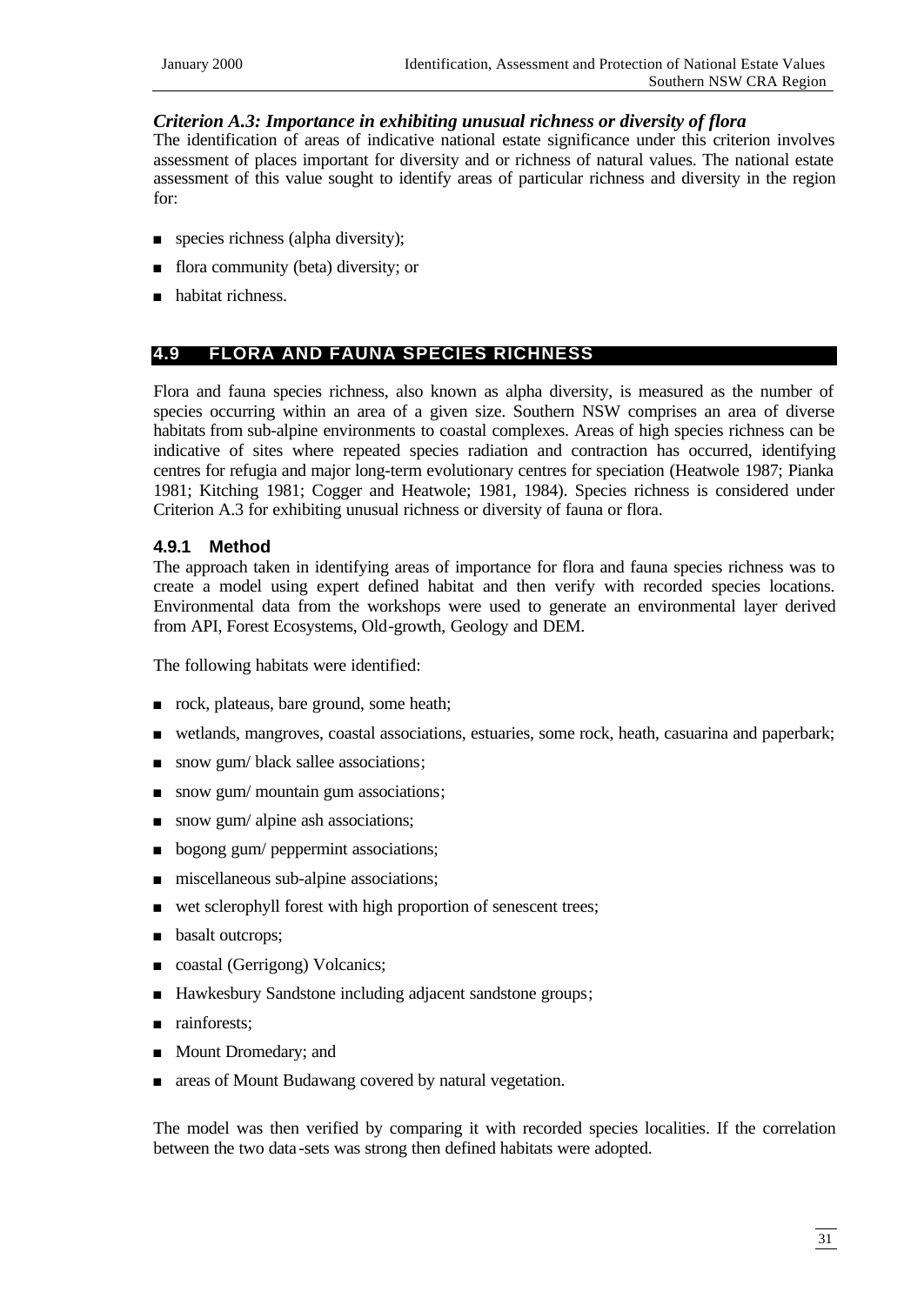### *Criterion A.3: Importance in exhibiting unusual richness or diversity of flora*

The identification of areas of indicative national estate significance under this criterion involves assessment of places important for diversity and or richness of natural values. The national estate assessment of this value sought to identify areas of particular richness and diversity in the region for:

- species richness (alpha diversity);
- flora community (beta) diversity; or
- habitat richness.

## 4.9 FLORA AND FAUNA SPECIES RICHNESS

Flora and fauna species richness, also known as alpha diversity, is measured as the number of species occurring within an area of a given size. Southern NSW comprises an area of diverse habitats from sub-alpine environments to coastal complexes. Areas of high species richness can be indicative of sites where repeated species radiation and contraction has occurred, identifying centres for refugia and major long-term evolutionary centres for speciation (Heatwole 1987; Pianka 1981; Kitching 1981; Cogger and Heatwole; 1981, 1984). Species richness is considered under Criterion A.3 for exhibiting unusual richness or diversity of fauna or flora.

### 4.9.1 Method

The approach taken in identifying areas of importance for flora and fauna species richness was to create a model using expert defined habitat and then verify with recorded species locations. Environmental data from the workshops were used to generate an environmental layer derived from API, Forest Ecosystems, Old-growth, Geology and DEM.

The following habitats were identified:

- rock, plateaus, bare ground, some heath;
- wetlands, mangroves, coastal associations, estuaries, some rock, heath, casuarina and paperbark;
- snow gum/ black sallee associations;
- snow gum/ mountain gum associations;
- snow gum/ alpine ash associations;
- bogong gum/ peppermint associations;
- miscellaneous sub-alpine associations;
- wet sclerophyll forest with high proportion of senescent trees;
- basalt outcrops;
- coastal (Gerrigong) Volcanics;
- Hawkesbury Sandstone including adjacent sandstone groups;
- rainforests;
- Mount Dromedary; and
- areas of Mount Budawang covered by natural vegetation.

The model was then verified by comparing it with recorded species localities. If the correlation between the two data-sets was strong then defined habitats were adopted.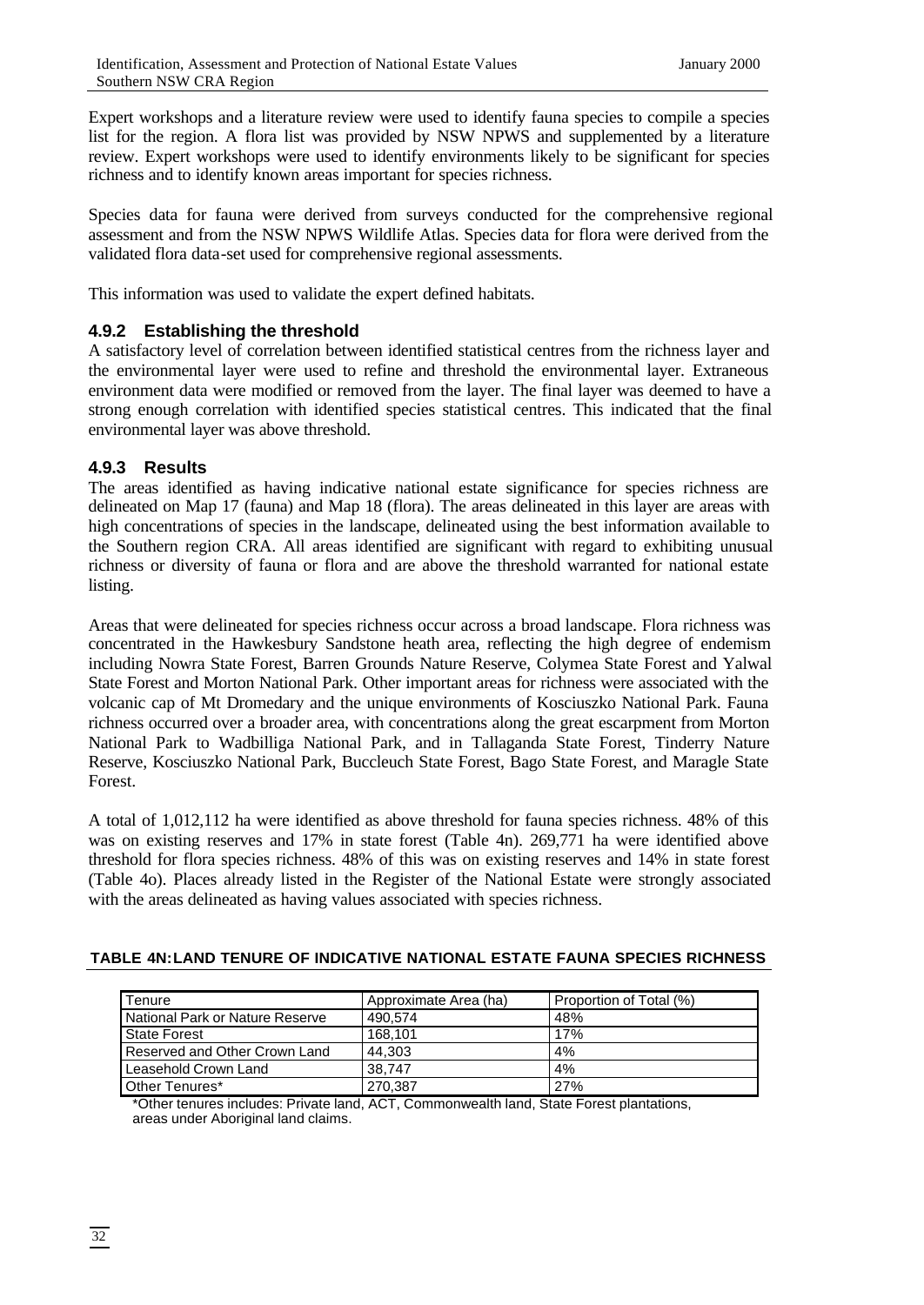Expert workshops and a literature review were used to identify fauna species to compile a species list for the region. A flora list was provided by NSW NPWS and supplemented by a literature review. Expert workshops were used to identify environments likely to be significant for species richness and to identify known areas important for species richness.

Species data for fauna were derived from surveys conducted for the comprehensive regional assessment and from the NSW NPWS Wildlife Atlas. Species data for flora were derived from the validated flora data-set used for comprehensive regional assessments.

This information was used to validate the expert defined habitats.

### 4.9.2 Establishing the threshold

A satisfactory level of correlation between identified statistical centres from the richness layer and the environmental layer were used to refine and threshold the environmental layer. Extraneous environment data were modified or removed from the layer. The final layer was deemed to have a strong enough correlation with identified species statistical centres. This indicated that the final environmental layer was above threshold.

### 4.9.3 Results

The areas identified as having indicative national estate significance for species richness are delineated on Map 17 (fauna) and Map 18 (flora). The areas delineated in this layer are areas with high concentrations of species in the landscape, delineated using the best information available to the Southern region CRA. All areas identified are significant with regard to exhibiting unusual richness or diversity of fauna or flora and are above the threshold warranted for national estate listing.

Areas that were delineated for species richness occur across a broad landscape. Flora richness was concentrated in the Hawkesbury Sandstone heath area, reflecting the high degree of endemism including Nowra State Forest, Barren Grounds Nature Reserve, Colymea State Forest and Yalwal State Forest and Morton National Park. Other important areas for richness were associated with the volcanic cap of Mt Dromedary and the unique environments of Kosciuszko National Park. Fauna richness occurred over a broader area, with concentrations along the great escarpment from Morton National Park to Wadbilliga National Park, and in Tallaganda State Forest, Tinderry Nature Reserve, Kosciuszko National Park, Buccleuch State Forest, Bago State Forest, and Maragle State Forest.

A total of 1,012,112 ha were identified as above threshold for fauna species richness. 48% of this was on existing reserves and 17% in state forest (Table 4n). 269,771 ha were identified above threshold for flora species richness. 48% of this was on existing reserves and 14% in state forest (Table 4o). Places already listed in the Register of the National Estate were strongly associated with the areas delineated as having values associated with species richness.

**TABLE 4N: LAND TENURE OF INDICATIVE NATIONAL ESTATE FAUNA SPECIES RICHNESS**

| Tenure | Approximate Area (ha) | Proportion of Total (%) |
|---|---|---|
| National Park or Nature Reserve | 490,574 | 48% |
| State Forest | 168,101 | 17% |
| Reserved and Other Crown Land | 44,303 | 4% |
| Leasehold Crown Land | 38,747 | 4% |
| Other Tenures* | 270,387 | 27% |

*Other tenures includes: Private land, ACT, Commonwealth land, State Forest plantations, areas under Aboriginal land claims.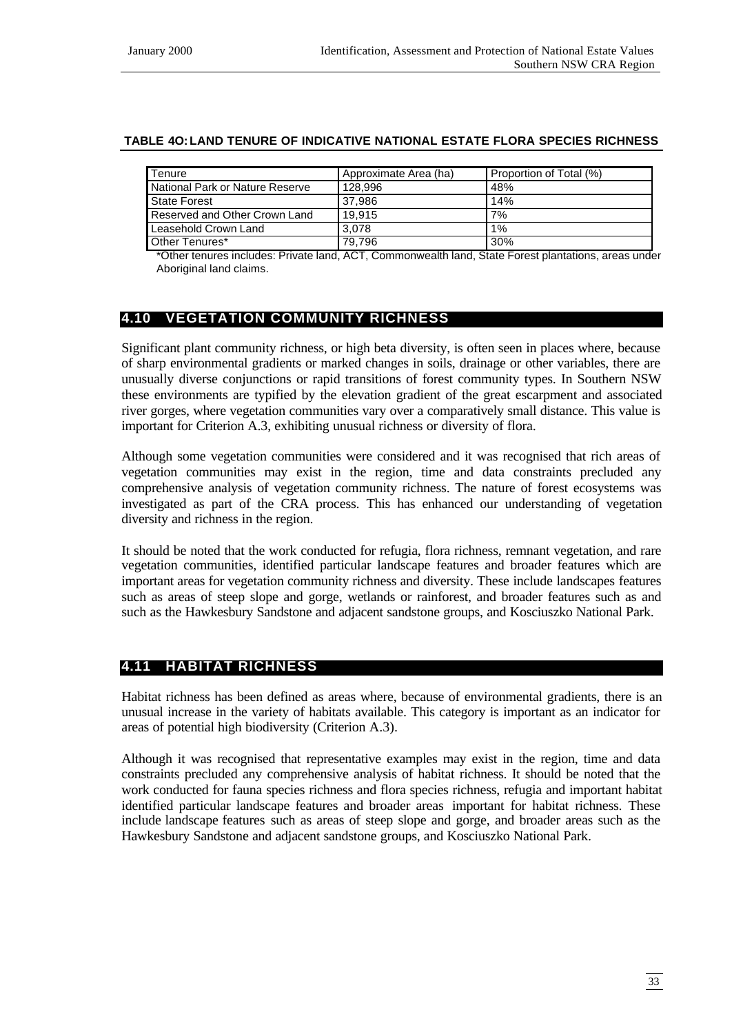**TABLE 4O: LAND TENURE OF INDICATIVE NATIONAL ESTATE FLORA SPECIES RICHNESS**

| Tenure | Approximate Area (ha) | Proportion of Total (%) |
|---|---|---|
| National Park or Nature Reserve | 128,996 | 48% |
| State Forest | 37,986 | 14% |
| Reserved and Other Crown Land | 19,915 | 7% |
| Leasehold Crown Land | 3,078 | 1% |
| Other Tenures* | 79,796 | 30% |

*Other tenures includes: Private land, ACT, Commonwealth land, State Forest plantations, areas under Aboriginal land claims.

## 4.10 VEGETATION COMMUNITY RICHNESS

Significant plant community richness, or high beta diversity, is often seen in places where, because of sharp environmental gradients or marked changes in soils, drainage or other variables, there are unusually diverse conjunctions or rapid transitions of forest community types. In Southern NSW these environments are typified by the elevation gradient of the great escarpment and associated river gorges, where vegetation communities vary over a comparatively small distance. This value is important for Criterion A.3, exhibiting unusual richness or diversity of flora.

Although some vegetation communities were considered and it was recognised that rich areas of vegetation communities may exist in the region, time and data constraints precluded any comprehensive analysis of vegetation community richness. The nature of forest ecosystems was investigated as part of the CRA process. This has enhanced our understanding of vegetation diversity and richness in the region.

It should be noted that the work conducted for refugia, flora richness, remnant vegetation, and rare vegetation communities, identified particular landscape features and broader features which are important areas for vegetation community richness and diversity. These include landscapes features such as areas of steep slope and gorge, wetlands or rainforest, and broader features such as and such as the Hawkesbury Sandstone and adjacent sandstone groups, and Kosciuszko National Park.

## 4.11 HABITAT RICHNESS

Habitat richness has been defined as areas where, because of environmental gradients, there is an unusual increase in the variety of habitats available. This category is important as an indicator for areas of potential high biodiversity (Criterion A.3).

Although it was recognised that representative examples may exist in the region, time and data constraints precluded any comprehensive analysis of habitat richness. It should be noted that the work conducted for fauna species richness and flora species richness, refugia and important habitat identified particular landscape features and broader areas important for habitat richness. These include landscape features such as areas of steep slope and gorge, and broader areas such as the Hawkesbury Sandstone and adjacent sandstone groups, and Kosciuszko National Park.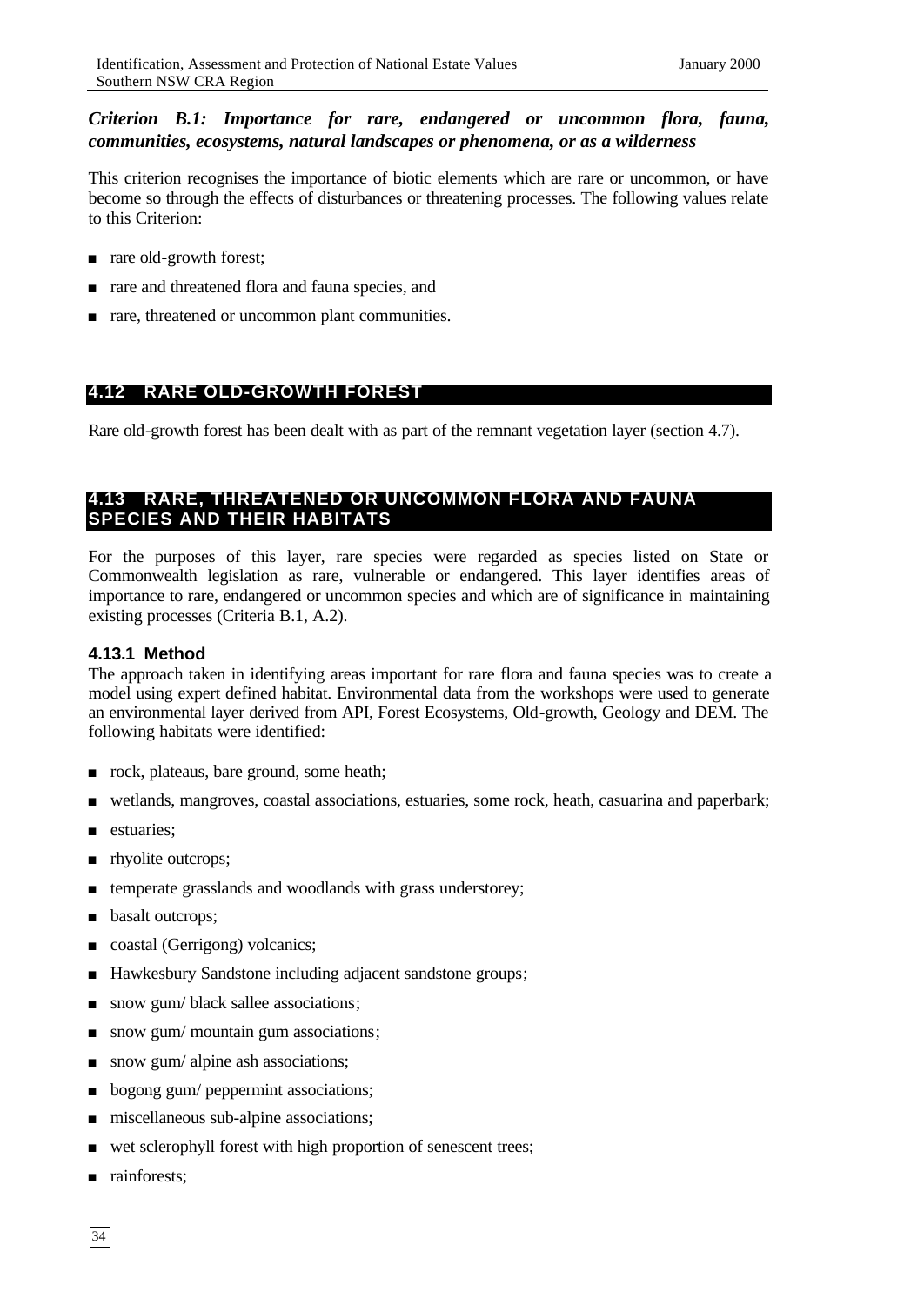***Criterion B.1: Importance for rare, endangered or uncommon flora, fauna, communities, ecosystems, natural landscapes or phenomena, or as a wilderness***

This criterion recognises the importance of biotic elements which are rare or uncommon, or have become so through the effects of disturbances or threatening processes. The following values relate to this Criterion:

- rare old-growth forest;
- rare and threatened flora and fauna species, and
- rare, threatened or uncommon plant communities.

## 4.12 RARE OLD-GROWTH FOREST

Rare old-growth forest has been dealt with as part of the remnant vegetation layer (section 4.7).

## 4.13 RARE, THREATENED OR UNCOMMON FLORA AND FAUNA SPECIES AND THEIR HABITATS

For the purposes of this layer, rare species were regarded as species listed on State or Commonwealth legislation as rare, vulnerable or endangered. This layer identifies areas of importance to rare, endangered or uncommon species and which are of significance in maintaining existing processes (Criteria B.1, A.2).

### 4.13.1 Method

The approach taken in identifying areas important for rare flora and fauna species was to create a model using expert defined habitat. Environmental data from the workshops were used to generate an environmental layer derived from API, Forest Ecosystems, Old-growth, Geology and DEM. The following habitats were identified:

- rock, plateaus, bare ground, some heath;
- wetlands, mangroves, coastal associations, estuaries, some rock, heath, casuarina and paperbark;
- estuaries;
- rhyolite outcrops;
- temperate grasslands and woodlands with grass understorey;
- basalt outcrops;
- coastal (Gerrigong) volcanics;
- Hawkesbury Sandstone including adjacent sandstone groups;
- snow gum/ black sallee associations;
- snow gum/ mountain gum associations;
- snow gum/ alpine ash associations;
- bogong gum/ peppermint associations;
- miscellaneous sub-alpine associations;
- wet sclerophyll forest with high proportion of senescent trees;
- rainforests;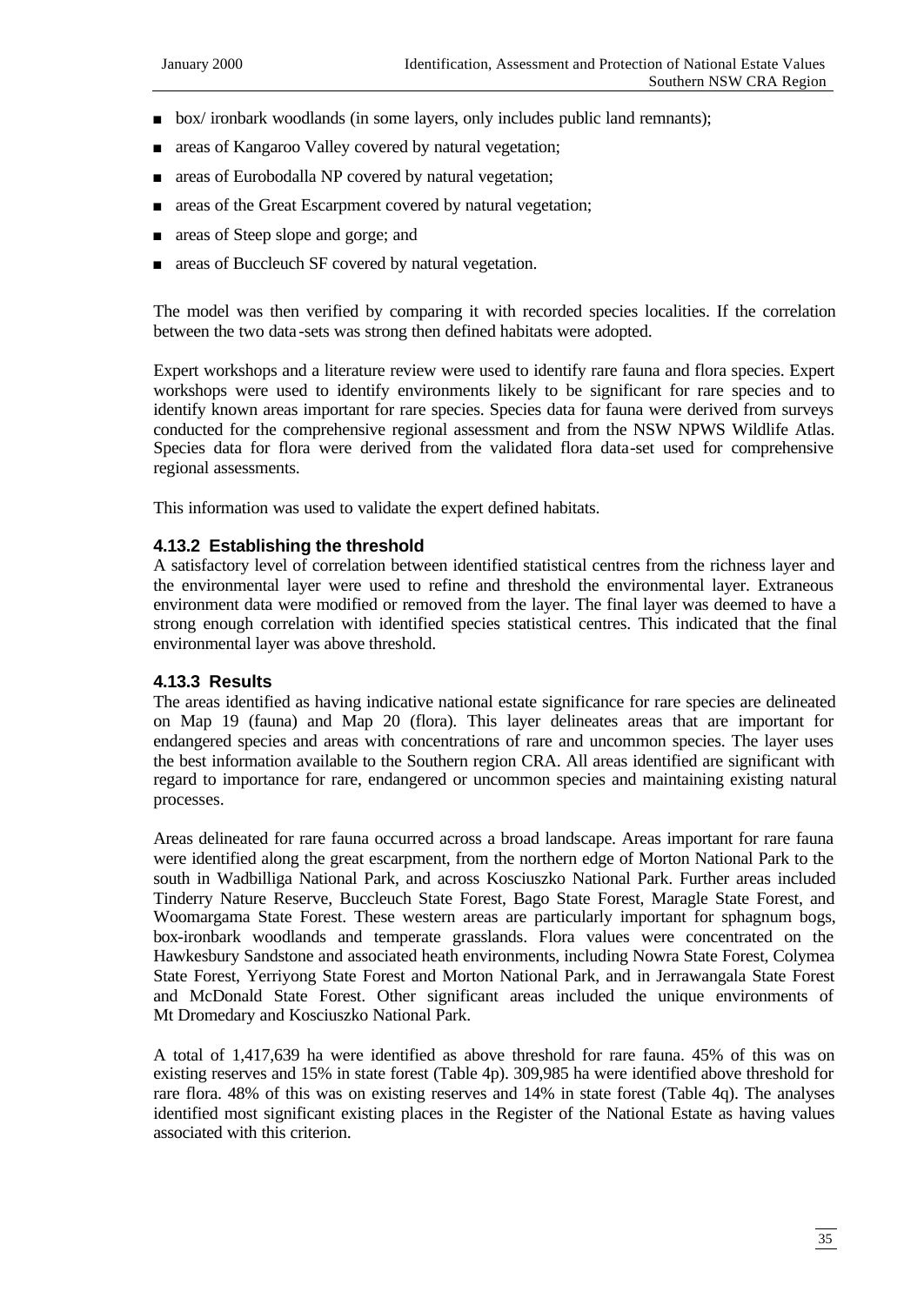- box/ ironbark woodlands (in some layers, only includes public land remnants);
- areas of Kangaroo Valley covered by natural vegetation;
- areas of Eurobodalla NP covered by natural vegetation;
- areas of the Great Escarpment covered by natural vegetation;
- areas of Steep slope and gorge; and
- areas of Buccleuch SF covered by natural vegetation.

The model was then verified by comparing it with recorded species localities. If the correlation between the two data-sets was strong then defined habitats were adopted.

Expert workshops and a literature review were used to identify rare fauna and flora species. Expert workshops were used to identify environments likely to be significant for rare species and to identify known areas important for rare species. Species data for fauna were derived from surveys conducted for the comprehensive regional assessment and from the NSW NPWS Wildlife Atlas. Species data for flora were derived from the validated flora data-set used for comprehensive regional assessments.

This information was used to validate the expert defined habitats.

### 4.13.2 Establishing the threshold

A satisfactory level of correlation between identified statistical centres from the richness layer and the environmental layer were used to refine and threshold the environmental layer. Extraneous environment data were modified or removed from the layer. The final layer was deemed to have a strong enough correlation with identified species statistical centres. This indicated that the final environmental layer was above threshold.

### 4.13.3 Results

The areas identified as having indicative national estate significance for rare species are delineated on Map 19 (fauna) and Map 20 (flora). This layer delineates areas that are important for endangered species and areas with concentrations of rare and uncommon species. The layer uses the best information available to the Southern region CRA. All areas identified are significant with regard to importance for rare, endangered or uncommon species and maintaining existing natural processes.

Areas delineated for rare fauna occurred across a broad landscape. Areas important for rare fauna were identified along the great escarpment, from the northern edge of Morton National Park to the south in Wadbilliga National Park, and across Kosciuszko National Park. Further areas included Tinderry Nature Reserve, Buccleuch State Forest, Bago State Forest, Maragle State Forest, and Woomargama State Forest. These western areas are particularly important for sphagnum bogs, box-ironbark woodlands and temperate grasslands. Flora values were concentrated on the Hawkesbury Sandstone and associated heath environments, including Nowra State Forest, Colymea State Forest, Yerriyong State Forest and Morton National Park, and in Jerrawangala State Forest and McDonald State Forest. Other significant areas included the unique environments of Mt Dromedary and Kosciuszko National Park.

A total of 1,417,639 ha were identified as above threshold for rare fauna. 45% of this was on existing reserves and 15% in state forest (Table 4p). 309,985 ha were identified above threshold for rare flora. 48% of this was on existing reserves and 14% in state forest (Table 4q). The analyses identified most significant existing places in the Register of the National Estate as having values associated with this criterion.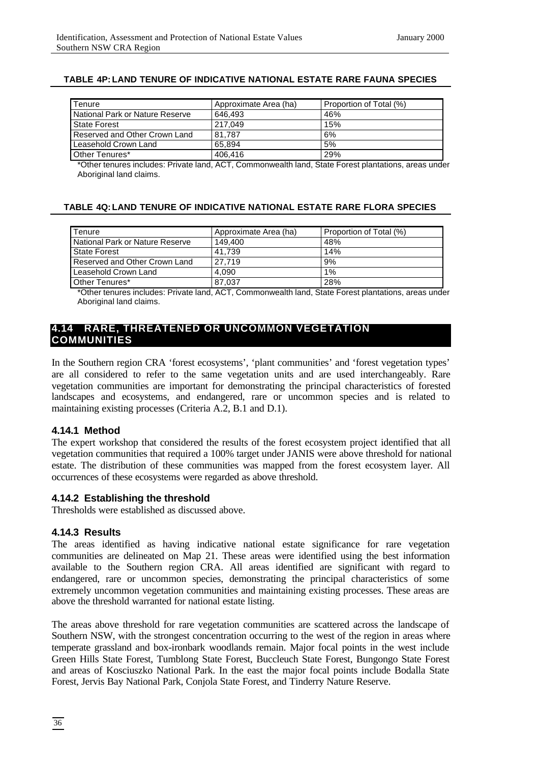**TABLE 4P: LAND TENURE OF INDICATIVE NATIONAL ESTATE RARE FAUNA SPECIES**

| Tenure | Approximate Area (ha) | Proportion of Total (%) |
|---|---|---|
| National Park or Nature Reserve | 646,493 | 46% |
| State Forest | 217,049 | 15% |
| Reserved and Other Crown Land | 81,787 | 6% |
| Leasehold Crown Land | 65,894 | 5% |
| Other Tenures* | 406,416 | 29% |

*Other tenures includes: Private land, ACT, Commonwealth land, State Forest plantations, areas under Aboriginal land claims.

**TABLE 4Q: LAND TENURE OF INDICATIVE NATIONAL ESTATE RARE FLORA SPECIES**

| Tenure | Approximate Area (ha) | Proportion of Total (%) |
|---|---|---|
| National Park or Nature Reserve | 149,400 | 48% |
| State Forest | 41,739 | 14% |
| Reserved and Other Crown Land | 27,719 | 9% |
| Leasehold Crown Land | 4,090 | 1% |
| Other Tenures* | 87,037 | 28% |

*Other tenures includes: Private land, ACT, Commonwealth land, State Forest plantations, areas under Aboriginal land claims.

## 4.14 RARE, THREATENED OR UNCOMMON VEGETATION COMMUNITIES

In the Southern region CRA 'forest ecosystems', 'plant communities' and 'forest vegetation types' are all considered to refer to the same vegetation units and are used interchangeably. Rare vegetation communities are important for demonstrating the principal characteristics of forested landscapes and ecosystems, and endangered, rare or uncommon species and is related to maintaining existing processes (Criteria A.2, B.1 and D.1).

### 4.14.1 Method

The expert workshop that considered the results of the forest ecosystem project identified that all vegetation communities that required a 100% target under JANIS were above threshold for national estate. The distribution of these communities was mapped from the forest ecosystem layer. All occurrences of these ecosystems were regarded as above threshold.

### 4.14.2 Establishing the threshold

Thresholds were established as discussed above.

### 4.14.3 Results

The areas identified as having indicative national estate significance for rare vegetation communities are delineated on Map 21. These areas were identified using the best information available to the Southern region CRA. All areas identified are significant with regard to endangered, rare or uncommon species, demonstrating the principal characteristics of some extremely uncommon vegetation communities and maintaining existing processes. These areas are above the threshold warranted for national estate listing.

The areas above threshold for rare vegetation communities are scattered across the landscape of Southern NSW, with the strongest concentration occurring to the west of the region in areas where temperate grassland and box-ironbark woodlands remain. Major focal points in the west include Green Hills State Forest, Tumblong State Forest, Buccleuch State Forest, Bungongo State Forest and areas of Kosciuszko National Park. In the east the major focal points include Bodalla State Forest, Jervis Bay National Park, Conjola State Forest, and Tinderry Nature Reserve.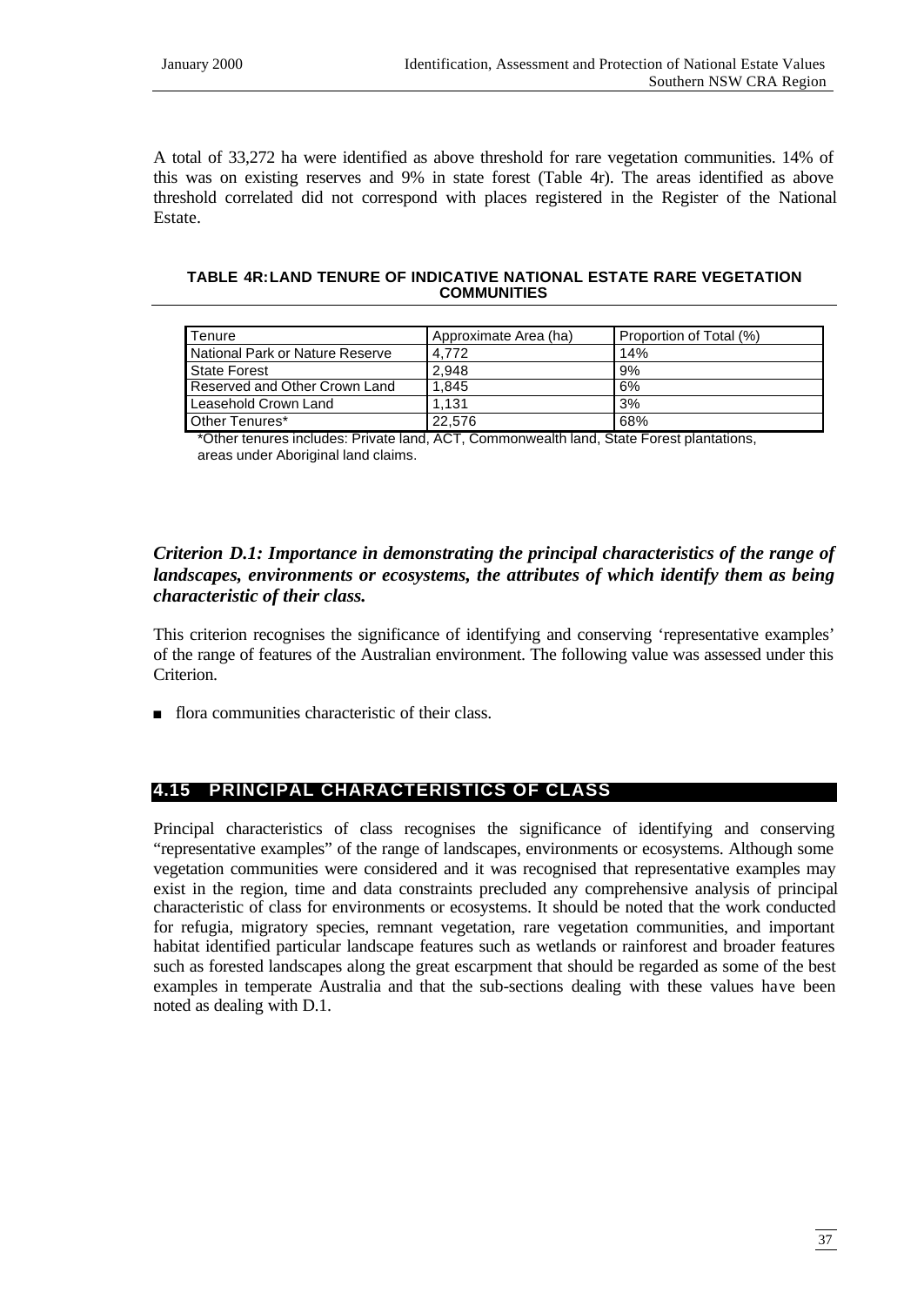A total of 33,272 ha were identified as above threshold for rare vegetation communities. 14% of this was on existing reserves and 9% in state forest (Table 4r). The areas identified as above threshold correlated did not correspond with places registered in the Register of the National Estate.

**TABLE 4R: LAND TENURE OF INDICATIVE NATIONAL ESTATE RARE VEGETATION COMMUNITIES**

| Tenure | Approximate Area (ha) | Proportion of Total (%) |
|---|---|---|
| National Park or Nature Reserve | 4,772 | 14% |
| State Forest | 2,948 | 9% |
| Reserved and Other Crown Land | 1,845 | 6% |
| Leasehold Crown Land | 1,131 | 3% |
| Other Tenures* | 22,576 | 68% |

*Other tenures includes: Private land, ACT, Commonwealth land, State Forest plantations, areas under Aboriginal land claims.

### *Criterion D.1: Importance in demonstrating the principal characteristics of the range of landscapes, environments or ecosystems, the attributes of which identify them as being characteristic of their class.*

This criterion recognises the significance of identifying and conserving 'representative examples' of the range of features of the Australian environment. The following value was assessed under this Criterion.

- flora communities characteristic of their class.

## 4.15 PRINCIPAL CHARACTERISTICS OF CLASS

Principal characteristics of class recognises the significance of identifying and conserving "representative examples" of the range of landscapes, environments or ecosystems. Although some vegetation communities were considered and it was recognised that representative examples may exist in the region, time and data constraints precluded any comprehensive analysis of principal characteristic of class for environments or ecosystems. It should be noted that the work conducted for refugia, migratory species, remnant vegetation, rare vegetation communities, and important habitat identified particular landscape features such as wetlands or rainforest and broader features such as forested landscapes along the great escarpment that should be regarded as some of the best examples in temperate Australia and that the sub-sections dealing with these values have been noted as dealing with D.1.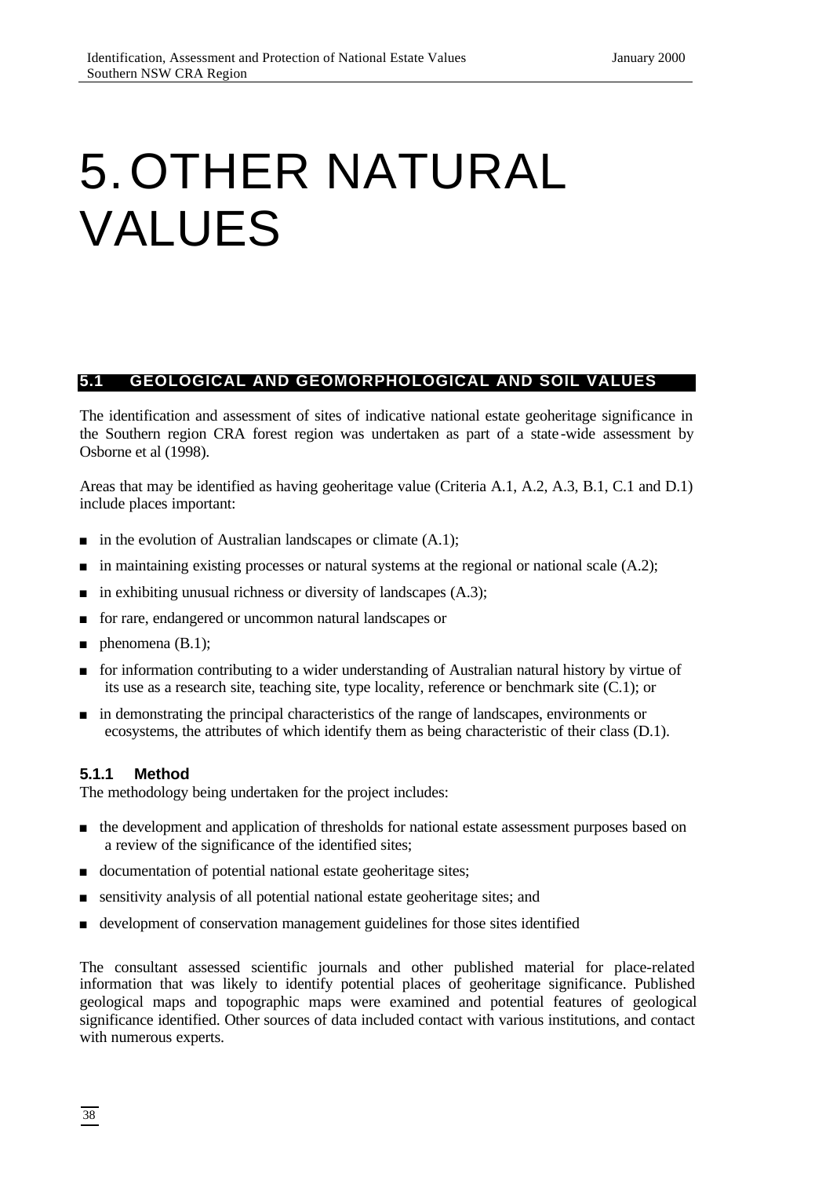# 5. OTHER NATURAL VALUES

## 5.1 GEOLOGICAL AND GEOMORPHOLOGICAL AND SOIL VALUES

The identification and assessment of sites of indicative national estate geoheritage significance in the Southern region CRA forest region was undertaken as part of a state-wide assessment by Osborne et al (1998).

Areas that may be identified as having geoheritage value (Criteria A.1, A.2, A.3, B.1, C.1 and D.1) include places important:

- in the evolution of Australian landscapes or climate (A.1);
- in maintaining existing processes or natural systems at the regional or national scale (A.2);
- in exhibiting unusual richness or diversity of landscapes (A.3);
- for rare, endangered or uncommon natural landscapes or
- phenomena (B.1);
- for information contributing to a wider understanding of Australian natural history by virtue of its use as a research site, teaching site, type locality, reference or benchmark site (C.1); or
- in demonstrating the principal characteristics of the range of landscapes, environments or ecosystems, the attributes of which identify them as being characteristic of their class (D.1).

### 5.1.1 Method

The methodology being undertaken for the project includes:

- the development and application of thresholds for national estate assessment purposes based on a review of the significance of the identified sites;
- documentation of potential national estate geoheritage sites;
- sensitivity analysis of all potential national estate geoheritage sites; and
- development of conservation management guidelines for those sites identified

The consultant assessed scientific journals and other published material for place-related information that was likely to identify potential places of geoheritage significance. Published geological maps and topographic maps were examined and potential features of geological significance identified. Other sources of data included contact with various institutions, and contact with numerous experts.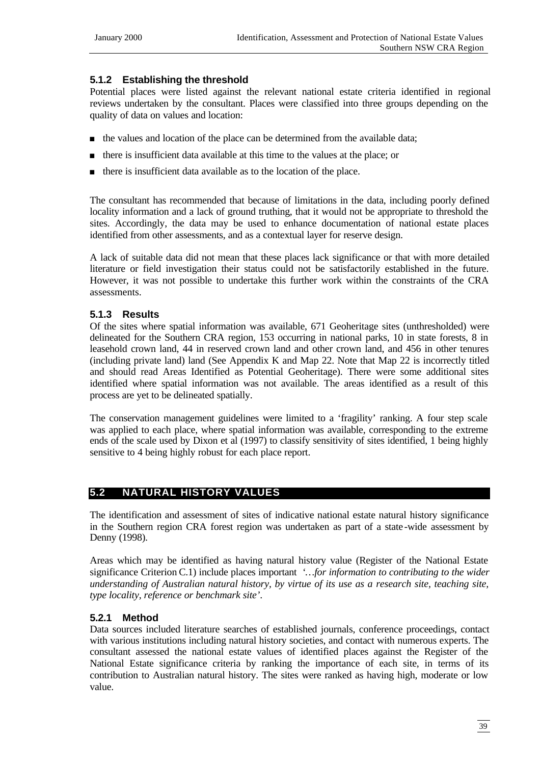### 5.1.2 Establishing the threshold

Potential places were listed against the relevant national estate criteria identified in regional reviews undertaken by the consultant. Places were classified into three groups depending on the quality of data on values and location:

- the values and location of the place can be determined from the available data;
- there is insufficient data available at this time to the values at the place; or
- there is insufficient data available as to the location of the place.

The consultant has recommended that because of limitations in the data, including poorly defined locality information and a lack of ground truthing, that it would not be appropriate to threshold the sites. Accordingly, the data may be used to enhance documentation of national estate places identified from other assessments, and as a contextual layer for reserve design.

A lack of suitable data did not mean that these places lack significance or that with more detailed literature or field investigation their status could not be satisfactorily established in the future. However, it was not possible to undertake this further work within the constraints of the CRA assessments.

### 5.1.3 Results

Of the sites where spatial information was available, 671 Geoheritage sites (unthresholded) were delineated for the Southern CRA region, 153 occurring in national parks, 10 in state forests, 8 in leasehold crown land, 44 in reserved crown land and other crown land, and 456 in other tenures (including private land) land (See Appendix K and Map 22. Note that Map 22 is incorrectly titled and should read Areas Identified as Potential Geoheritage). There were some additional sites identified where spatial information was not available. The areas identified as a result of this process are yet to be delineated spatially.

The conservation management guidelines were limited to a 'fragility' ranking. A four step scale was applied to each place, where spatial information was available, corresponding to the extreme ends of the scale used by Dixon et al (1997) to classify sensitivity of sites identified, 1 being highly sensitive to 4 being highly robust for each place report.

## 5.2 NATURAL HISTORY VALUES

The identification and assessment of sites of indicative national estate natural history significance in the Southern region CRA forest region was undertaken as part of a state-wide assessment by Denny (1998).

Areas which may be identified as having natural history value (Register of the National Estate significance Criterion C.1) include places important *'…for information to contributing to the wider understanding of Australian natural history, by virtue of its use as a research site, teaching site, type locality, reference or benchmark site'*.

### 5.2.1 Method

Data sources included literature searches of established journals, conference proceedings, contact with various institutions including natural history societies, and contact with numerous experts. The consultant assessed the national estate values of identified places against the Register of the National Estate significance criteria by ranking the importance of each site, in terms of its contribution to Australian natural history. The sites were ranked as having high, moderate or low value.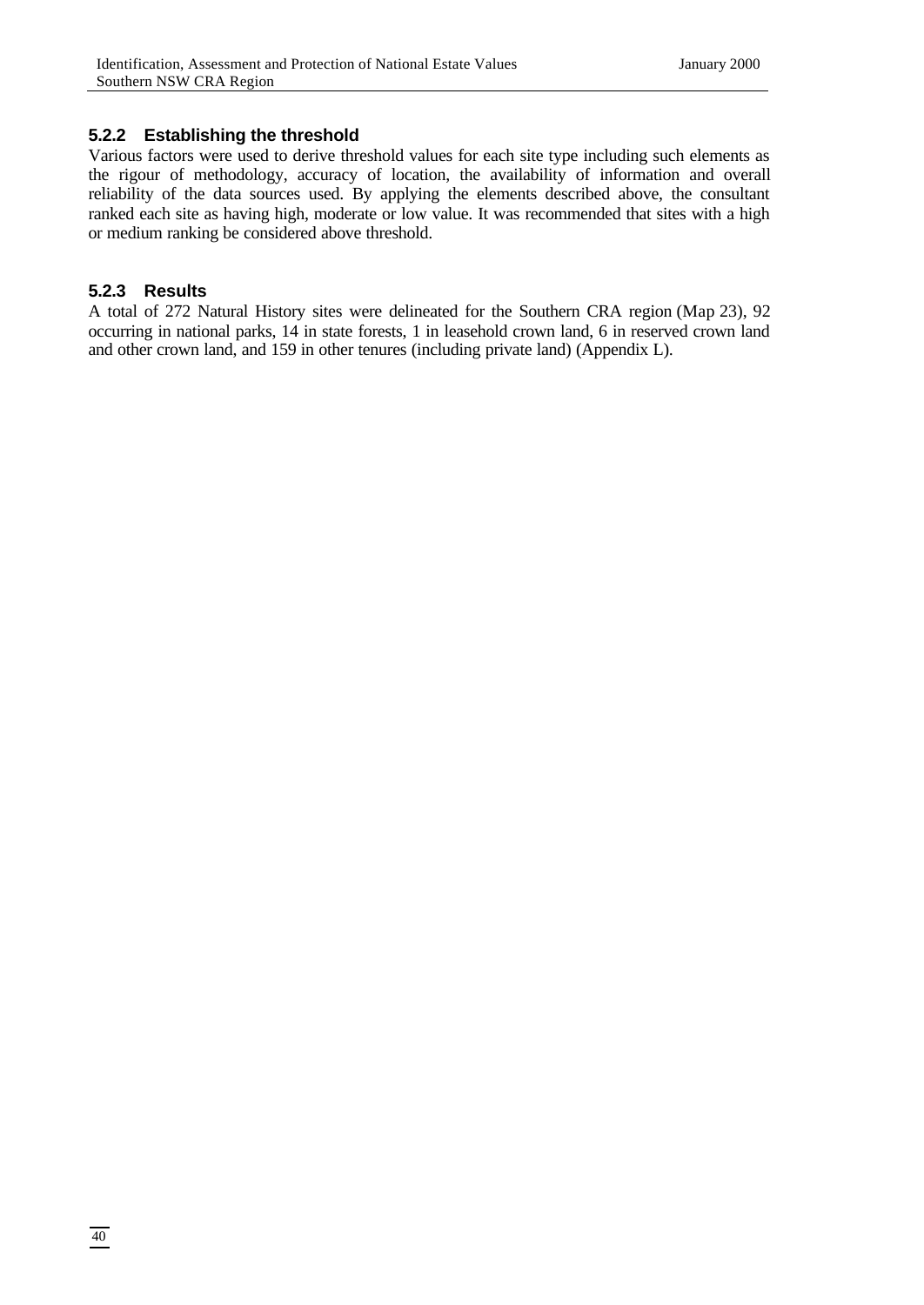### 5.2.2 Establishing the threshold

Various factors were used to derive threshold values for each site type including such elements as the rigour of methodology, accuracy of location, the availability of information and overall reliability of the data sources used. By applying the elements described above, the consultant ranked each site as having high, moderate or low value. It was recommended that sites with a high or medium ranking be considered above threshold.

### 5.2.3 Results

A total of 272 Natural History sites were delineated for the Southern CRA region (Map 23), 92 occurring in national parks, 14 in state forests, 1 in leasehold crown land, 6 in reserved crown land and other crown land, and 159 in other tenures (including private land) (Appendix L).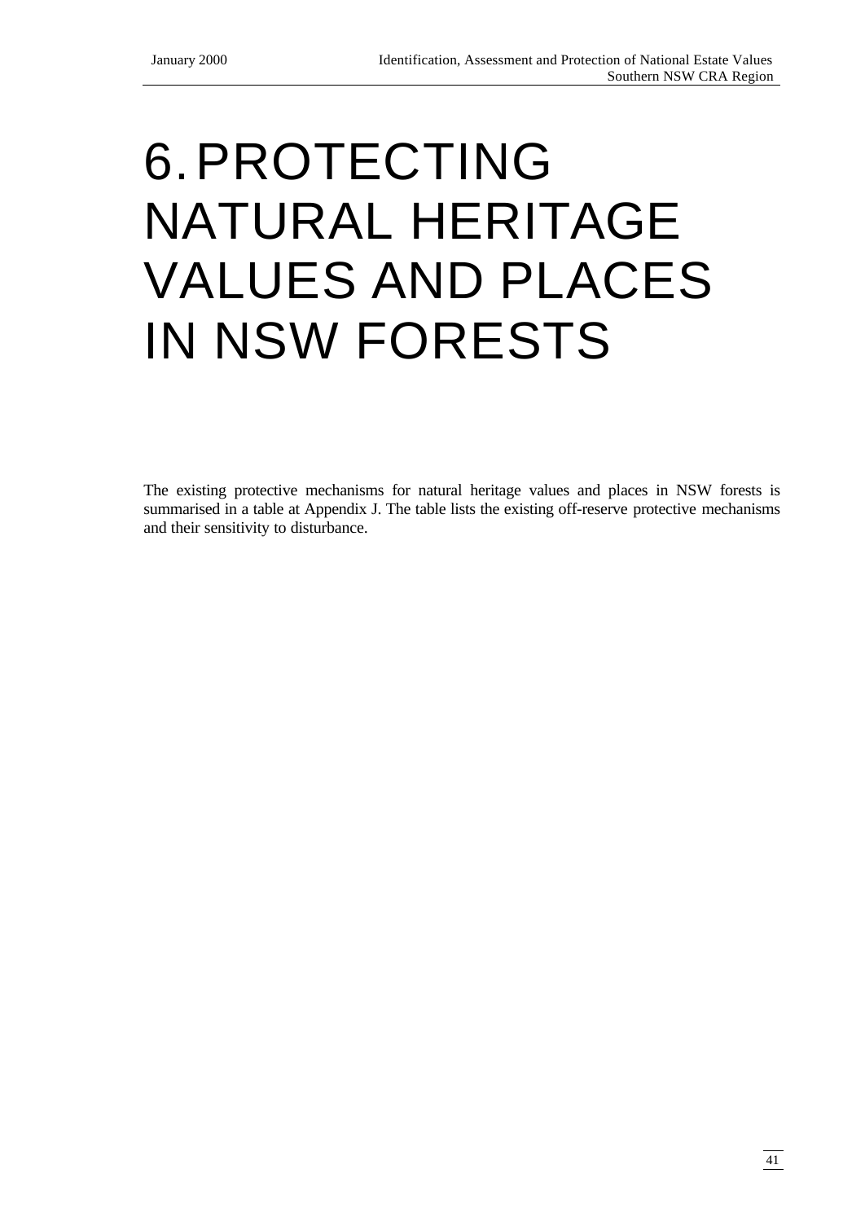# 6. PROTECTING NATURAL HERITAGE VALUES AND PLACES IN NSW FORESTS

The existing protective mechanisms for natural heritage values and places in NSW forests is summarised in a table at Appendix J. The table lists the existing off-reserve protective mechanisms and their sensitivity to disturbance.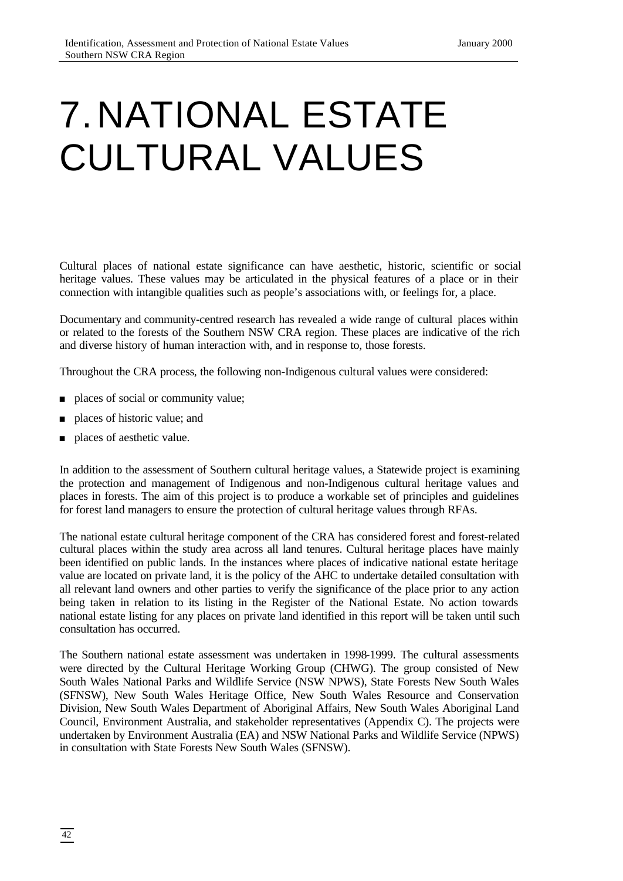# 7. NATIONAL ESTATE CULTURAL VALUES

Cultural places of national estate significance can have aesthetic, historic, scientific or social heritage values. These values may be articulated in the physical features of a place or in their connection with intangible qualities such as people's associations with, or feelings for, a place.

Documentary and community-centred research has revealed a wide range of cultural places within or related to the forests of the Southern NSW CRA region. These places are indicative of the rich and diverse history of human interaction with, and in response to, those forests.

Throughout the CRA process, the following non-Indigenous cultural values were considered:

- places of social or community value;
- places of historic value; and
- places of aesthetic value.

In addition to the assessment of Southern cultural heritage values, a Statewide project is examining the protection and management of Indigenous and non-Indigenous cultural heritage values and places in forests. The aim of this project is to produce a workable set of principles and guidelines for forest land managers to ensure the protection of cultural heritage values through RFAs.

The national estate cultural heritage component of the CRA has considered forest and forest-related cultural places within the study area across all land tenures. Cultural heritage places have mainly been identified on public lands. In the instances where places of indicative national estate heritage value are located on private land, it is the policy of the AHC to undertake detailed consultation with all relevant land owners and other parties to verify the significance of the place prior to any action being taken in relation to its listing in the Register of the National Estate. No action towards national estate listing for any places on private land identified in this report will be taken until such consultation has occurred.

The Southern national estate assessment was undertaken in 1998-1999. The cultural assessments were directed by the Cultural Heritage Working Group (CHWG). The group consisted of New South Wales National Parks and Wildlife Service (NSW NPWS), State Forests New South Wales (SFNSW), New South Wales Heritage Office, New South Wales Resource and Conservation Division, New South Wales Department of Aboriginal Affairs, New South Wales Aboriginal Land Council, Environment Australia, and stakeholder representatives (Appendix C). The projects were undertaken by Environment Australia (EA) and NSW National Parks and Wildlife Service (NPWS) in consultation with State Forests New South Wales (SFNSW).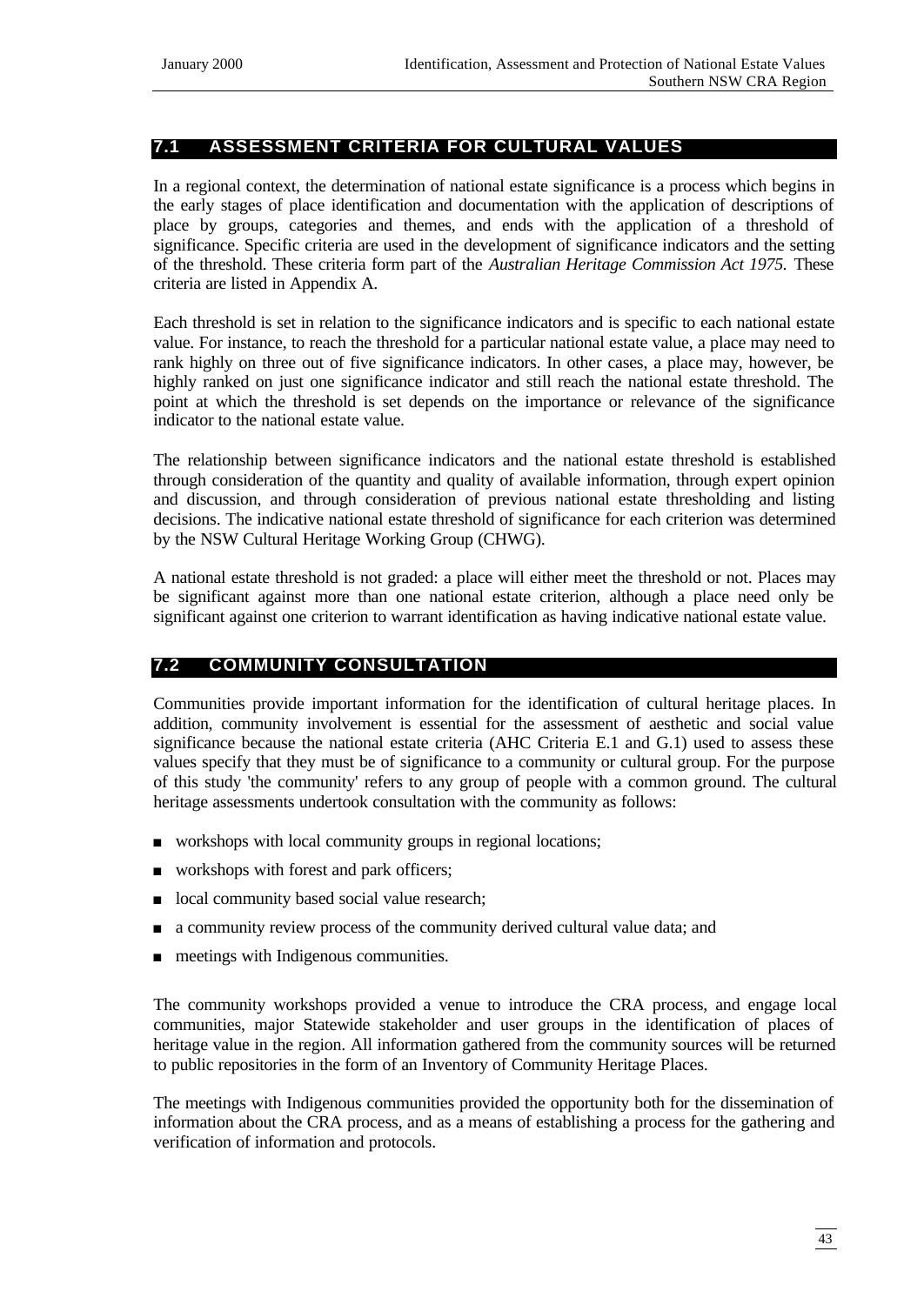## 7.1 ASSESSMENT CRITERIA FOR CULTURAL VALUES

In a regional context, the determination of national estate significance is a process which begins in the early stages of place identification and documentation with the application of descriptions of place by groups, categories and themes, and ends with the application of a threshold of significance. Specific criteria are used in the development of significance indicators and the setting of the threshold. These criteria form part of the *Australian Heritage Commission Act 1975.* These criteria are listed in Appendix A.

Each threshold is set in relation to the significance indicators and is specific to each national estate value. For instance, to reach the threshold for a particular national estate value, a place may need to rank highly on three out of five significance indicators. In other cases, a place may, however, be highly ranked on just one significance indicator and still reach the national estate threshold. The point at which the threshold is set depends on the importance or relevance of the significance indicator to the national estate value.

The relationship between significance indicators and the national estate threshold is established through consideration of the quantity and quality of available information, through expert opinion and discussion, and through consideration of previous national estate thresholding and listing decisions. The indicative national estate threshold of significance for each criterion was determined by the NSW Cultural Heritage Working Group (CHWG).

A national estate threshold is not graded: a place will either meet the threshold or not. Places may be significant against more than one national estate criterion, although a place need only be significant against one criterion to warrant identification as having indicative national estate value.

## 7.2 COMMUNITY CONSULTATION

Communities provide important information for the identification of cultural heritage places. In addition, community involvement is essential for the assessment of aesthetic and social value significance because the national estate criteria (AHC Criteria E.1 and G.1) used to assess these values specify that they must be of significance to a community or cultural group. For the purpose of this study 'the community' refers to any group of people with a common ground. The cultural heritage assessments undertook consultation with the community as follows:

- workshops with local community groups in regional locations;
- workshops with forest and park officers;
- local community based social value research;
- a community review process of the community derived cultural value data; and
- meetings with Indigenous communities.

The community workshops provided a venue to introduce the CRA process, and engage local communities, major Statewide stakeholder and user groups in the identification of places of heritage value in the region. All information gathered from the community sources will be returned to public repositories in the form of an Inventory of Community Heritage Places.

The meetings with Indigenous communities provided the opportunity both for the dissemination of information about the CRA process, and as a means of establishing a process for the gathering and verification of information and protocols.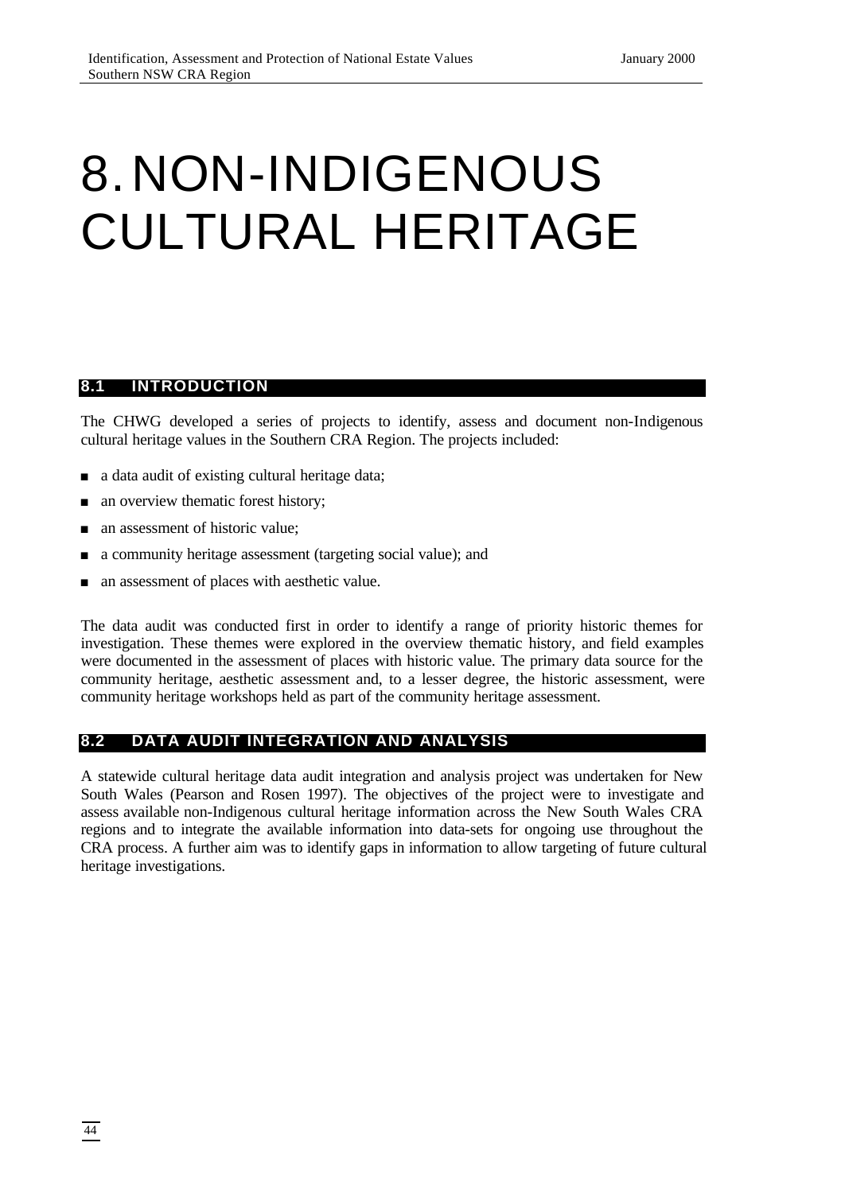# 8. NON-INDIGENOUS CULTURAL HERITAGE

## 8.1 INTRODUCTION

The CHWG developed a series of projects to identify, assess and document non-Indigenous cultural heritage values in the Southern CRA Region. The projects included:

- a data audit of existing cultural heritage data;
- an overview thematic forest history;
- an assessment of historic value;
- a community heritage assessment (targeting social value); and
- an assessment of places with aesthetic value.

The data audit was conducted first in order to identify a range of priority historic themes for investigation. These themes were explored in the overview thematic history, and field examples were documented in the assessment of places with historic value. The primary data source for the community heritage, aesthetic assessment and, to a lesser degree, the historic assessment, were community heritage workshops held as part of the community heritage assessment.

## 8.2 DATA AUDIT INTEGRATION AND ANALYSIS

A statewide cultural heritage data audit integration and analysis project was undertaken for New South Wales (Pearson and Rosen 1997). The objectives of the project were to investigate and assess available non-Indigenous cultural heritage information across the New South Wales CRA regions and to integrate the available information into data-sets for ongoing use throughout the CRA process. A further aim was to identify gaps in information to allow targeting of future cultural heritage investigations.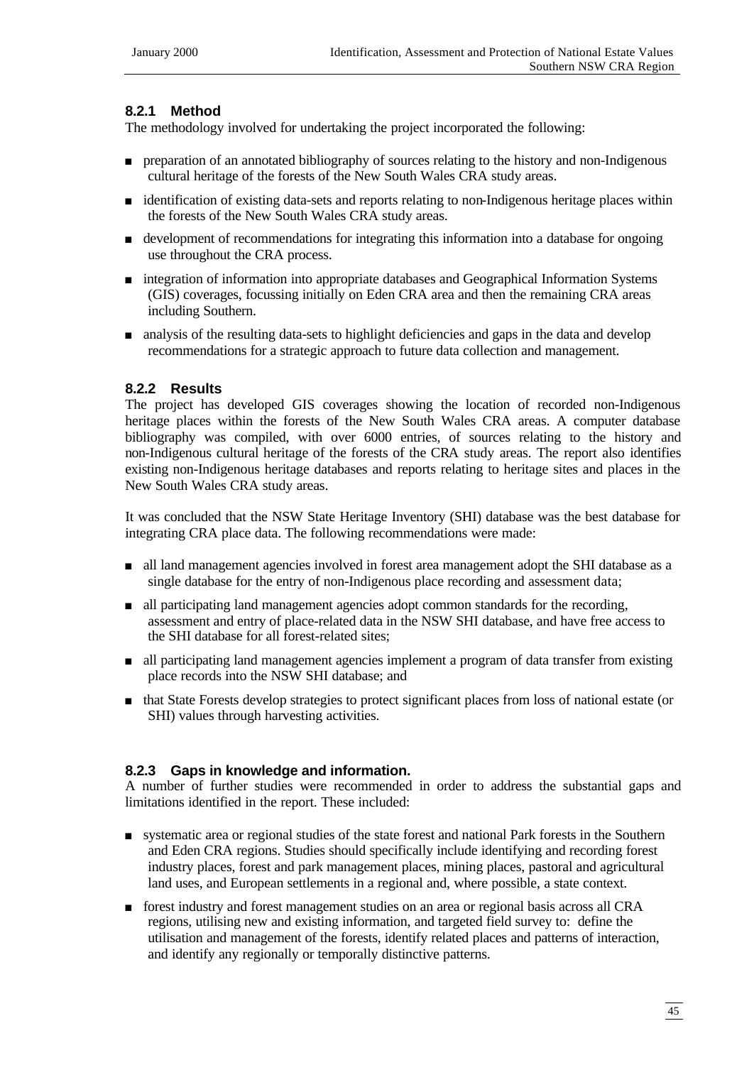### 8.2.1 Method

The methodology involved for undertaking the project incorporated the following:

- preparation of an annotated bibliography of sources relating to the history and non-Indigenous cultural heritage of the forests of the New South Wales CRA study areas.
- identification of existing data-sets and reports relating to non-Indigenous heritage places within the forests of the New South Wales CRA study areas.
- development of recommendations for integrating this information into a database for ongoing use throughout the CRA process.
- integration of information into appropriate databases and Geographical Information Systems (GIS) coverages, focussing initially on Eden CRA area and then the remaining CRA areas including Southern.
- analysis of the resulting data-sets to highlight deficiencies and gaps in the data and develop recommendations for a strategic approach to future data collection and management.

### 8.2.2 Results

The project has developed GIS coverages showing the location of recorded non-Indigenous heritage places within the forests of the New South Wales CRA areas. A computer database bibliography was compiled, with over 6000 entries, of sources relating to the history and non-Indigenous cultural heritage of the forests of the CRA study areas. The report also identifies existing non-Indigenous heritage databases and reports relating to heritage sites and places in the New South Wales CRA study areas.

It was concluded that the NSW State Heritage Inventory (SHI) database was the best database for integrating CRA place data. The following recommendations were made:

- all land management agencies involved in forest area management adopt the SHI database as a single database for the entry of non-Indigenous place recording and assessment data;
- all participating land management agencies adopt common standards for the recording, assessment and entry of place-related data in the NSW SHI database, and have free access to the SHI database for all forest-related sites;
- all participating land management agencies implement a program of data transfer from existing place records into the NSW SHI database; and
- that State Forests develop strategies to protect significant places from loss of national estate (or SHI) values through harvesting activities.

### 8.2.3 Gaps in knowledge and information.

A number of further studies were recommended in order to address the substantial gaps and limitations identified in the report. These included:

- systematic area or regional studies of the state forest and national Park forests in the Southern and Eden CRA regions. Studies should specifically include identifying and recording forest industry places, forest and park management places, mining places, pastoral and agricultural land uses, and European settlements in a regional and, where possible, a state context.
- forest industry and forest management studies on an area or regional basis across all CRA regions, utilising new and existing information, and targeted field survey to: define the utilisation and management of the forests, identify related places and patterns of interaction, and identify any regionally or temporally distinctive patterns.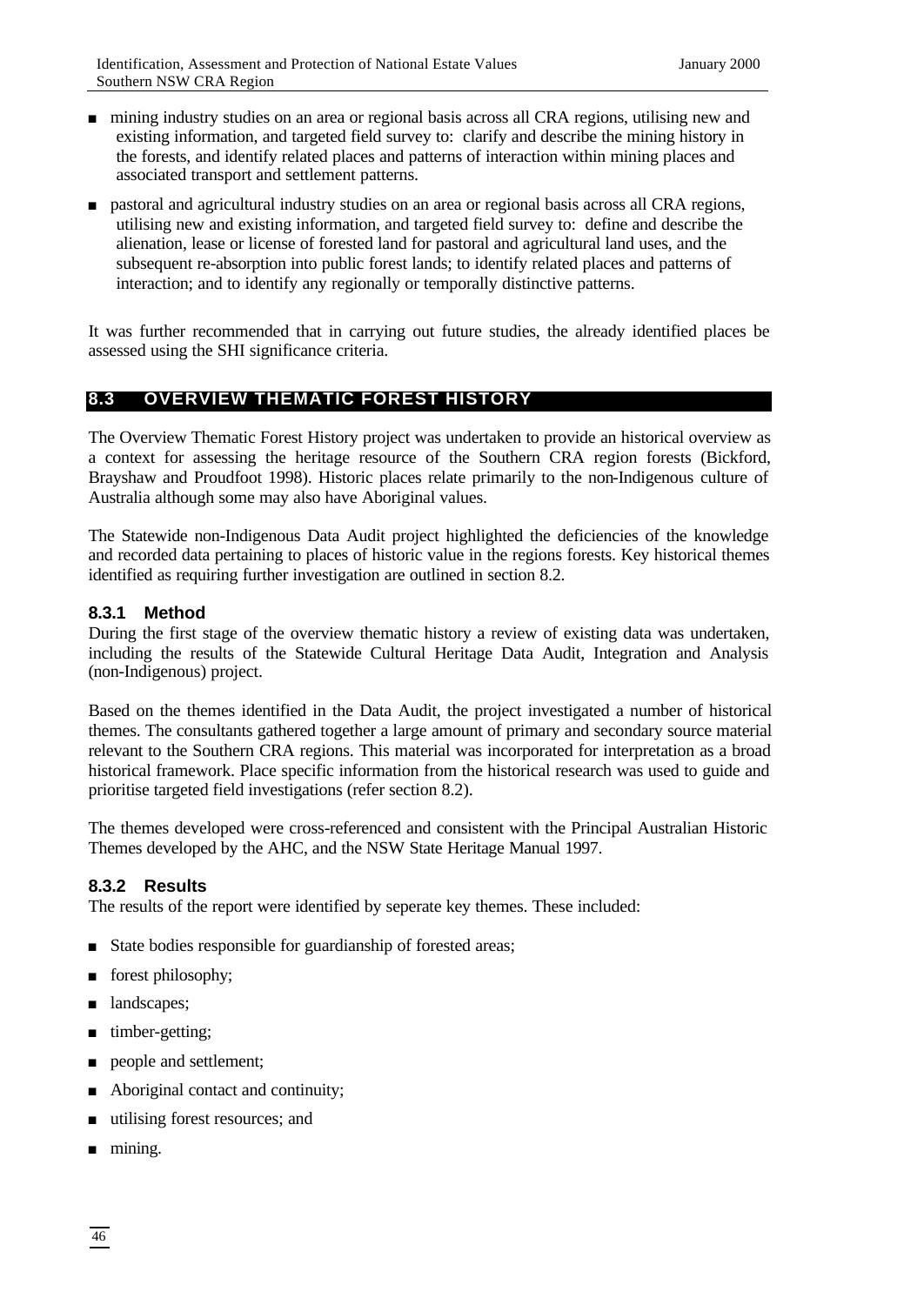- mining industry studies on an area or regional basis across all CRA regions, utilising new and existing information, and targeted field survey to: clarify and describe the mining history in the forests, and identify related places and patterns of interaction within mining places and associated transport and settlement patterns.
- pastoral and agricultural industry studies on an area or regional basis across all CRA regions, utilising new and existing information, and targeted field survey to: define and describe the alienation, lease or license of forested land for pastoral and agricultural land uses, and the subsequent re-absorption into public forest lands; to identify related places and patterns of interaction; and to identify any regionally or temporally distinctive patterns.

It was further recommended that in carrying out future studies, the already identified places be assessed using the SHI significance criteria.

## 8.3 OVERVIEW THEMATIC FOREST HISTORY

The Overview Thematic Forest History project was undertaken to provide an historical overview as a context for assessing the heritage resource of the Southern CRA region forests (Bickford, Brayshaw and Proudfoot 1998). Historic places relate primarily to the non-Indigenous culture of Australia although some may also have Aboriginal values.

The Statewide non-Indigenous Data Audit project highlighted the deficiencies of the knowledge and recorded data pertaining to places of historic value in the regions forests. Key historical themes identified as requiring further investigation are outlined in section 8.2.

### 8.3.1 Method

During the first stage of the overview thematic history a review of existing data was undertaken, including the results of the Statewide Cultural Heritage Data Audit, Integration and Analysis (non-Indigenous) project.

Based on the themes identified in the Data Audit, the project investigated a number of historical themes. The consultants gathered together a large amount of primary and secondary source material relevant to the Southern CRA regions. This material was incorporated for interpretation as a broad historical framework. Place specific information from the historical research was used to guide and prioritise targeted field investigations (refer section 8.2).

The themes developed were cross-referenced and consistent with the Principal Australian Historic Themes developed by the AHC, and the NSW State Heritage Manual 1997.

### 8.3.2 Results

The results of the report were identified by seperate key themes. These included:

- State bodies responsible for guardianship of forested areas;
- forest philosophy;
- landscapes;
- timber-getting;
- people and settlement;
- Aboriginal contact and continuity;
- utilising forest resources; and
- mining.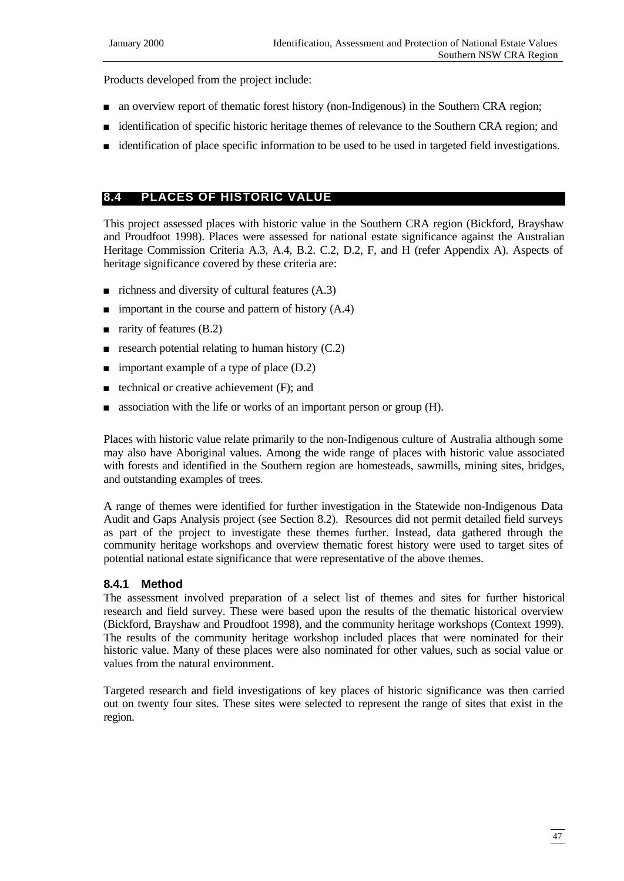Products developed from the project include:

- an overview report of thematic forest history (non-Indigenous) in the Southern CRA region;
- identification of specific historic heritage themes of relevance to the Southern CRA region; and
- identification of place specific information to be used to be used in targeted field investigations.

## 8.4 PLACES OF HISTORIC VALUE

This project assessed places with historic value in the Southern CRA region (Bickford, Brayshaw and Proudfoot 1998). Places were assessed for national estate significance against the Australian Heritage Commission Criteria A.3, A.4, B.2. C.2, D.2, F, and H (refer Appendix A). Aspects of heritage significance covered by these criteria are:

- richness and diversity of cultural features (A.3)
- important in the course and pattern of history (A.4)
- rarity of features (B.2)
- research potential relating to human history (C.2)
- important example of a type of place (D.2)
- technical or creative achievement (F); and
- association with the life or works of an important person or group (H).

Places with historic value relate primarily to the non-Indigenous culture of Australia although some may also have Aboriginal values. Among the wide range of places with historic value associated with forests and identified in the Southern region are homesteads, sawmills, mining sites, bridges, and outstanding examples of trees.

A range of themes were identified for further investigation in the Statewide non-Indigenous Data Audit and Gaps Analysis project (see Section 8.2). Resources did not permit detailed field surveys as part of the project to investigate these themes further. Instead, data gathered through the community heritage workshops and overview thematic forest history were used to target sites of potential national estate significance that were representative of the above themes.

### 8.4.1 Method

The assessment involved preparation of a select list of themes and sites for further historical research and field survey. These were based upon the results of the thematic historical overview (Bickford, Brayshaw and Proudfoot 1998), and the community heritage workshops (Context 1999). The results of the community heritage workshop included places that were nominated for their historic value. Many of these places were also nominated for other values, such as social value or values from the natural environment.

Targeted research and field investigations of key places of historic significance was then carried out on twenty four sites. These sites were selected to represent the range of sites that exist in the region.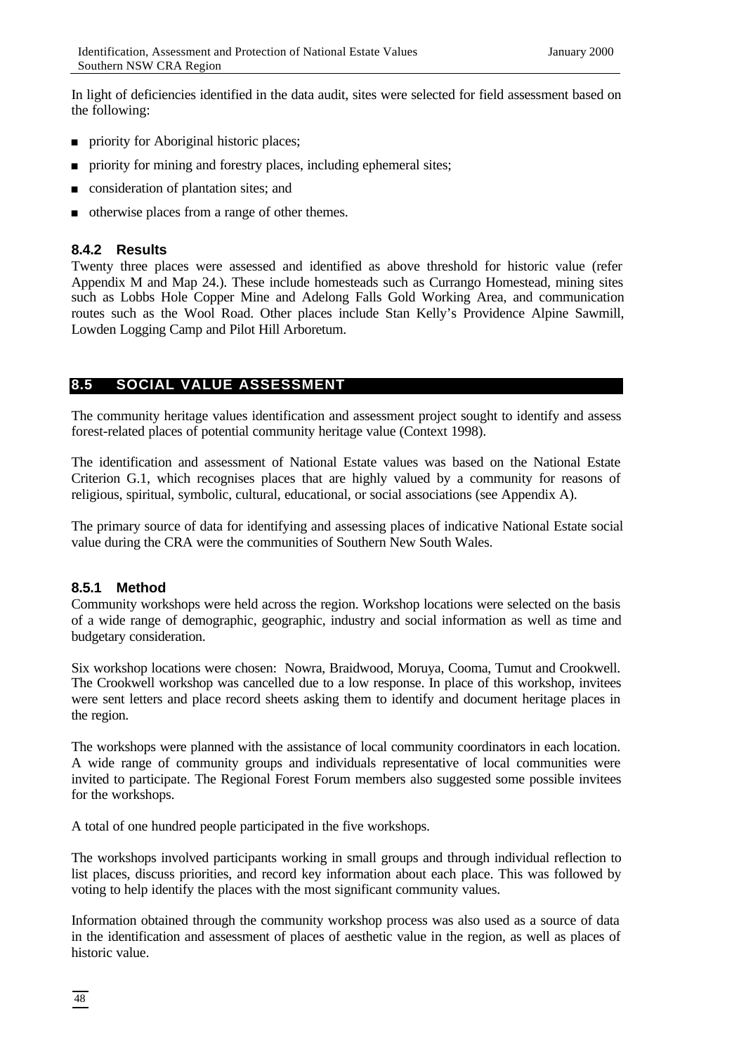In light of deficiencies identified in the data audit, sites were selected for field assessment based on the following:

- priority for Aboriginal historic places;
- priority for mining and forestry places, including ephemeral sites;
- consideration of plantation sites; and
- otherwise places from a range of other themes.

### 8.4.2 Results

Twenty three places were assessed and identified as above threshold for historic value (refer Appendix M and Map 24.). These include homesteads such as Currango Homestead, mining sites such as Lobbs Hole Copper Mine and Adelong Falls Gold Working Area, and communication routes such as the Wool Road. Other places include Stan Kelly's Providence Alpine Sawmill, Lowden Logging Camp and Pilot Hill Arboretum.

## 8.5 SOCIAL VALUE ASSESSMENT

The community heritage values identification and assessment project sought to identify and assess forest-related places of potential community heritage value (Context 1998).

The identification and assessment of National Estate values was based on the National Estate Criterion G.1, which recognises places that are highly valued by a community for reasons of religious, spiritual, symbolic, cultural, educational, or social associations (see Appendix A).

The primary source of data for identifying and assessing places of indicative National Estate social value during the CRA were the communities of Southern New South Wales.

### 8.5.1 Method

Community workshops were held across the region. Workshop locations were selected on the basis of a wide range of demographic, geographic, industry and social information as well as time and budgetary consideration.

Six workshop locations were chosen: Nowra, Braidwood, Moruya, Cooma, Tumut and Crookwell. The Crookwell workshop was cancelled due to a low response. In place of this workshop, invitees were sent letters and place record sheets asking them to identify and document heritage places in the region.

The workshops were planned with the assistance of local community coordinators in each location. A wide range of community groups and individuals representative of local communities were invited to participate. The Regional Forest Forum members also suggested some possible invitees for the workshops.

A total of one hundred people participated in the five workshops.

The workshops involved participants working in small groups and through individual reflection to list places, discuss priorities, and record key information about each place. This was followed by voting to help identify the places with the most significant community values.

Information obtained through the community workshop process was also used as a source of data in the identification and assessment of places of aesthetic value in the region, as well as places of historic value.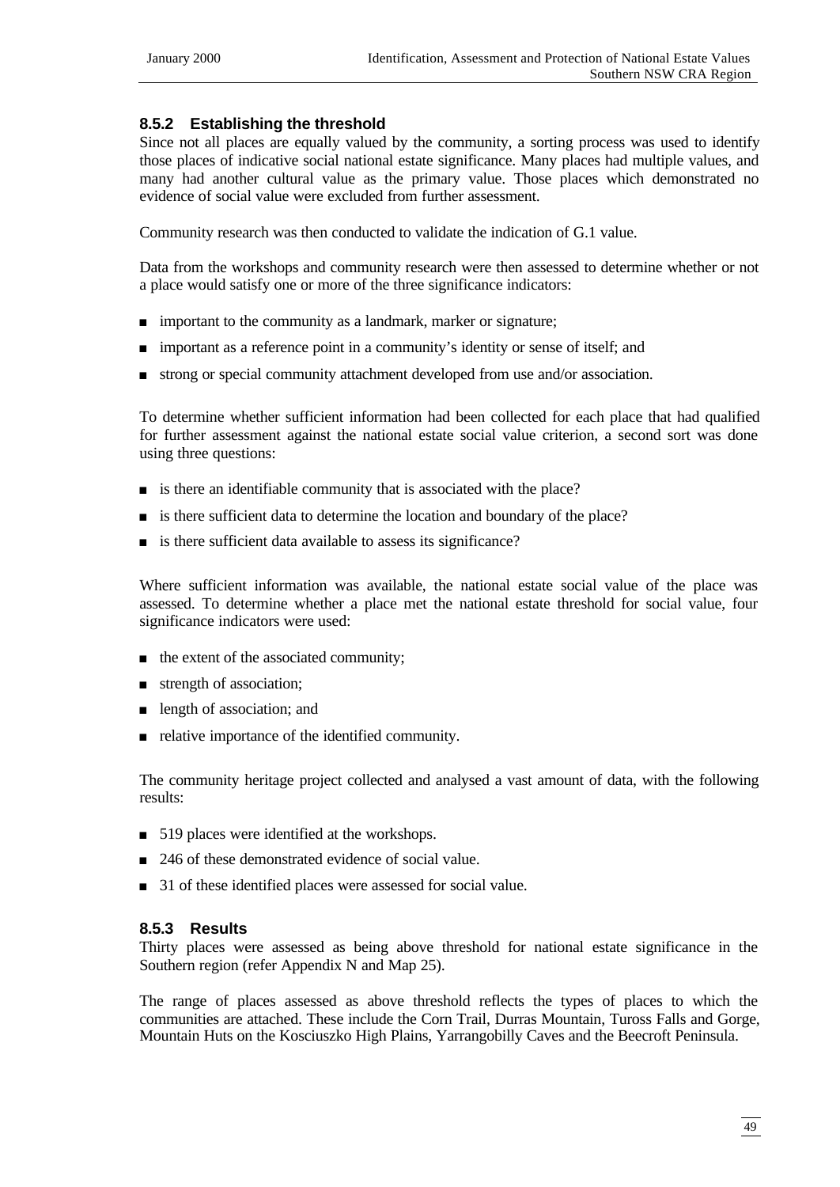### 8.5.2 Establishing the threshold

Since not all places are equally valued by the community, a sorting process was used to identify those places of indicative social national estate significance. Many places had multiple values, and many had another cultural value as the primary value. Those places which demonstrated no evidence of social value were excluded from further assessment.

Community research was then conducted to validate the indication of G.1 value.

Data from the workshops and community research were then assessed to determine whether or not a place would satisfy one or more of the three significance indicators:

- important to the community as a landmark, marker or signature;
- important as a reference point in a community's identity or sense of itself; and
- strong or special community attachment developed from use and/or association.

To determine whether sufficient information had been collected for each place that had qualified for further assessment against the national estate social value criterion, a second sort was done using three questions:

- is there an identifiable community that is associated with the place?
- is there sufficient data to determine the location and boundary of the place?
- is there sufficient data available to assess its significance?

Where sufficient information was available, the national estate social value of the place was assessed. To determine whether a place met the national estate threshold for social value, four significance indicators were used:

- the extent of the associated community;
- strength of association;
- length of association; and
- relative importance of the identified community.

The community heritage project collected and analysed a vast amount of data, with the following results:

- 519 places were identified at the workshops.
- 246 of these demonstrated evidence of social value.
- 31 of these identified places were assessed for social value.

### 8.5.3 Results

Thirty places were assessed as being above threshold for national estate significance in the Southern region (refer Appendix N and Map 25).

The range of places assessed as above threshold reflects the types of places to which the communities are attached. These include the Corn Trail, Durras Mountain, Tuross Falls and Gorge, Mountain Huts on the Kosciuszko High Plains, Yarrangobilly Caves and the Beecroft Peninsula.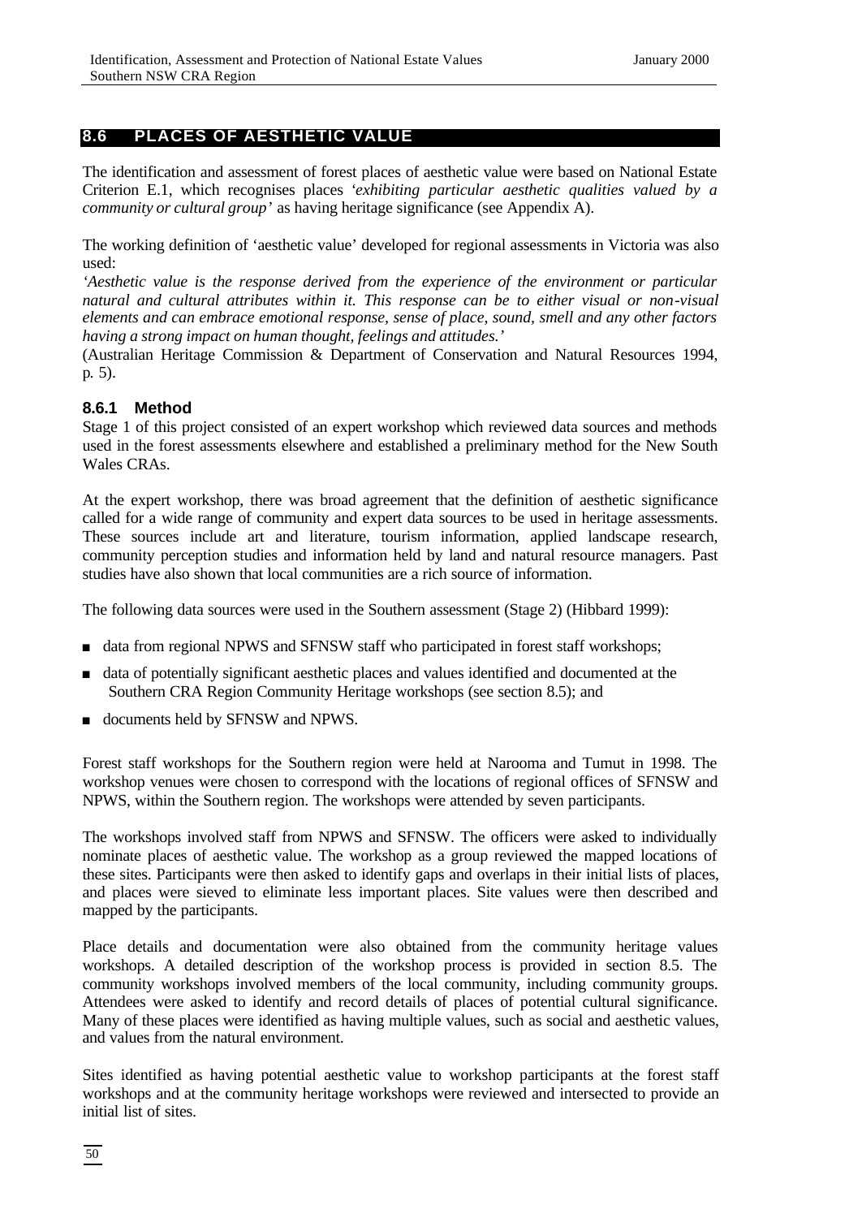## 8.6 PLACES OF AESTHETIC VALUE

The identification and assessment of forest places of aesthetic value were based on National Estate Criterion E.1, which recognises places *'exhibiting particular aesthetic qualities valued by a community or cultural group'* as having heritage significance (see Appendix A).

The working definition of 'aesthetic value' developed for regional assessments in Victoria was also used:

*'Aesthetic value is the response derived from the experience of the environment or particular natural and cultural attributes within it. This response can be to either visual or non-visual elements and can embrace emotional response, sense of place, sound, smell and any other factors having a strong impact on human thought, feelings and attitudes.'*

(Australian Heritage Commission & Department of Conservation and Natural Resources 1994, p. 5).

### 8.6.1 Method

Stage 1 of this project consisted of an expert workshop which reviewed data sources and methods used in the forest assessments elsewhere and established a preliminary method for the New South Wales CRAs.

At the expert workshop, there was broad agreement that the definition of aesthetic significance called for a wide range of community and expert data sources to be used in heritage assessments. These sources include art and literature, tourism information, applied landscape research, community perception studies and information held by land and natural resource managers. Past studies have also shown that local communities are a rich source of information.

The following data sources were used in the Southern assessment (Stage 2) (Hibbard 1999):

- data from regional NPWS and SFNSW staff who participated in forest staff workshops;
- data of potentially significant aesthetic places and values identified and documented at the Southern CRA Region Community Heritage workshops (see section 8.5); and
- documents held by SFNSW and NPWS.

Forest staff workshops for the Southern region were held at Narooma and Tumut in 1998. The workshop venues were chosen to correspond with the locations of regional offices of SFNSW and NPWS, within the Southern region. The workshops were attended by seven participants.

The workshops involved staff from NPWS and SFNSW. The officers were asked to individually nominate places of aesthetic value. The workshop as a group reviewed the mapped locations of these sites. Participants were then asked to identify gaps and overlaps in their initial lists of places, and places were sieved to eliminate less important places. Site values were then described and mapped by the participants.

Place details and documentation were also obtained from the community heritage values workshops. A detailed description of the workshop process is provided in section 8.5. The community workshops involved members of the local community, including community groups. Attendees were asked to identify and record details of places of potential cultural significance. Many of these places were identified as having multiple values, such as social and aesthetic values, and values from the natural environment.

Sites identified as having potential aesthetic value to workshop participants at the forest staff workshops and at the community heritage workshops were reviewed and intersected to provide an initial list of sites.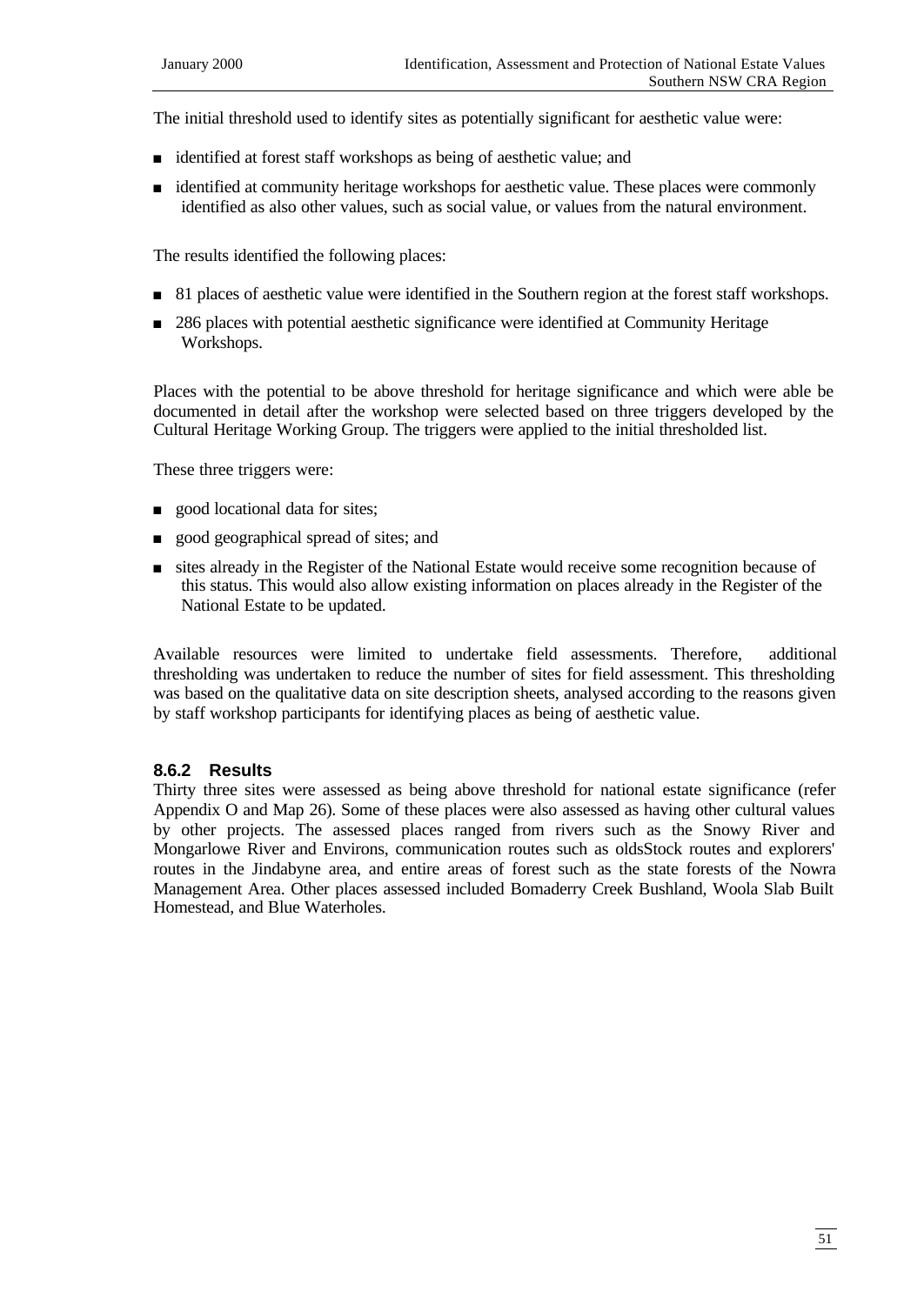The initial threshold used to identify sites as potentially significant for aesthetic value were:

- identified at forest staff workshops as being of aesthetic value; and
- identified at community heritage workshops for aesthetic value. These places were commonly identified as also other values, such as social value, or values from the natural environment.

The results identified the following places:

- 81 places of aesthetic value were identified in the Southern region at the forest staff workshops.
- 286 places with potential aesthetic significance were identified at Community Heritage Workshops.

Places with the potential to be above threshold for heritage significance and which were able be documented in detail after the workshop were selected based on three triggers developed by the Cultural Heritage Working Group. The triggers were applied to the initial thresholded list.

These three triggers were:

- good locational data for sites;
- good geographical spread of sites; and
- sites already in the Register of the National Estate would receive some recognition because of this status. This would also allow existing information on places already in the Register of the National Estate to be updated.

Available resources were limited to undertake field assessments. Therefore, additional thresholding was undertaken to reduce the number of sites for field assessment. This thresholding was based on the qualitative data on site description sheets, analysed according to the reasons given by staff workshop participants for identifying places as being of aesthetic value.

### 8.6.2 Results

Thirty three sites were assessed as being above threshold for national estate significance (refer Appendix O and Map 26). Some of these places were also assessed as having other cultural values by other projects. The assessed places ranged from rivers such as the Snowy River and Mongarlowe River and Environs, communication routes such as oldsStock routes and explorers' routes in the Jindabyne area, and entire areas of forest such as the state forests of the Nowra Management Area. Other places assessed included Bomaderry Creek Bushland, Woola Slab Built Homestead, and Blue Waterholes.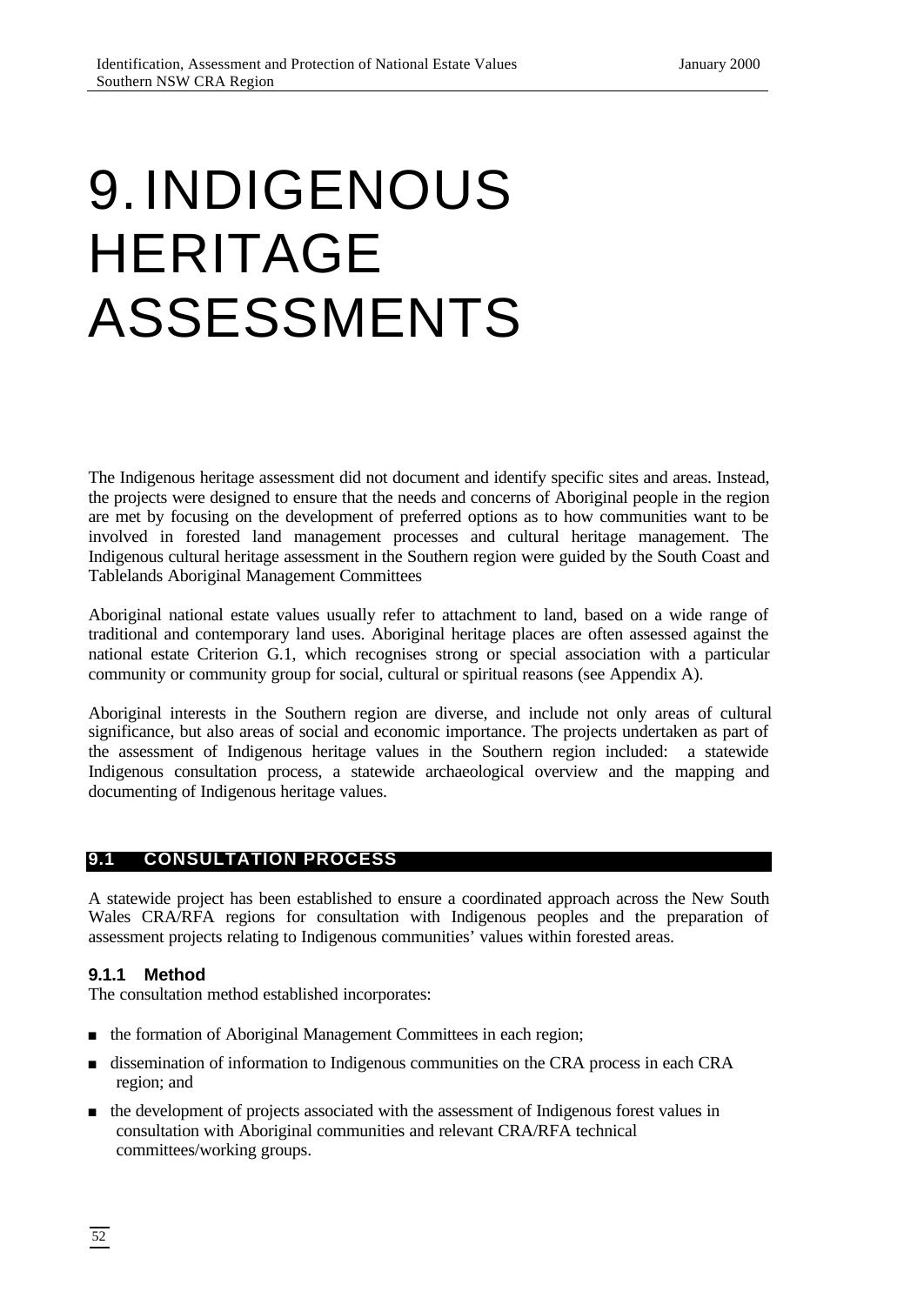# 9. INDIGENOUS HERITAGE ASSESSMENTS

The Indigenous heritage assessment did not document and identify specific sites and areas. Instead, the projects were designed to ensure that the needs and concerns of Aboriginal people in the region are met by focusing on the development of preferred options as to how communities want to be involved in forested land management processes and cultural heritage management. The Indigenous cultural heritage assessment in the Southern region were guided by the South Coast and Tablelands Aboriginal Management Committees

Aboriginal national estate values usually refer to attachment to land, based on a wide range of traditional and contemporary land uses. Aboriginal heritage places are often assessed against the national estate Criterion G.1, which recognises strong or special association with a particular community or community group for social, cultural or spiritual reasons (see Appendix A).

Aboriginal interests in the Southern region are diverse, and include not only areas of cultural significance, but also areas of social and economic importance. The projects undertaken as part of the assessment of Indigenous heritage values in the Southern region included: a statewide Indigenous consultation process, a statewide archaeological overview and the mapping and documenting of Indigenous heritage values.

## 9.1 CONSULTATION PROCESS

A statewide project has been established to ensure a coordinated approach across the New South Wales CRA/RFA regions for consultation with Indigenous peoples and the preparation of assessment projects relating to Indigenous communities' values within forested areas.

### 9.1.1 Method

The consultation method established incorporates:

- the formation of Aboriginal Management Committees in each region;
- dissemination of information to Indigenous communities on the CRA process in each CRA region; and
- the development of projects associated with the assessment of Indigenous forest values in consultation with Aboriginal communities and relevant CRA/RFA technical committees/working groups.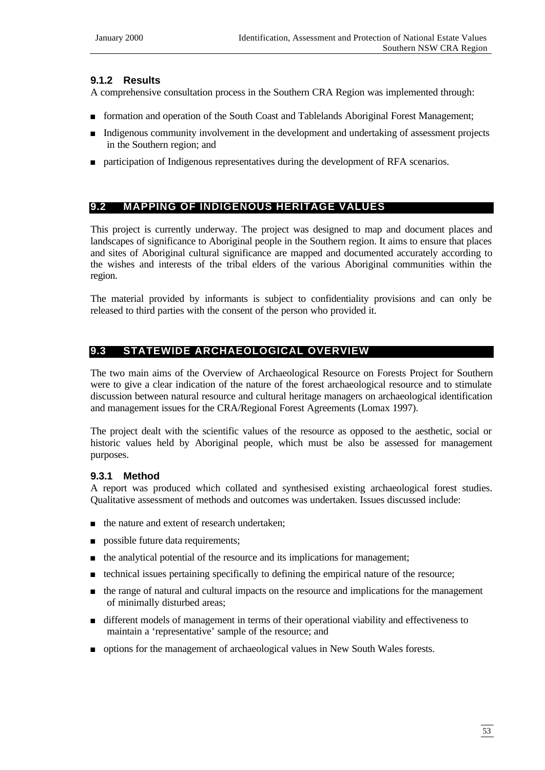### 9.1.2 Results

A comprehensive consultation process in the Southern CRA Region was implemented through:

- formation and operation of the South Coast and Tablelands Aboriginal Forest Management;
- Indigenous community involvement in the development and undertaking of assessment projects in the Southern region; and
- participation of Indigenous representatives during the development of RFA scenarios.

## 9.2 MAPPING OF INDIGENOUS HERITAGE VALUES

This project is currently underway. The project was designed to map and document places and landscapes of significance to Aboriginal people in the Southern region. It aims to ensure that places and sites of Aboriginal cultural significance are mapped and documented accurately according to the wishes and interests of the tribal elders of the various Aboriginal communities within the region.

The material provided by informants is subject to confidentiality provisions and can only be released to third parties with the consent of the person who provided it.

## 9.3 STATEWIDE ARCHAEOLOGICAL OVERVIEW

The two main aims of the Overview of Archaeological Resource on Forests Project for Southern were to give a clear indication of the nature of the forest archaeological resource and to stimulate discussion between natural resource and cultural heritage managers on archaeological identification and management issues for the CRA/Regional Forest Agreements (Lomax 1997).

The project dealt with the scientific values of the resource as opposed to the aesthetic, social or historic values held by Aboriginal people, which must be also be assessed for management purposes.

### 9.3.1 Method

A report was produced which collated and synthesised existing archaeological forest studies. Qualitative assessment of methods and outcomes was undertaken. Issues discussed include:

- the nature and extent of research undertaken;
- possible future data requirements;
- the analytical potential of the resource and its implications for management;
- technical issues pertaining specifically to defining the empirical nature of the resource;
- the range of natural and cultural impacts on the resource and implications for the management of minimally disturbed areas;
- different models of management in terms of their operational viability and effectiveness to maintain a 'representative' sample of the resource; and
- options for the management of archaeological values in New South Wales forests.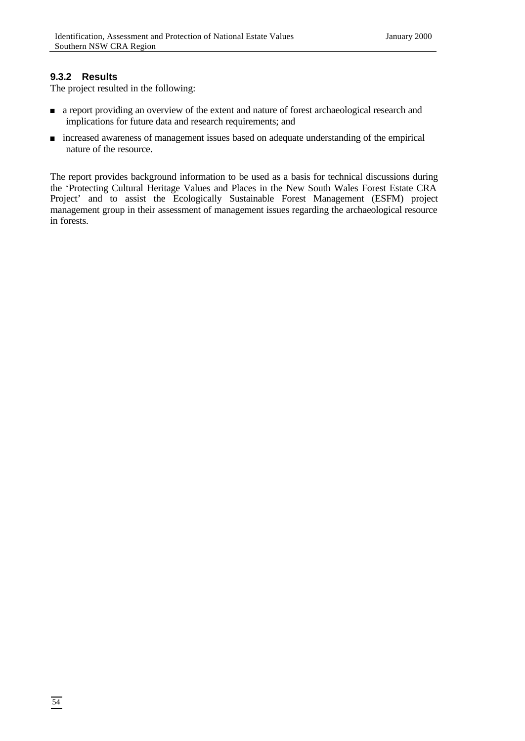### 9.3.2 Results

The project resulted in the following:

- a report providing an overview of the extent and nature of forest archaeological research and implications for future data and research requirements; and
- increased awareness of management issues based on adequate understanding of the empirical nature of the resource.

The report provides background information to be used as a basis for technical discussions during the 'Protecting Cultural Heritage Values and Places in the New South Wales Forest Estate CRA Project' and to assist the Ecologically Sustainable Forest Management (ESFM) project management group in their assessment of management issues regarding the archaeological resource in forests.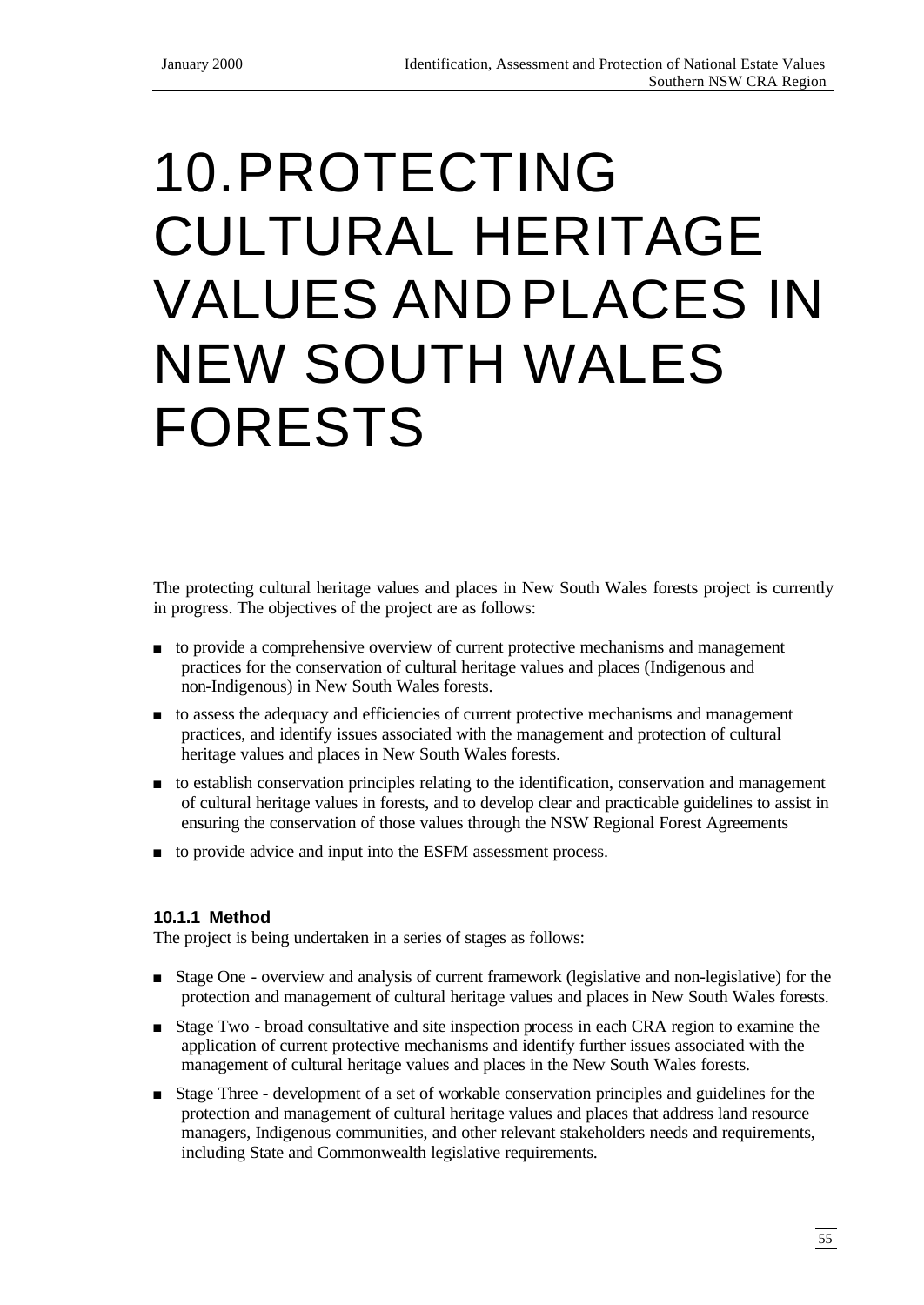# 10. PROTECTING CULTURAL HERITAGE VALUES AND PLACES IN NEW SOUTH WALES FORESTS

The protecting cultural heritage values and places in New South Wales forests project is currently in progress. The objectives of the project are as follows:

- to provide a comprehensive overview of current protective mechanisms and management practices for the conservation of cultural heritage values and places (Indigenous and non-Indigenous) in New South Wales forests.
- to assess the adequacy and efficiencies of current protective mechanisms and management practices, and identify issues associated with the management and protection of cultural heritage values and places in New South Wales forests.
- to establish conservation principles relating to the identification, conservation and management of cultural heritage values in forests, and to develop clear and practicable guidelines to assist in ensuring the conservation of those values through the NSW Regional Forest Agreements
- to provide advice and input into the ESFM assessment process.

### 10.1.1 Method

The project is being undertaken in a series of stages as follows:

- Stage One - overview and analysis of current framework (legislative and non-legislative) for the protection and management of cultural heritage values and places in New South Wales forests.
- Stage Two - broad consultative and site inspection process in each CRA region to examine the application of current protective mechanisms and identify further issues associated with the management of cultural heritage values and places in the New South Wales forests.
- Stage Three - development of a set of workable conservation principles and guidelines for the protection and management of cultural heritage values and places that address land resource managers, Indigenous communities, and other relevant stakeholders needs and requirements, including State and Commonwealth legislative requirements.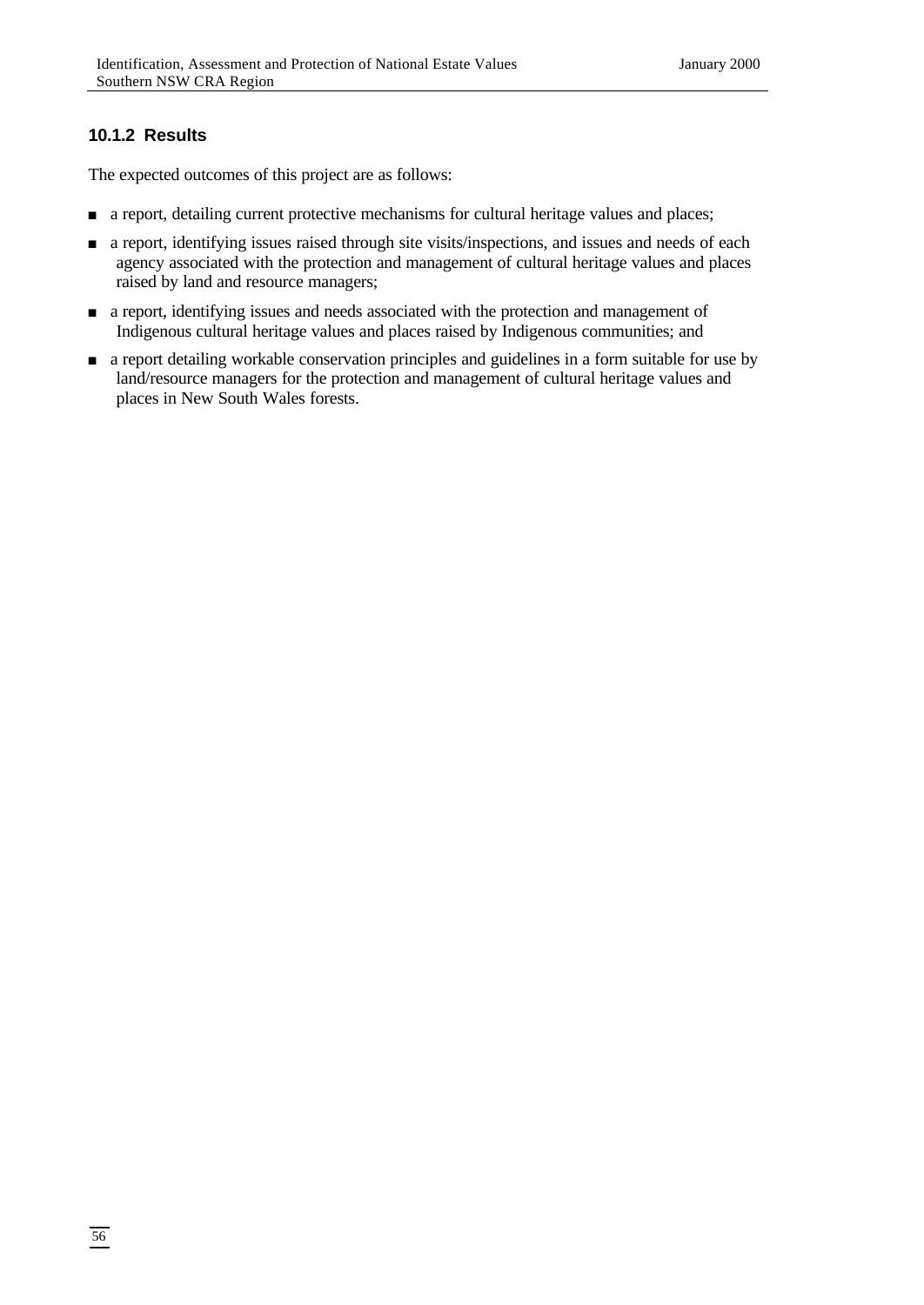### 10.1.2 Results

The expected outcomes of this project are as follows:

- a report, detailing current protective mechanisms for cultural heritage values and places;
- a report, identifying issues raised through site visits/inspections, and issues and needs of each agency associated with the protection and management of cultural heritage values and places raised by land and resource managers;
- a report, identifying issues and needs associated with the protection and management of Indigenous cultural heritage values and places raised by Indigenous communities; and
- a report detailing workable conservation principles and guidelines in a form suitable for use by land/resource managers for the protection and management of cultural heritage values and places in New South Wales forests.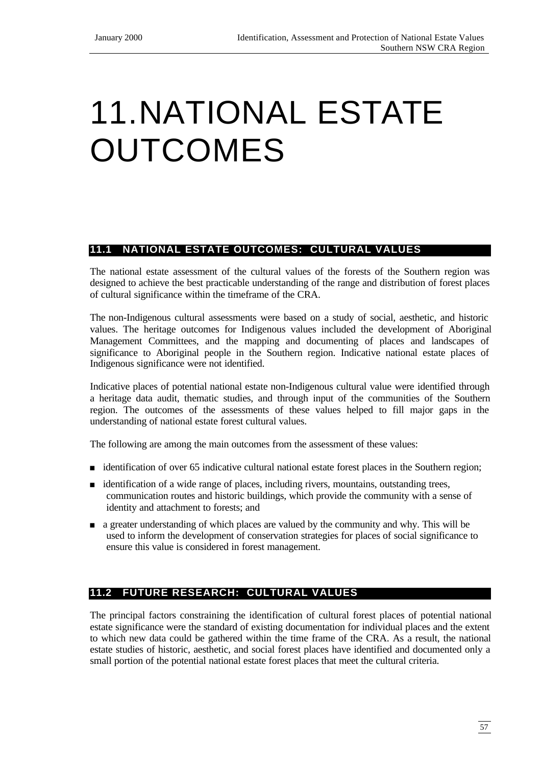# 11. NATIONAL ESTATE OUTCOMES

## 11.1 NATIONAL ESTATE OUTCOMES: CULTURAL VALUES

The national estate assessment of the cultural values of the forests of the Southern region was designed to achieve the best practicable understanding of the range and distribution of forest places of cultural significance within the timeframe of the CRA.

The non-Indigenous cultural assessments were based on a study of social, aesthetic, and historic values. The heritage outcomes for Indigenous values included the development of Aboriginal Management Committees, and the mapping and documenting of places and landscapes of significance to Aboriginal people in the Southern region. Indicative national estate places of Indigenous significance were not identified.

Indicative places of potential national estate non-Indigenous cultural value were identified through a heritage data audit, thematic studies, and through input of the communities of the Southern region. The outcomes of the assessments of these values helped to fill major gaps in the understanding of national estate forest cultural values.

The following are among the main outcomes from the assessment of these values:

- identification of over 65 indicative cultural national estate forest places in the Southern region;
- identification of a wide range of places, including rivers, mountains, outstanding trees, communication routes and historic buildings, which provide the community with a sense of identity and attachment to forests; and
- a greater understanding of which places are valued by the community and why. This will be used to inform the development of conservation strategies for places of social significance to ensure this value is considered in forest management.

## 11.2 FUTURE RESEARCH: CULTURAL VALUES

The principal factors constraining the identification of cultural forest places of potential national estate significance were the standard of existing documentation for individual places and the extent to which new data could be gathered within the time frame of the CRA. As a result, the national estate studies of historic, aesthetic, and social forest places have identified and documented only a small portion of the potential national estate forest places that meet the cultural criteria.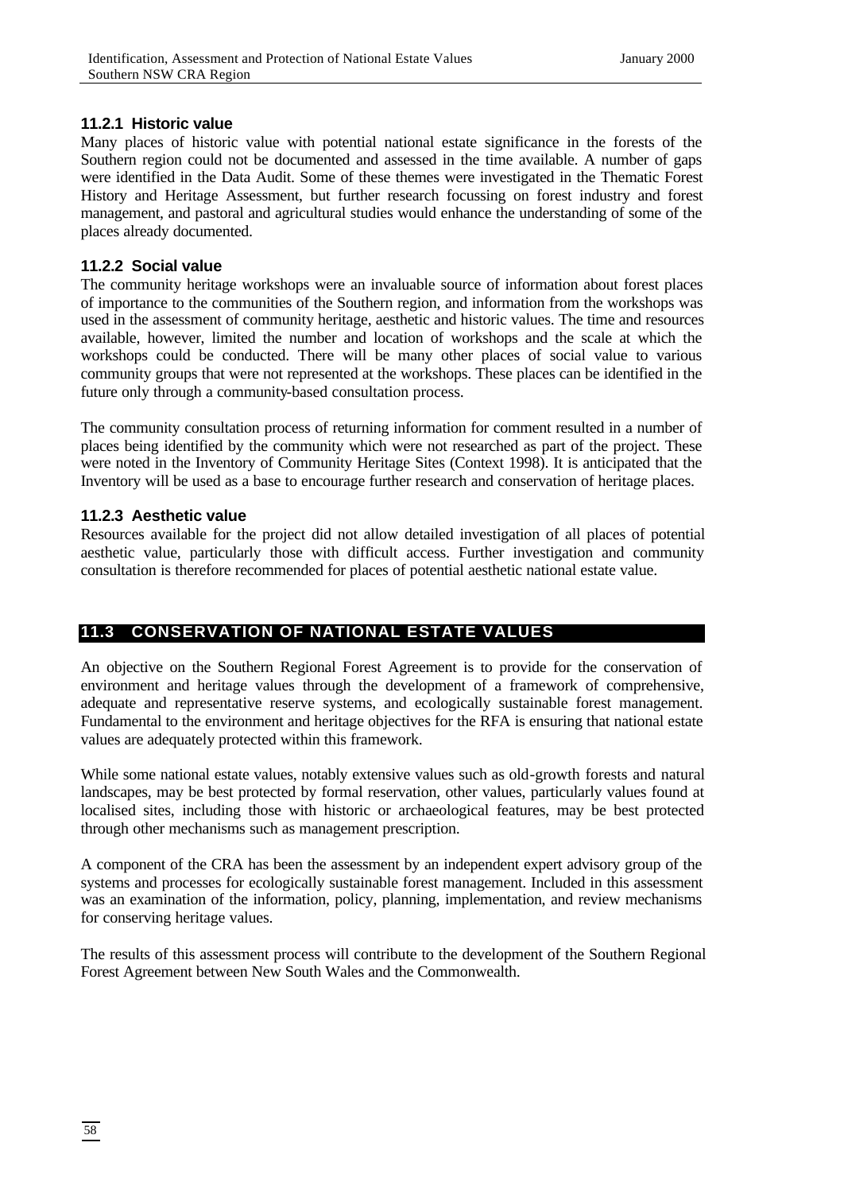### 11.2.1 Historic value

Many places of historic value with potential national estate significance in the forests of the Southern region could not be documented and assessed in the time available. A number of gaps were identified in the Data Audit. Some of these themes were investigated in the Thematic Forest History and Heritage Assessment, but further research focussing on forest industry and forest management, and pastoral and agricultural studies would enhance the understanding of some of the places already documented.

### 11.2.2 Social value

The community heritage workshops were an invaluable source of information about forest places of importance to the communities of the Southern region, and information from the workshops was used in the assessment of community heritage, aesthetic and historic values. The time and resources available, however, limited the number and location of workshops and the scale at which the workshops could be conducted. There will be many other places of social value to various community groups that were not represented at the workshops. These places can be identified in the future only through a community-based consultation process.

The community consultation process of returning information for comment resulted in a number of places being identified by the community which were not researched as part of the project. These were noted in the Inventory of Community Heritage Sites (Context 1998). It is anticipated that the Inventory will be used as a base to encourage further research and conservation of heritage places.

### 11.2.3 Aesthetic value

Resources available for the project did not allow detailed investigation of all places of potential aesthetic value, particularly those with difficult access. Further investigation and community consultation is therefore recommended for places of potential aesthetic national estate value.

## 11.3 CONSERVATION OF NATIONAL ESTATE VALUES

An objective on the Southern Regional Forest Agreement is to provide for the conservation of environment and heritage values through the development of a framework of comprehensive, adequate and representative reserve systems, and ecologically sustainable forest management. Fundamental to the environment and heritage objectives for the RFA is ensuring that national estate values are adequately protected within this framework.

While some national estate values, notably extensive values such as old-growth forests and natural landscapes, may be best protected by formal reservation, other values, particularly values found at localised sites, including those with historic or archaeological features, may be best protected through other mechanisms such as management prescription.

A component of the CRA has been the assessment by an independent expert advisory group of the systems and processes for ecologically sustainable forest management. Included in this assessment was an examination of the information, policy, planning, implementation, and review mechanisms for conserving heritage values.

The results of this assessment process will contribute to the development of the Southern Regional Forest Agreement between New South Wales and the Commonwealth.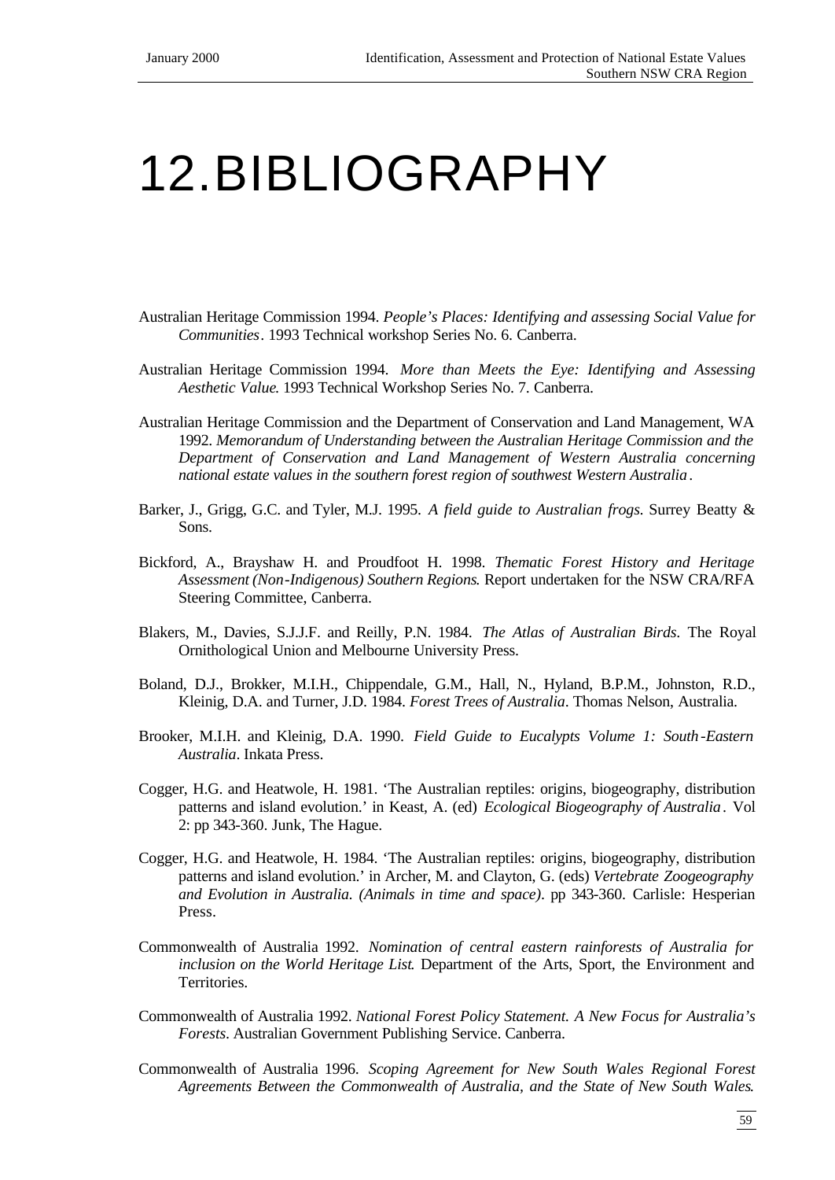# 12. BIBLIOGRAPHY

Australian Heritage Commission 1994. *People's Places: Identifying and assessing Social Value for Communities*. 1993 Technical workshop Series No. 6. Canberra.

Australian Heritage Commission 1994. *More than Meets the Eye: Identifying and Assessing Aesthetic Value*. 1993 Technical Workshop Series No. 7. Canberra.

Australian Heritage Commission and the Department of Conservation and Land Management, WA 1992. *Memorandum of Understanding between the Australian Heritage Commission and the Department of Conservation and Land Management of Western Australia concerning national estate values in the southern forest region of southwest Western Australia*.

Barker, J., Grigg, G.C. and Tyler, M.J. 1995. *A field guide to Australian frogs*. Surrey Beatty & Sons.

Bickford, A., Brayshaw H. and Proudfoot H. 1998. *Thematic Forest History and Heritage Assessment (Non-Indigenous) Southern Regions*. Report undertaken for the NSW CRA/RFA Steering Committee, Canberra.

Blakers, M., Davies, S.J.J.F. and Reilly, P.N. 1984. *The Atlas of Australian Birds*. The Royal Ornithological Union and Melbourne University Press.

Boland, D.J., Brokker, M.I.H., Chippendale, G.M., Hall, N., Hyland, B.P.M., Johnston, R.D., Kleinig, D.A. and Turner, J.D. 1984. *Forest Trees of Australia*. Thomas Nelson, Australia.

Brooker, M.I.H. and Kleinig, D.A. 1990. *Field Guide to Eucalypts Volume 1: South-Eastern Australia*. Inkata Press.

Cogger, H.G. and Heatwole, H. 1981. 'The Australian reptiles: origins, biogeography, distribution patterns and island evolution.' in Keast, A. (ed) *Ecological Biogeography of Australia*. Vol 2: pp 343-360. Junk, The Hague.

Cogger, H.G. and Heatwole, H. 1984. 'The Australian reptiles: origins, biogeography, distribution patterns and island evolution.' in Archer, M. and Clayton, G. (eds) *Vertebrate Zoogeography and Evolution in Australia. (Animals in time and space)*. pp 343-360. Carlisle: Hesperian Press.

Commonwealth of Australia 1992. *Nomination of central eastern rainforests of Australia for inclusion on the World Heritage List*. Department of the Arts, Sport, the Environment and Territories.

Commonwealth of Australia 1992. *National Forest Policy Statement. A New Focus for Australia's Forests*. Australian Government Publishing Service. Canberra.

Commonwealth of Australia 1996. *Scoping Agreement for New South Wales Regional Forest Agreements Between the Commonwealth of Australia, and the State of New South Wales*.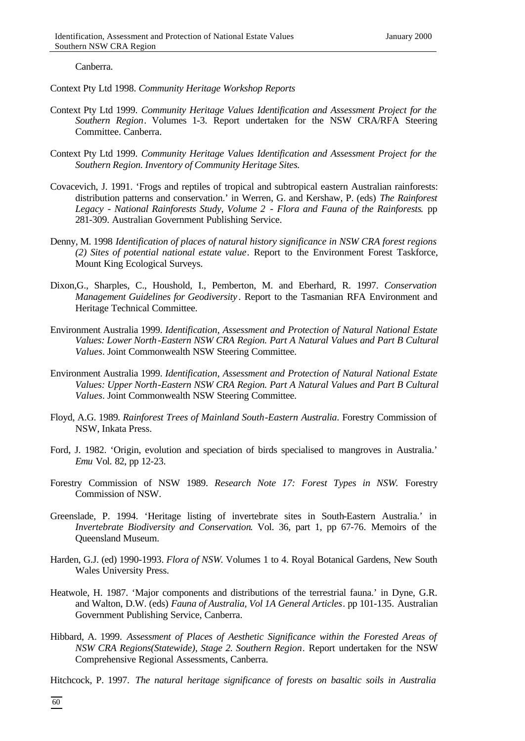Canberra.

Context Pty Ltd 1998. *Community Heritage Workshop Reports*

Context Pty Ltd 1999. *Community Heritage Values Identification and Assessment Project for the Southern Region*. Volumes 1-3. Report undertaken for the NSW CRA/RFA Steering Committee. Canberra.

Context Pty Ltd 1999. *Community Heritage Values Identification and Assessment Project for the Southern Region. Inventory of Community Heritage Sites.*

Covacevich, J. 1991. 'Frogs and reptiles of tropical and subtropical eastern Australian rainforests: distribution patterns and conservation.' in Werren, G. and Kershaw, P. (eds) *The Rainforest Legacy - National Rainforests Study, Volume 2 - Flora and Fauna of the Rainforests*. pp 281-309. Australian Government Publishing Service.

Denny, M. 1998 *Identification of places of natural history significance in NSW CRA forest regions (2) Sites of potential national estate value*. Report to the Environment Forest Taskforce, Mount King Ecological Surveys.

Dixon,G., Sharples, C., Houshold, I., Pemberton, M. and Eberhard, R. 1997. *Conservation Management Guidelines for Geodiversity*. Report to the Tasmanian RFA Environment and Heritage Technical Committee.

Environment Australia 1999. *Identification, Assessment and Protection of Natural National Estate Values: Lower North-Eastern NSW CRA Region. Part A Natural Values and Part B Cultural Values*. Joint Commonwealth NSW Steering Committee.

Environment Australia 1999. *Identification, Assessment and Protection of Natural National Estate Values: Upper North-Eastern NSW CRA Region. Part A Natural Values and Part B Cultural Values*. Joint Commonwealth NSW Steering Committee.

Floyd, A.G. 1989. *Rainforest Trees of Mainland South-Eastern Australia*. Forestry Commission of NSW, Inkata Press.

Ford, J. 1982. 'Origin, evolution and speciation of birds specialised to mangroves in Australia.' *Emu* Vol. 82, pp 12-23.

Forestry Commission of NSW 1989. *Research Note 17: Forest Types in NSW.* Forestry Commission of NSW.

Greenslade, P. 1994. 'Heritage listing of invertebrate sites in South-Eastern Australia.' in *Invertebrate Biodiversity and Conservation*. Vol. 36, part 1, pp 67-76. Memoirs of the Queensland Museum.

Harden, G.J. (ed) 1990-1993. *Flora of NSW*. Volumes 1 to 4. Royal Botanical Gardens, New South Wales University Press.

Heatwole, H. 1987. 'Major components and distributions of the terrestrial fauna.' in Dyne, G.R. and Walton, D.W. (eds) *Fauna of Australia, Vol 1A General Articles*. pp 101-135. Australian Government Publishing Service, Canberra.

Hibbard, A. 1999. *Assessment of Places of Aesthetic Significance within the Forested Areas of NSW CRA Regions(Statewide), Stage 2. Southern Region*. Report undertaken for the NSW Comprehensive Regional Assessments, Canberra.

Hitchcock, P. 1997. *The natural heritage significance of forests on basaltic soils in Australia*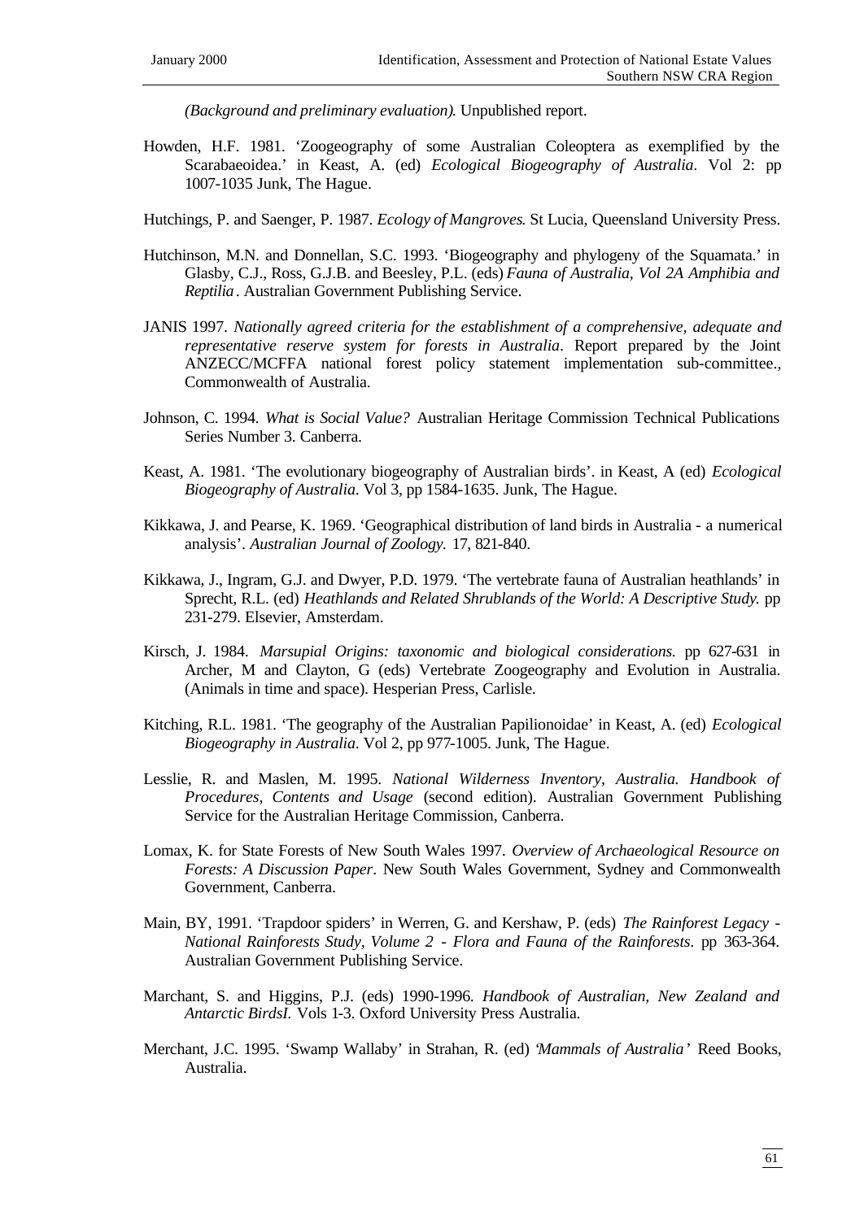*(Background and preliminary evaluation)*. Unpublished report.

Howden, H.F. 1981. 'Zoogeography of some Australian Coleoptera as exemplified by the Scarabaeoidea.' in Keast, A. (ed) *Ecological Biogeography of Australia*. Vol 2: pp 1007-1035 Junk, The Hague.

Hutchings, P. and Saenger, P. 1987. *Ecology of Mangroves*. St Lucia, Queensland University Press.

Hutchinson, M.N. and Donnellan, S.C. 1993. 'Biogeography and phylogeny of the Squamata.' in Glasby, C.J., Ross, G.J.B. and Beesley, P.L. (eds) *Fauna of Australia, Vol 2A Amphibia and Reptilia*. Australian Government Publishing Service.

JANIS 1997. *Nationally agreed criteria for the establishment of a comprehensive, adequate and representative reserve system for forests in Australia*. Report prepared by the Joint ANZECC/MCFFA national forest policy statement implementation sub-committee., Commonwealth of Australia.

Johnson, C. 1994. *What is Social Value?* Australian Heritage Commission Technical Publications Series Number 3. Canberra.

Keast, A. 1981. 'The evolutionary biogeography of Australian birds'. in Keast, A (ed) *Ecological Biogeography of Australia*. Vol 3, pp 1584-1635. Junk, The Hague.

Kikkawa, J. and Pearse, K. 1969. 'Geographical distribution of land birds in Australia - a numerical analysis'. *Australian Journal of Zoology.* 17, 821-840.

Kikkawa, J., Ingram, G.J. and Dwyer, P.D. 1979. 'The vertebrate fauna of Australian heathlands' in Sprecht, R.L. (ed) *Heathlands and Related Shrublands of the World: A Descriptive Study.* pp 231-279. Elsevier, Amsterdam.

Kirsch, J. 1984. *Marsupial Origins: taxonomic and biological considerations.* pp 627-631 in Archer, M and Clayton, G (eds) Vertebrate Zoogeography and Evolution in Australia. (Animals in time and space). Hesperian Press, Carlisle.

Kitching, R.L. 1981. 'The geography of the Australian Papilionoidae' in Keast, A. (ed) *Ecological Biogeography in Australia*. Vol 2, pp 977-1005. Junk, The Hague.

Lesslie, R. and Maslen, M. 1995. *National Wilderness Inventory, Australia. Handbook of Procedures, Contents and Usage* (second edition). Australian Government Publishing Service for the Australian Heritage Commission, Canberra.

Lomax, K. for State Forests of New South Wales 1997. *Overview of Archaeological Resource on Forests: A Discussion Paper*. New South Wales Government, Sydney and Commonwealth Government, Canberra.

Main, BY, 1991. 'Trapdoor spiders' in Werren, G. and Kershaw, P. (eds) *The Rainforest Legacy - National Rainforests Study, Volume 2 - Flora and Fauna of the Rainforests*. pp 363-364. Australian Government Publishing Service.

Marchant, S. and Higgins, P.J. (eds) 1990-1996. *Handbook of Australian, New Zealand and Antarctic BirdsI.* Vols 1-3. Oxford University Press Australia.

Merchant, J.C. 1995. 'Swamp Wallaby' in Strahan, R. (ed) '*Mammals of Australia*' Reed Books, Australia.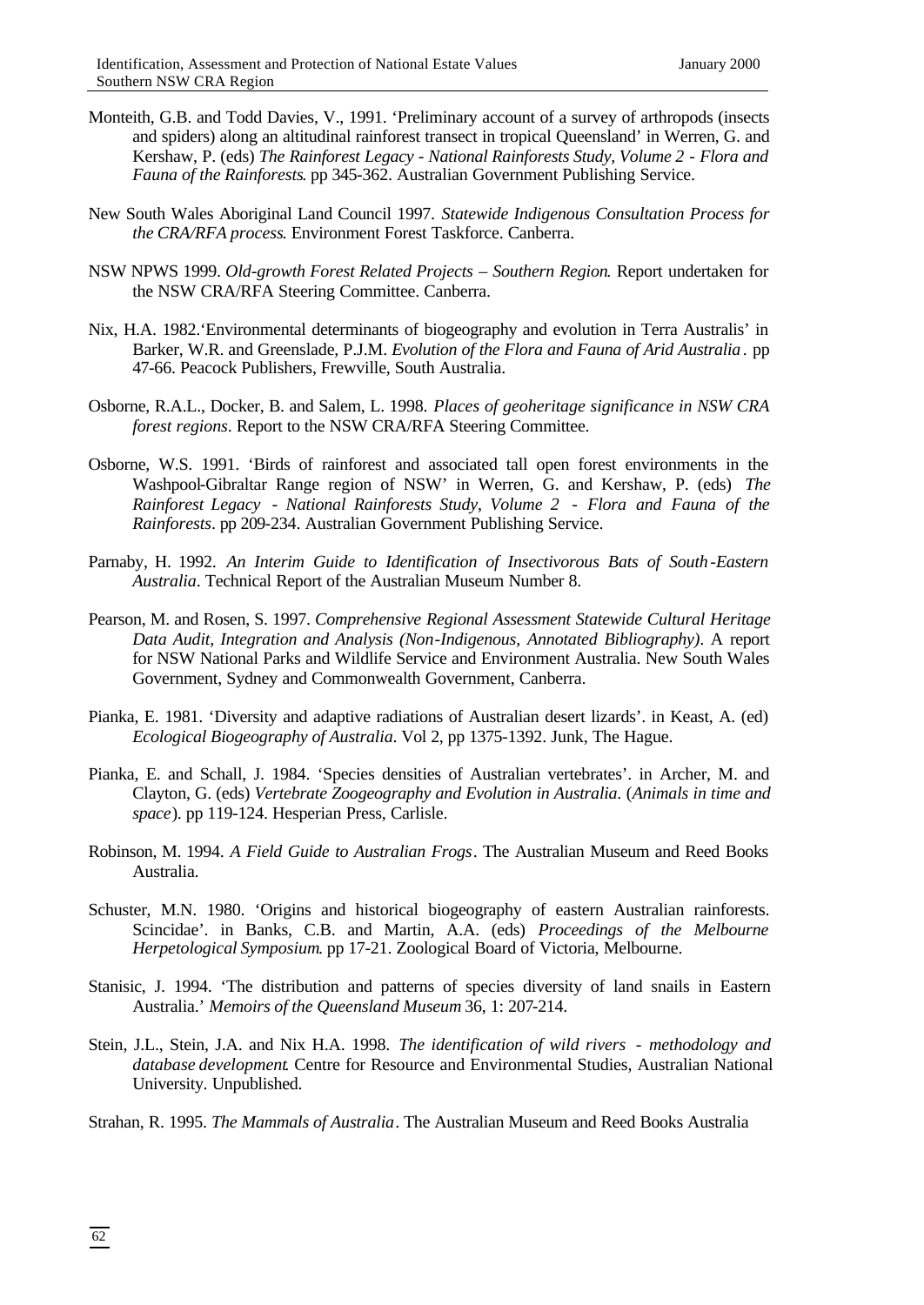Monteith, G.B. and Todd Davies, V., 1991. 'Preliminary account of a survey of arthropods (insects and spiders) along an altitudinal rainforest transect in tropical Queensland' in Werren, G. and Kershaw, P. (eds) *The Rainforest Legacy - National Rainforests Study, Volume 2 - Flora and Fauna of the Rainforests*. pp 345-362. Australian Government Publishing Service.

New South Wales Aboriginal Land Council 1997. *Statewide Indigenous Consultation Process for the CRA/RFA process*. Environment Forest Taskforce. Canberra.

NSW NPWS 1999. *Old-growth Forest Related Projects – Southern Region*. Report undertaken for the NSW CRA/RFA Steering Committee. Canberra.

Nix, H.A. 1982.'Environmental determinants of biogeography and evolution in Terra Australis' in Barker, W.R. and Greenslade, P.J.M. *Evolution of the Flora and Fauna of Arid Australia*. pp 47-66. Peacock Publishers, Frewville, South Australia.

Osborne, R.A.L., Docker, B. and Salem, L. 1998. *Places of geoheritage significance in NSW CRA forest regions*. Report to the NSW CRA/RFA Steering Committee.

Osborne, W.S. 1991. 'Birds of rainforest and associated tall open forest environments in the Washpool-Gibraltar Range region of NSW' in Werren, G. and Kershaw, P. (eds) *The Rainforest Legacy - National Rainforests Study, Volume 2 - Flora and Fauna of the Rainforests*. pp 209-234. Australian Government Publishing Service.

Parnaby, H. 1992. *An Interim Guide to Identification of Insectivorous Bats of South-Eastern Australia*. Technical Report of the Australian Museum Number 8.

Pearson, M. and Rosen, S. 1997. *Comprehensive Regional Assessment Statewide Cultural Heritage Data Audit, Integration and Analysis (Non-Indigenous, Annotated Bibliography)*. A report for NSW National Parks and Wildlife Service and Environment Australia. New South Wales Government, Sydney and Commonwealth Government, Canberra.

Pianka, E. 1981. 'Diversity and adaptive radiations of Australian desert lizards'. in Keast, A. (ed) *Ecological Biogeography of Australia*. Vol 2, pp 1375-1392. Junk, The Hague.

Pianka, E. and Schall, J. 1984. 'Species densities of Australian vertebrates'. in Archer, M. and Clayton, G. (eds) *Vertebrate Zoogeography and Evolution in Australia*. (*Animals in time and space*). pp 119-124. Hesperian Press, Carlisle.

Robinson, M. 1994. *A Field Guide to Australian Frogs*. The Australian Museum and Reed Books Australia.

Schuster, M.N. 1980. 'Origins and historical biogeography of eastern Australian rainforests. Scincidae'. in Banks, C.B. and Martin, A.A. (eds) *Proceedings of the Melbourne Herpetological Symposium*. pp 17-21. Zoological Board of Victoria, Melbourne.

Stanisic, J. 1994. 'The distribution and patterns of species diversity of land snails in Eastern Australia.' *Memoirs of the Queensland Museum* 36, 1: 207-214.

Stein, J.L., Stein, J.A. and Nix H.A. 1998. *The identification of wild rivers - methodology and database development*. Centre for Resource and Environmental Studies, Australian National University. Unpublished.

Strahan, R. 1995. *The Mammals of Australia*. The Australian Museum and Reed Books Australia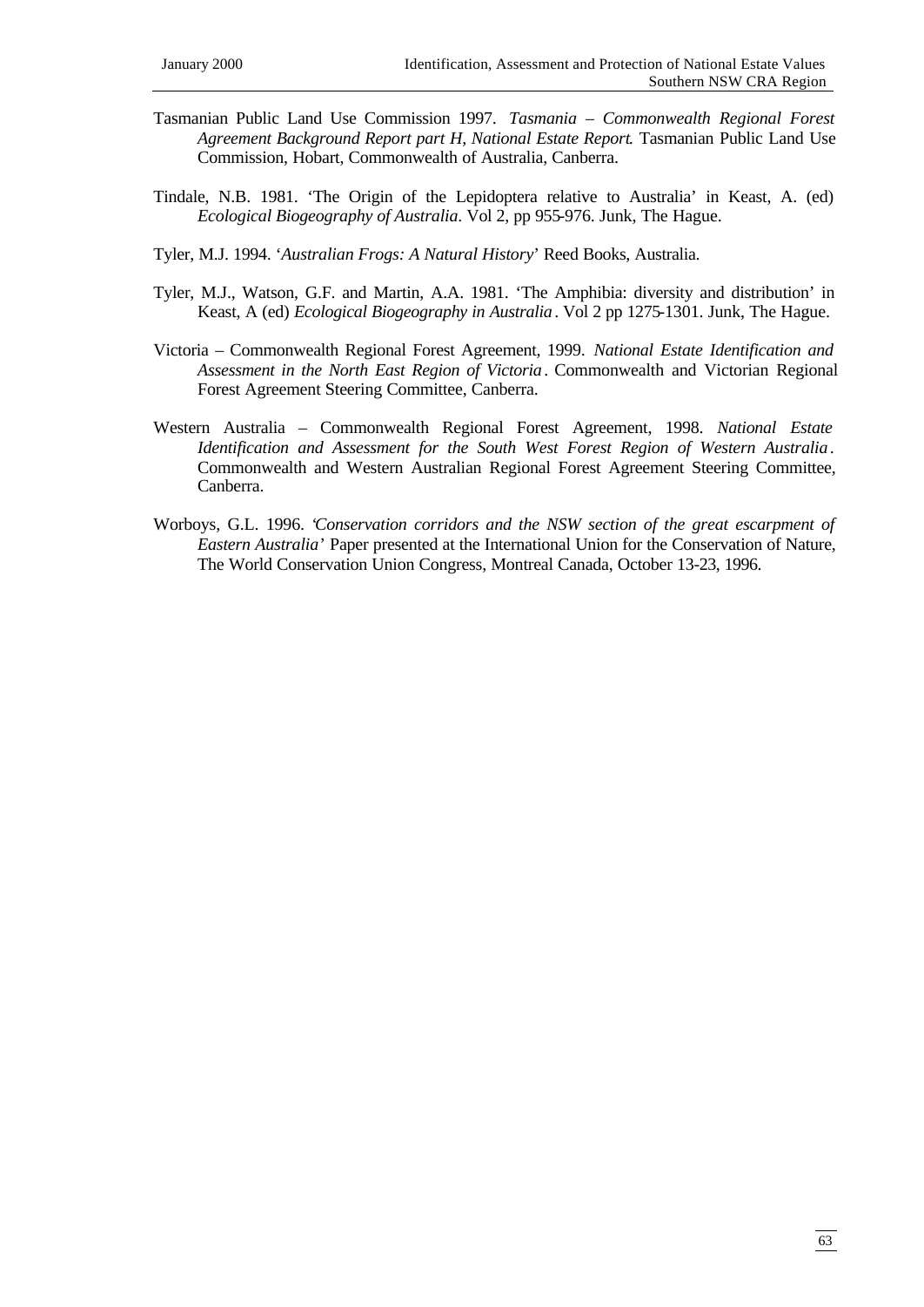Tasmanian Public Land Use Commission 1997. *Tasmania – Commonwealth Regional Forest Agreement Background Report part H, National Estate Report*. Tasmanian Public Land Use Commission, Hobart, Commonwealth of Australia, Canberra.

Tindale, N.B. 1981. 'The Origin of the Lepidoptera relative to Australia' in Keast, A. (ed) *Ecological Biogeography of Australia*. Vol 2, pp 955-976. Junk, The Hague.

Tyler, M.J. 1994. '*Australian Frogs: A Natural History*' Reed Books, Australia.

Tyler, M.J., Watson, G.F. and Martin, A.A. 1981. 'The Amphibia: diversity and distribution' in Keast, A (ed) *Ecological Biogeography in Australia*. Vol 2 pp 1275-1301. Junk, The Hague.

Victoria – Commonwealth Regional Forest Agreement, 1999. *National Estate Identification and Assessment in the North East Region of Victoria*. Commonwealth and Victorian Regional Forest Agreement Steering Committee, Canberra.

Western Australia – Commonwealth Regional Forest Agreement, 1998. *National Estate Identification and Assessment for the South West Forest Region of Western Australia*. Commonwealth and Western Australian Regional Forest Agreement Steering Committee, Canberra.

Worboys, G.L. 1996. '*Conservation corridors and the NSW section of the great escarpment of Eastern Australia*' Paper presented at the International Union for the Conservation of Nature, The World Conservation Union Congress, Montreal Canada, October 13-23, 1996.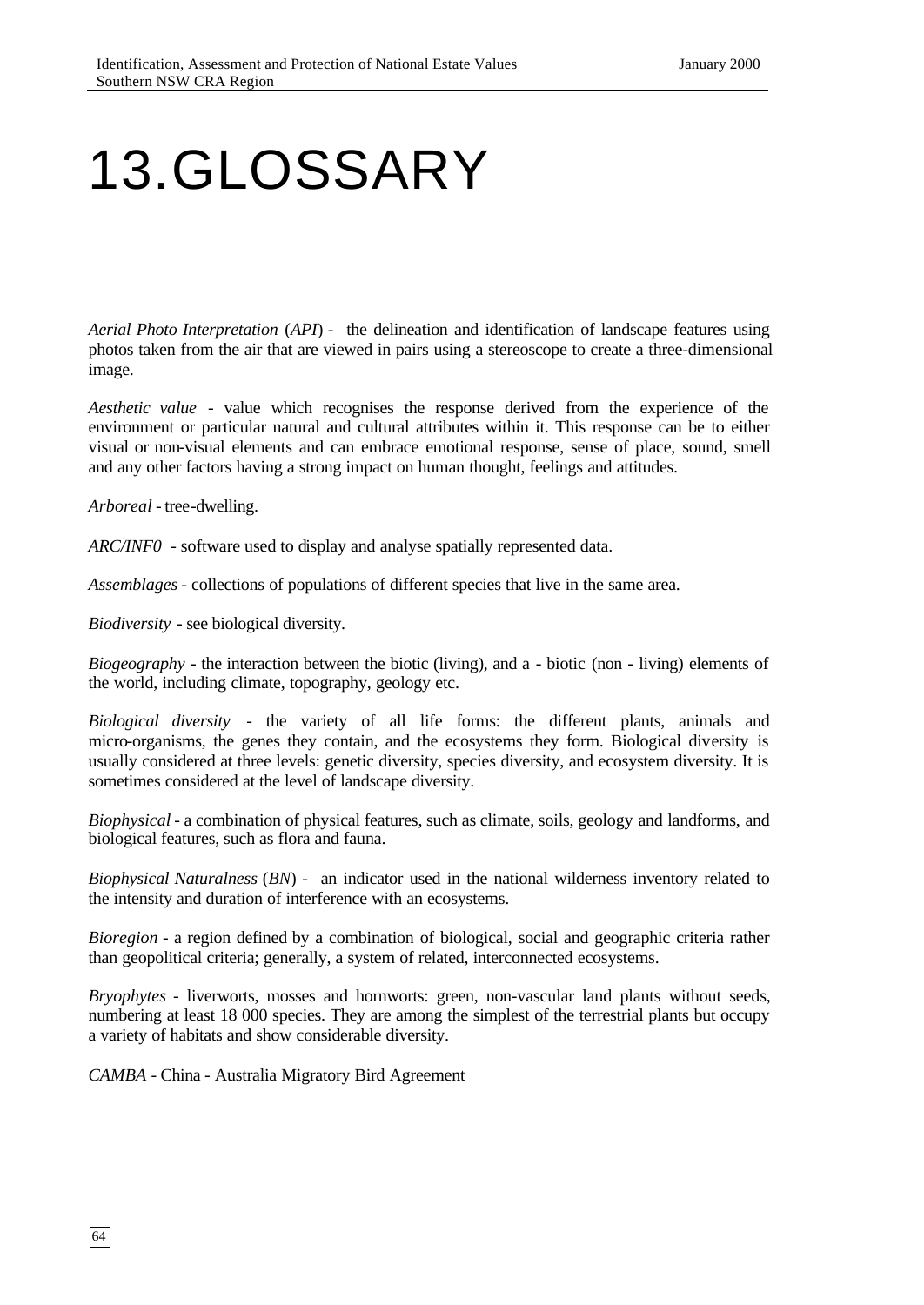# 13. GLOSSARY

*Aerial Photo Interpretation* (*API*) - the delineation and identification of landscape features using photos taken from the air that are viewed in pairs using a stereoscope to create a three-dimensional image.

*Aesthetic value* - value which recognises the response derived from the experience of the environment or particular natural and cultural attributes within it. This response can be to either visual or non-visual elements and can embrace emotional response, sense of place, sound, smell and any other factors having a strong impact on human thought, feelings and attitudes.

*Arboreal* - tree-dwelling.

*ARC/INF0* - software used to display and analyse spatially represented data.

*Assemblages* - collections of populations of different species that live in the same area.

*Biodiversity* - see biological diversity.

*Biogeography* - the interaction between the biotic (living), and a - biotic (non - living) elements of the world, including climate, topography, geology etc.

*Biological diversity* - the variety of all life forms: the different plants, animals and micro-organisms, the genes they contain, and the ecosystems they form. Biological diversity is usually considered at three levels: genetic diversity, species diversity, and ecosystem diversity. It is sometimes considered at the level of landscape diversity.

*Biophysical* - a combination of physical features, such as climate, soils, geology and landforms, and biological features, such as flora and fauna.

*Biophysical Naturalness* (*BN*) - an indicator used in the national wilderness inventory related to the intensity and duration of interference with an ecosystems.

*Bioregion* - a region defined by a combination of biological, social and geographic criteria rather than geopolitical criteria; generally, a system of related, interconnected ecosystems.

*Bryophytes* - liverworts, mosses and hornworts: green, non-vascular land plants without seeds, numbering at least 18 000 species. They are among the simplest of the terrestrial plants but occupy a variety of habitats and show considerable diversity.

*CAMBA* - China - Australia Migratory Bird Agreement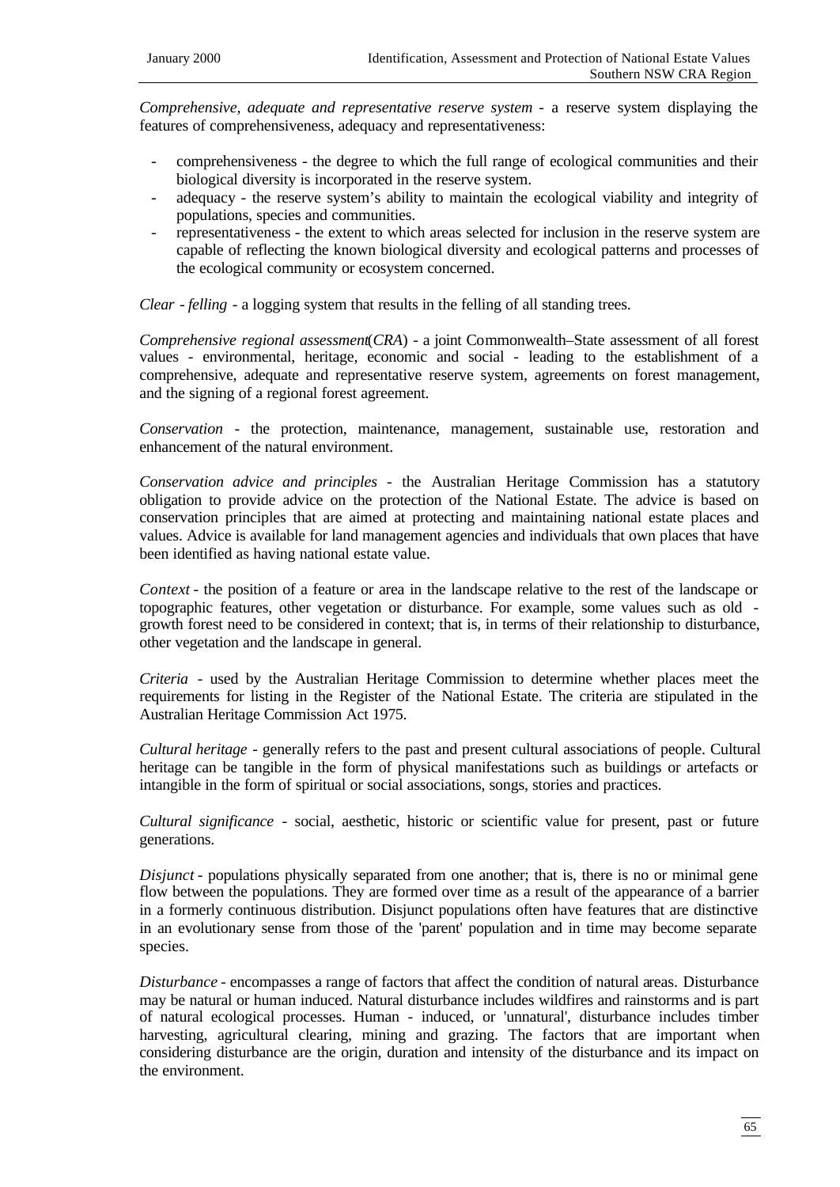*Comprehensive, adequate and representative reserve system* - a reserve system displaying the features of comprehensiveness, adequacy and representativeness:

- comprehensiveness - the degree to which the full range of ecological communities and their biological diversity is incorporated in the reserve system.
- adequacy - the reserve system's ability to maintain the ecological viability and integrity of populations, species and communities.
- representativeness - the extent to which areas selected for inclusion in the reserve system are capable of reflecting the known biological diversity and ecological patterns and processes of the ecological community or ecosystem concerned.

*Clear - felling* - a logging system that results in the felling of all standing trees.

*Comprehensive regional assessment*(*CRA*) - a joint Commonwealth–State assessment of all forest values - environmental, heritage, economic and social - leading to the establishment of a comprehensive, adequate and representative reserve system, agreements on forest management, and the signing of a regional forest agreement.

*Conservation* - the protection, maintenance, management, sustainable use, restoration and enhancement of the natural environment.

*Conservation advice and principles* - the Australian Heritage Commission has a statutory obligation to provide advice on the protection of the National Estate. The advice is based on conservation principles that are aimed at protecting and maintaining national estate places and values. Advice is available for land management agencies and individuals that own places that have been identified as having national estate value.

*Context* - the position of a feature or area in the landscape relative to the rest of the landscape or topographic features, other vegetation or disturbance. For example, some values such as old - growth forest need to be considered in context; that is, in terms of their relationship to disturbance, other vegetation and the landscape in general.

*Criteria* - used by the Australian Heritage Commission to determine whether places meet the requirements for listing in the Register of the National Estate. The criteria are stipulated in the Australian Heritage Commission Act 1975.

*Cultural heritage* - generally refers to the past and present cultural associations of people. Cultural heritage can be tangible in the form of physical manifestations such as buildings or artefacts or intangible in the form of spiritual or social associations, songs, stories and practices.

*Cultural significance* - social, aesthetic, historic or scientific value for present, past or future generations.

*Disjunct* - populations physically separated from one another; that is, there is no or minimal gene flow between the populations. They are formed over time as a result of the appearance of a barrier in a formerly continuous distribution. Disjunct populations often have features that are distinctive in an evolutionary sense from those of the 'parent' population and in time may become separate species.

*Disturbance* - encompasses a range of factors that affect the condition of natural areas. Disturbance may be natural or human induced. Natural disturbance includes wildfires and rainstorms and is part of natural ecological processes. Human - induced, or 'unnatural', disturbance includes timber harvesting, agricultural clearing, mining and grazing. The factors that are important when considering disturbance are the origin, duration and intensity of the disturbance and its impact on the environment.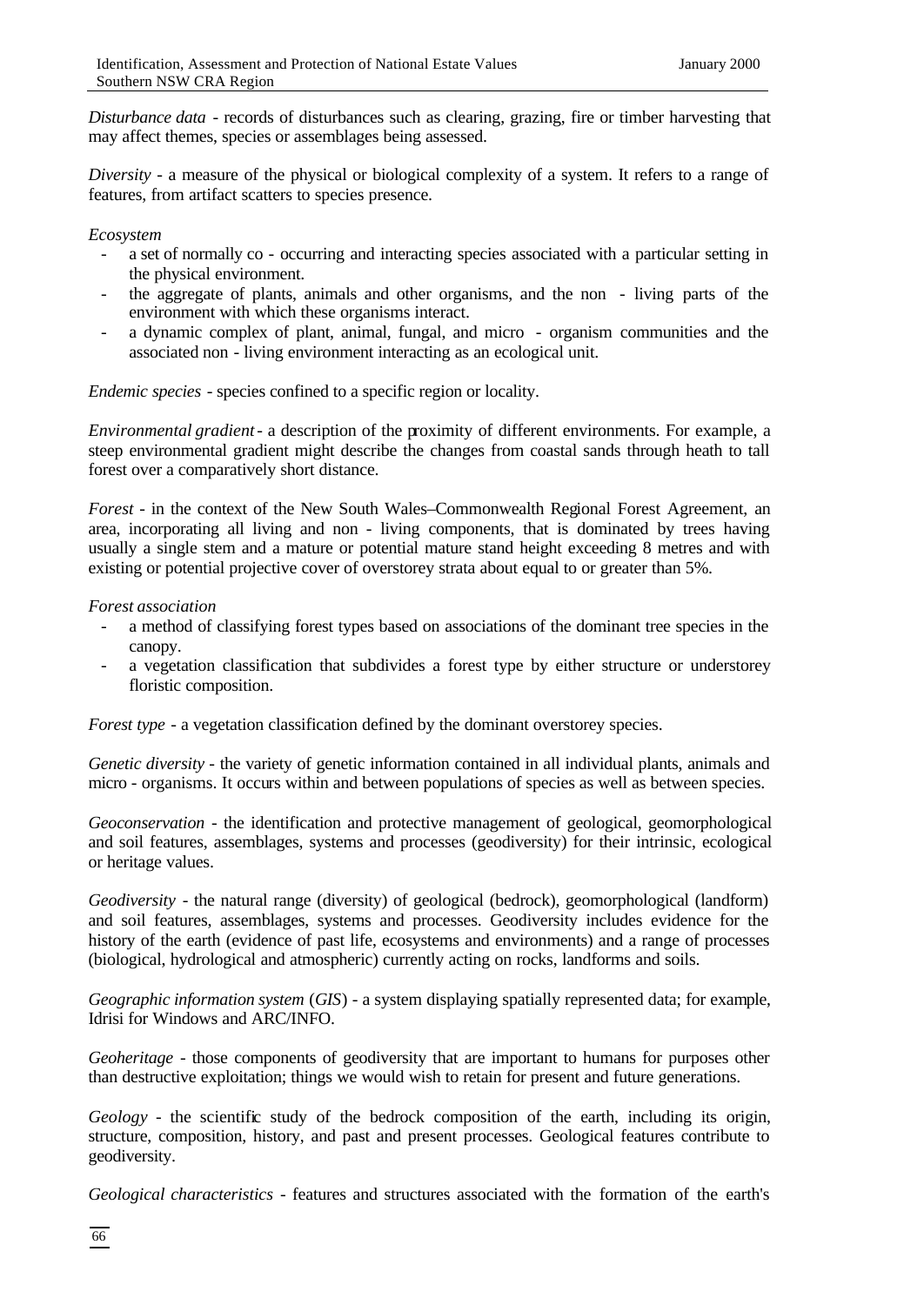*Disturbance data* - records of disturbances such as clearing, grazing, fire or timber harvesting that may affect themes, species or assemblages being assessed.

*Diversity* - a measure of the physical or biological complexity of a system. It refers to a range of features, from artifact scatters to species presence.

*Ecosystem*

- a set of normally co - occurring and interacting species associated with a particular setting in the physical environment.
- the aggregate of plants, animals and other organisms, and the non - living parts of the environment with which these organisms interact.
- a dynamic complex of plant, animal, fungal, and micro - organism communities and the associated non - living environment interacting as an ecological unit.

*Endemic species* - species confined to a specific region or locality.

*Environmental gradient* - a description of the proximity of different environments. For example, a steep environmental gradient might describe the changes from coastal sands through heath to tall forest over a comparatively short distance.

*Forest* - in the context of the New South Wales–Commonwealth Regional Forest Agreement, an area, incorporating all living and non - living components, that is dominated by trees having usually a single stem and a mature or potential mature stand height exceeding 8 metres and with existing or potential projective cover of overstorey strata about equal to or greater than 5%.

*Forest association*

- a method of classifying forest types based on associations of the dominant tree species in the canopy.
- a vegetation classification that subdivides a forest type by either structure or understorey floristic composition.

*Forest type* - a vegetation classification defined by the dominant overstorey species.

*Genetic diversity* - the variety of genetic information contained in all individual plants, animals and micro - organisms. It occurs within and between populations of species as well as between species.

*Geoconservation* - the identification and protective management of geological, geomorphological and soil features, assemblages, systems and processes (geodiversity) for their intrinsic, ecological or heritage values.

*Geodiversity* - the natural range (diversity) of geological (bedrock), geomorphological (landform) and soil features, assemblages, systems and processes. Geodiversity includes evidence for the history of the earth (evidence of past life, ecosystems and environments) and a range of processes (biological, hydrological and atmospheric) currently acting on rocks, landforms and soils.

*Geographic information system* (*GIS*) - a system displaying spatially represented data; for example, Idrisi for Windows and ARC/INFO.

*Geoheritage* - those components of geodiversity that are important to humans for purposes other than destructive exploitation; things we would wish to retain for present and future generations.

*Geology* - the scientific study of the bedrock composition of the earth, including its origin, structure, composition, history, and past and present processes. Geological features contribute to geodiversity.

*Geological characteristics* - features and structures associated with the formation of the earth's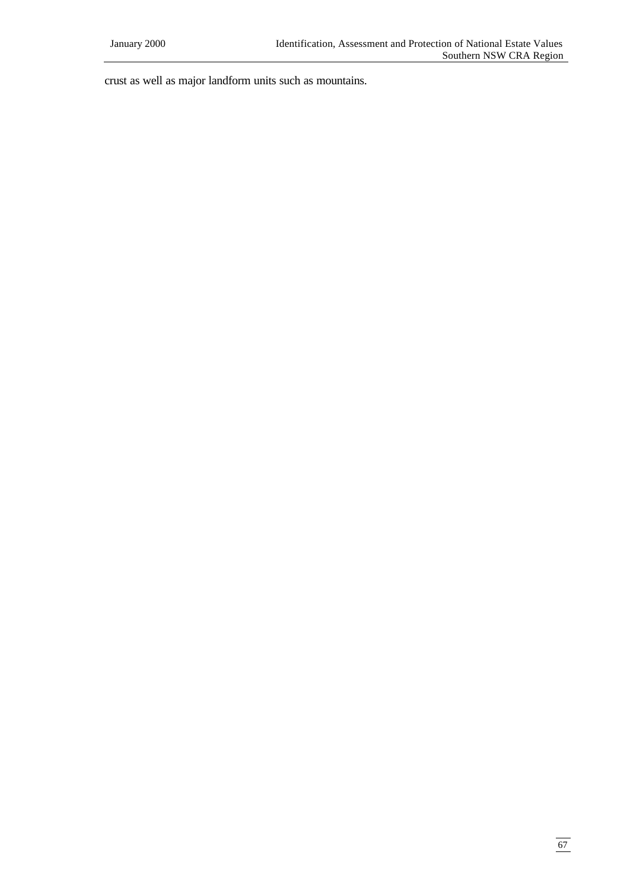crust as well as major landform units such as mountains.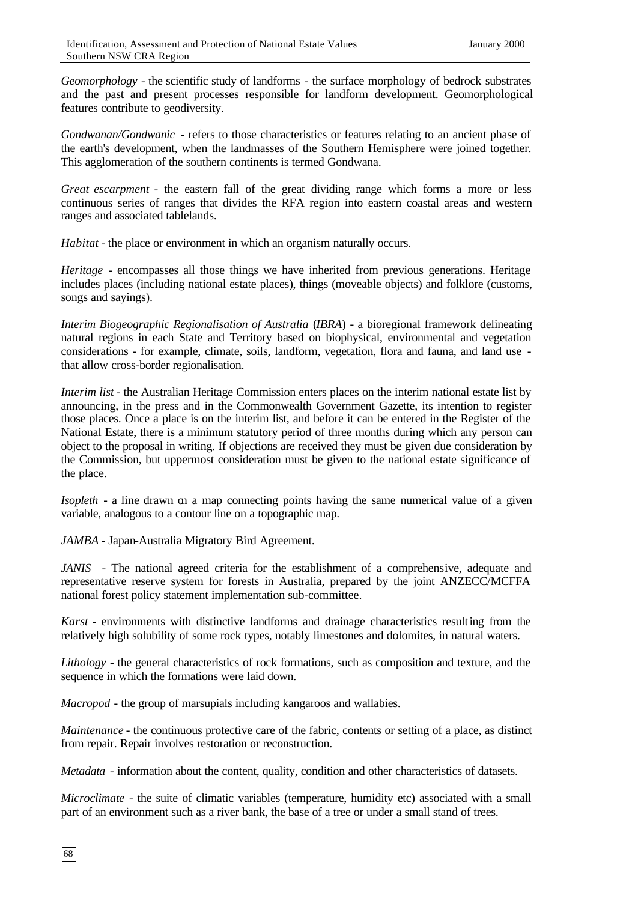*Geomorphology* - the scientific study of landforms - the surface morphology of bedrock substrates and the past and present processes responsible for landform development. Geomorphological features contribute to geodiversity.

*Gondwanan/Gondwanic* - refers to those characteristics or features relating to an ancient phase of the earth's development, when the landmasses of the Southern Hemisphere were joined together. This agglomeration of the southern continents is termed Gondwana.

*Great escarpment* - the eastern fall of the great dividing range which forms a more or less continuous series of ranges that divides the RFA region into eastern coastal areas and western ranges and associated tablelands.

*Habitat* - the place or environment in which an organism naturally occurs.

*Heritage* - encompasses all those things we have inherited from previous generations. Heritage includes places (including national estate places), things (moveable objects) and folklore (customs, songs and sayings).

*Interim Biogeographic Regionalisation of Australia* (*IBRA*) - a bioregional framework delineating natural regions in each State and Territory based on biophysical, environmental and vegetation considerations - for example, climate, soils, landform, vegetation, flora and fauna, and land use - that allow cross-border regionalisation.

*Interim list* - the Australian Heritage Commission enters places on the interim national estate list by announcing, in the press and in the Commonwealth Government Gazette, its intention to register those places. Once a place is on the interim list, and before it can be entered in the Register of the National Estate, there is a minimum statutory period of three months during which any person can object to the proposal in writing. If objections are received they must be given due consideration by the Commission, but uppermost consideration must be given to the national estate significance of the place.

*Isopleth* - a line drawn on a map connecting points having the same numerical value of a given variable, analogous to a contour line on a topographic map.

*JAMBA* - Japan-Australia Migratory Bird Agreement.

*JANIS* - The national agreed criteria for the establishment of a comprehensive, adequate and representative reserve system for forests in Australia, prepared by the joint ANZECC/MCFFA national forest policy statement implementation sub-committee.

*Karst* - environments with distinctive landforms and drainage characteristics resulting from the relatively high solubility of some rock types, notably limestones and dolomites, in natural waters.

*Lithology* - the general characteristics of rock formations, such as composition and texture, and the sequence in which the formations were laid down.

*Macropod* - the group of marsupials including kangaroos and wallabies.

*Maintenance* - the continuous protective care of the fabric, contents or setting of a place, as distinct from repair. Repair involves restoration or reconstruction.

*Metadata* - information about the content, quality, condition and other characteristics of datasets.

*Microclimate* - the suite of climatic variables (temperature, humidity etc) associated with a small part of an environment such as a river bank, the base of a tree or under a small stand of trees.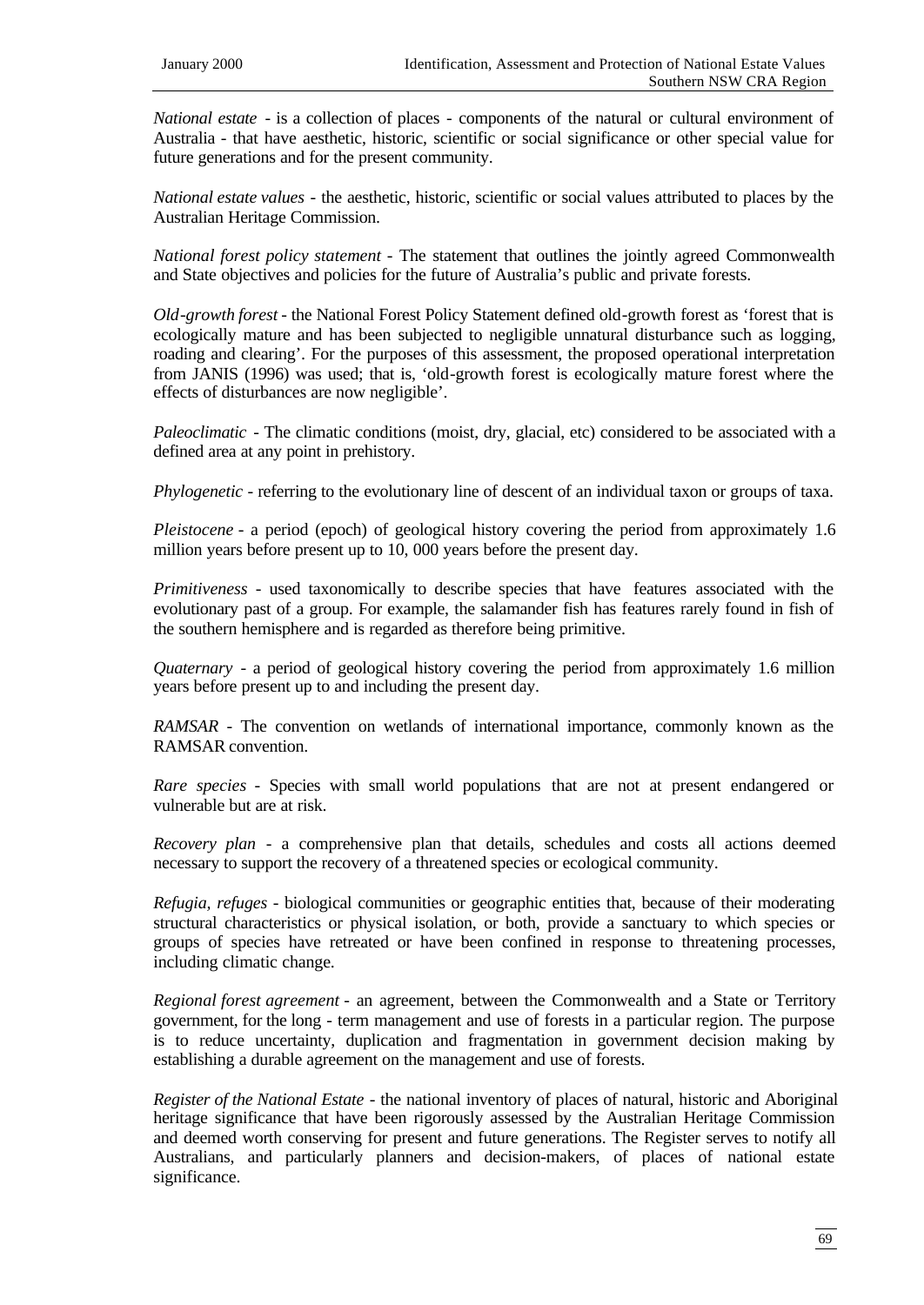*National estate* - is a collection of places - components of the natural or cultural environment of Australia - that have aesthetic, historic, scientific or social significance or other special value for future generations and for the present community.

*National estate values* - the aesthetic, historic, scientific or social values attributed to places by the Australian Heritage Commission.

*National forest policy statement* - The statement that outlines the jointly agreed Commonwealth and State objectives and policies for the future of Australia's public and private forests.

*Old-growth forest* - the National Forest Policy Statement defined old-growth forest as 'forest that is ecologically mature and has been subjected to negligible unnatural disturbance such as logging, roading and clearing'. For the purposes of this assessment, the proposed operational interpretation from JANIS (1996) was used; that is, 'old-growth forest is ecologically mature forest where the effects of disturbances are now negligible'.

*Paleoclimatic* - The climatic conditions (moist, dry, glacial, etc) considered to be associated with a defined area at any point in prehistory.

*Phylogenetic* - referring to the evolutionary line of descent of an individual taxon or groups of taxa.

*Pleistocene* - a period (epoch) of geological history covering the period from approximately 1.6 million years before present up to 10, 000 years before the present day.

*Primitiveness* - used taxonomically to describe species that have features associated with the evolutionary past of a group. For example, the salamander fish has features rarely found in fish of the southern hemisphere and is regarded as therefore being primitive.

*Quaternary* - a period of geological history covering the period from approximately 1.6 million years before present up to and including the present day.

*RAMSAR* - The convention on wetlands of international importance, commonly known as the RAMSAR convention.

*Rare species* - Species with small world populations that are not at present endangered or vulnerable but are at risk.

*Recovery plan* - a comprehensive plan that details, schedules and costs all actions deemed necessary to support the recovery of a threatened species or ecological community.

*Refugia, refuges* - biological communities or geographic entities that, because of their moderating structural characteristics or physical isolation, or both, provide a sanctuary to which species or groups of species have retreated or have been confined in response to threatening processes, including climatic change.

*Regional forest agreement* - an agreement, between the Commonwealth and a State or Territory government, for the long - term management and use of forests in a particular region. The purpose is to reduce uncertainty, duplication and fragmentation in government decision making by establishing a durable agreement on the management and use of forests.

*Register of the National Estate* - the national inventory of places of natural, historic and Aboriginal heritage significance that have been rigorously assessed by the Australian Heritage Commission and deemed worth conserving for present and future generations. The Register serves to notify all Australians, and particularly planners and decision-makers, of places of national estate significance.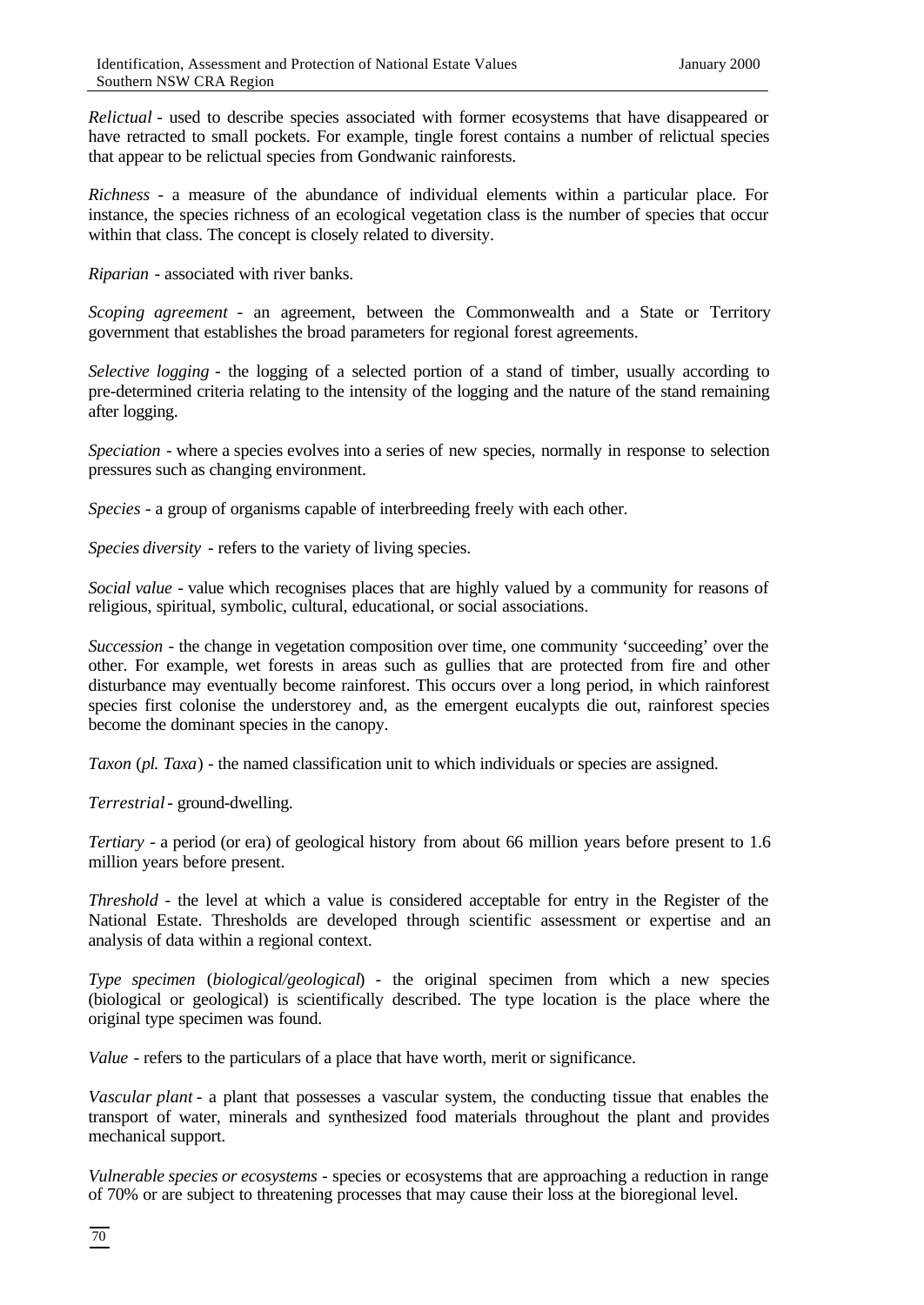*Relictual* - used to describe species associated with former ecosystems that have disappeared or have retracted to small pockets. For example, tingle forest contains a number of relictual species that appear to be relictual species from Gondwanic rainforests.

*Richness* - a measure of the abundance of individual elements within a particular place. For instance, the species richness of an ecological vegetation class is the number of species that occur within that class. The concept is closely related to diversity.

*Riparian* - associated with river banks.

*Scoping agreement* - an agreement, between the Commonwealth and a State or Territory government that establishes the broad parameters for regional forest agreements.

*Selective logging* - the logging of a selected portion of a stand of timber, usually according to pre-determined criteria relating to the intensity of the logging and the nature of the stand remaining after logging.

*Speciation* - where a species evolves into a series of new species, normally in response to selection pressures such as changing environment.

*Species* - a group of organisms capable of interbreeding freely with each other.

*Species diversity* - refers to the variety of living species.

*Social value* - value which recognises places that are highly valued by a community for reasons of religious, spiritual, symbolic, cultural, educational, or social associations.

*Succession* - the change in vegetation composition over time, one community 'succeeding' over the other. For example, wet forests in areas such as gullies that are protected from fire and other disturbance may eventually become rainforest. This occurs over a long period, in which rainforest species first colonise the understorey and, as the emergent eucalypts die out, rainforest species become the dominant species in the canopy.

*Taxon* (*pl. Taxa*) - the named classification unit to which individuals or species are assigned.

*Terrestrial* - ground-dwelling.

*Tertiary* - a period (or era) of geological history from about 66 million years before present to 1.6 million years before present.

*Threshold* - the level at which a value is considered acceptable for entry in the Register of the National Estate. Thresholds are developed through scientific assessment or expertise and an analysis of data within a regional context.

*Type specimen* (*biological/geological*) - the original specimen from which a new species (biological or geological) is scientifically described. The type location is the place where the original type specimen was found.

*Value* - refers to the particulars of a place that have worth, merit or significance.

*Vascular plant* - a plant that possesses a vascular system, the conducting tissue that enables the transport of water, minerals and synthesized food materials throughout the plant and provides mechanical support.

*Vulnerable species or ecosystems* - species or ecosystems that are approaching a reduction in range of 70% or are subject to threatening processes that may cause their loss at the bioregional level.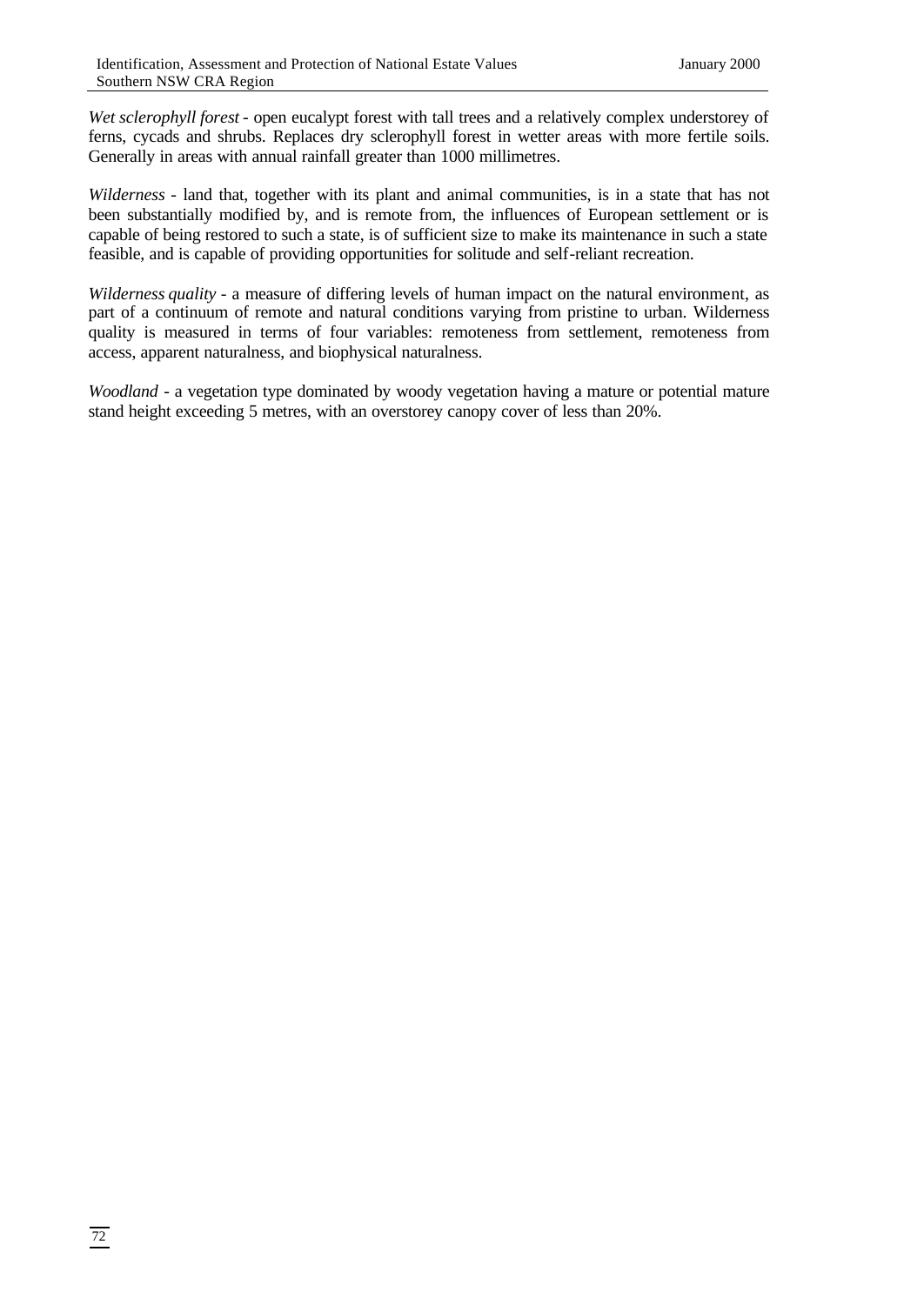*Wet sclerophyll forest* - open eucalypt forest with tall trees and a relatively complex understorey of ferns, cycads and shrubs. Replaces dry sclerophyll forest in wetter areas with more fertile soils. Generally in areas with annual rainfall greater than 1000 millimetres.

*Wilderness* - land that, together with its plant and animal communities, is in a state that has not been substantially modified by, and is remote from, the influences of European settlement or is capable of being restored to such a state, is of sufficient size to make its maintenance in such a state feasible, and is capable of providing opportunities for solitude and self-reliant recreation.

*Wilderness quality* - a measure of differing levels of human impact on the natural environment, as part of a continuum of remote and natural conditions varying from pristine to urban. Wilderness quality is measured in terms of four variables: remoteness from settlement, remoteness from access, apparent naturalness, and biophysical naturalness.

*Woodland* - a vegetation type dominated by woody vegetation having a mature or potential mature stand height exceeding 5 metres, with an overstorey canopy cover of less than 20%.